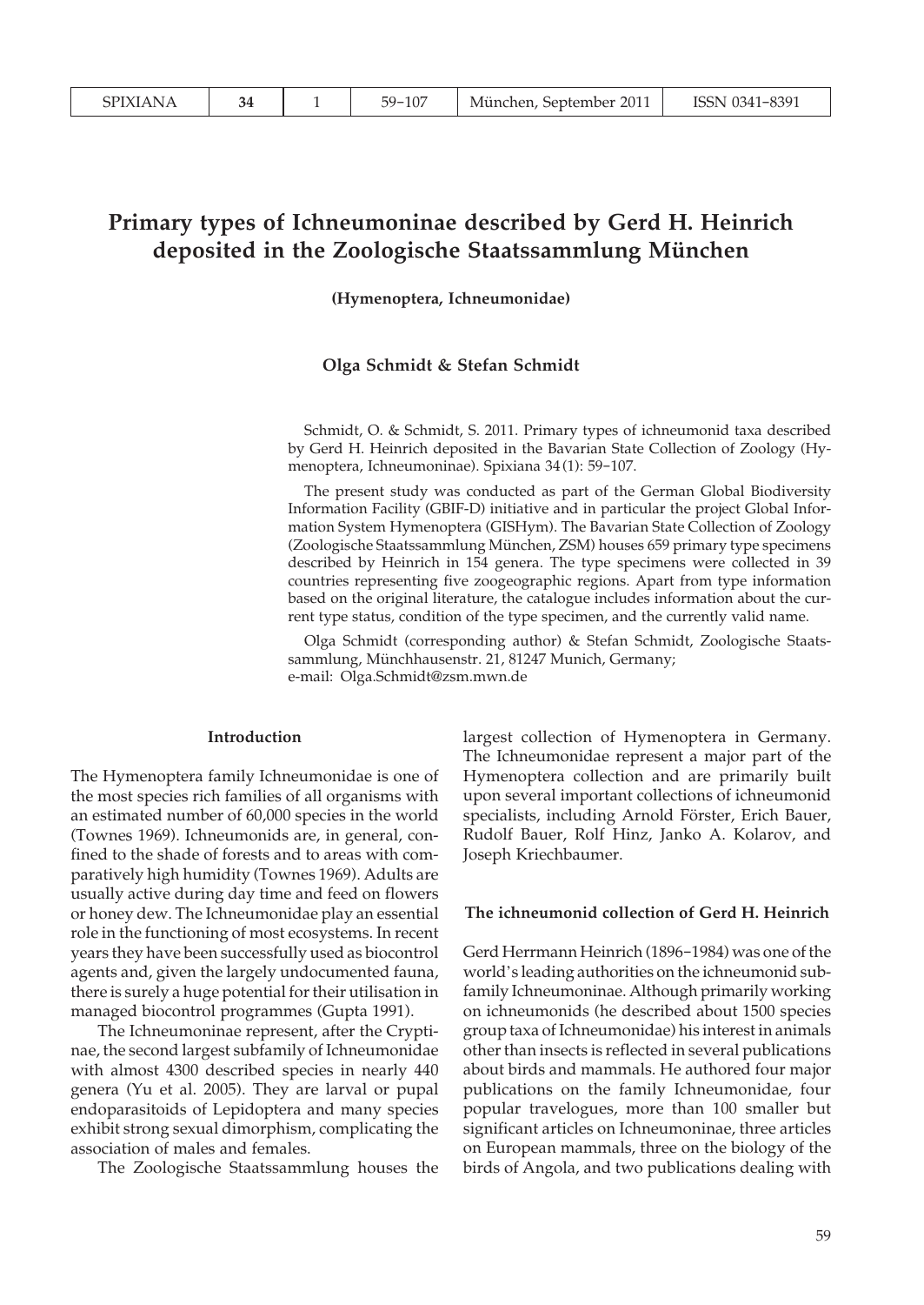# Primary types of Ichneumoninae described by Gerd H. Heinrich deposited in the Zoologische Staatssammlung München

**(Hymenoptera, Ichneumonidae)**

**Olga Schmidt & Stefan Schmidt**

Schmidt, O. & Schmidt, S. 2011. Primary types of ichneumonid taxa described by Gerd H. Heinrich deposited in the Bavarian State Collection of Zoology (Hymenoptera, Ichneumoninae). Spixiana 34 (1): 59–107.

The present study was conducted as part of the German Global Biodiversity Information Facility (GBIF-D) initiative and in particular the project Global Information System Hymenoptera (GISHym). The Bavarian State Collection of Zoology (Zoologische Staatssammlung München, ZSM) houses 659 primary type specimens described by Heinrich in 154 genera. The type specimens were collected in 39 countries representing five zoogeographic regions. Apart from type information based on the original literature, the catalogue includes information about the current type status, condition of the type specimen, and the currently valid name.

Olga Schmidt (corresponding author) & Stefan Schmidt, Zoologische Staatssammlung, Münchhausenstr. 21, 81247 Munich, Germany;
e-mail: Olga.Schmidt@zsm.mwn.de

## Introduction

The Hymenoptera family Ichneumonidae is one of the most species rich families of all organisms with an estimated number of 60,000 species in the world (Townes 1969). Ichneumonids are, in general, confined to the shade of forests and to areas with comparatively high humidity (Townes 1969). Adults are usually active during day time and feed on flowers or honey dew. The Ichneumonidae play an essential role in the functioning of most ecosystems. In recent years they have been successfully used as biocontrol agents and, given the largely undocumented fauna, there is surely a huge potential for their utilisation in managed biocontrol programmes (Gupta 1991).

The Ichneumoninae represent, after the Cryptinae, the second largest subfamily of Ichneumonidae with almost 4300 described species in nearly 440 genera (Yu et al. 2005). They are larval or pupal endoparasitoids of Lepidoptera and many species exhibit strong sexual dimorphism, complicating the association of males and females.

The Zoologische Staatssammlung houses the largest collection of Hymenoptera in Germany. The Ichneumonidae represent a major part of the Hymenoptera collection and are primarily built upon several important collections of ichneumonid specialists, including Arnold Förster, Erich Bauer, Rudolf Bauer, Rolf Hinz, Janko A. Kolarov, and Joseph Kriechbaumer.

## The ichneumonid collection of Gerd H. Heinrich

Gerd Herrmann Heinrich (1896–1984) was one of the world's leading authorities on the ichneumonid subfamily Ichneumoninae. Although primarily working on ichneumonids (he described about 1500 species group taxa of Ichneumonidae) his interest in animals other than insects is reflected in several publications about birds and mammals. He authored four major publications on the family Ichneumonidae, four popular travelogues, more than 100 smaller but significant articles on Ichneumoninae, three articles on European mammals, three on the biology of the birds of Angola, and two publications dealing with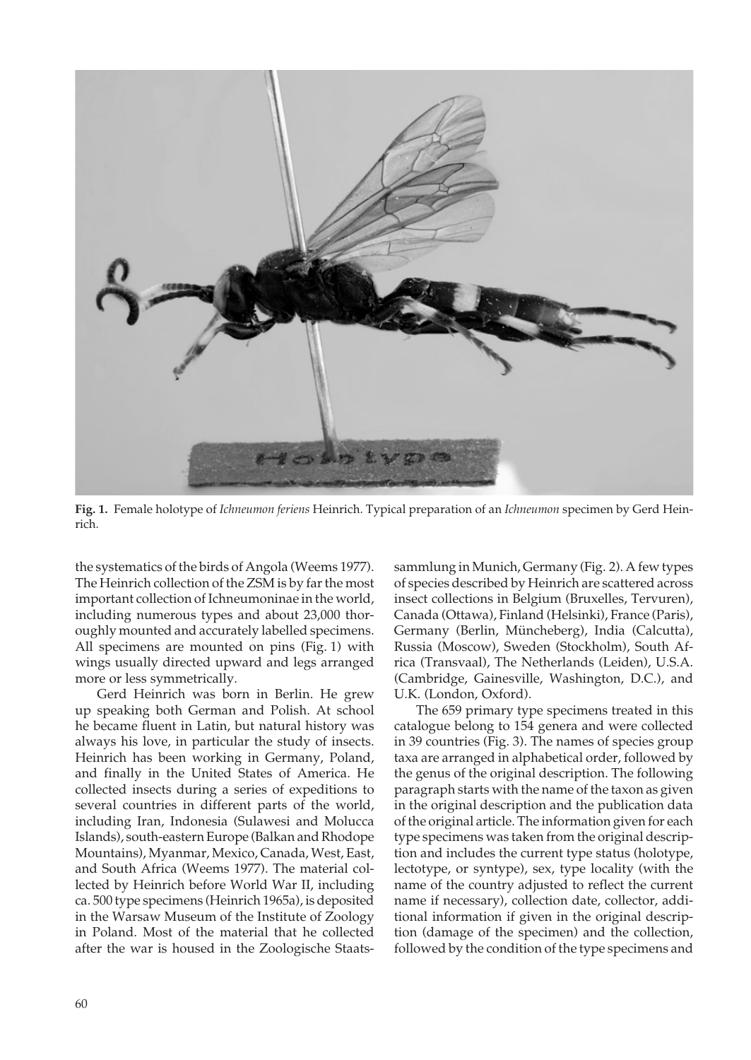**Fig. 1.** Female holotype of *Ichneumon feriens* Heinrich. Typical preparation of an *Ichneumon* specimen by Gerd Heinrich.

the systematics of the birds of Angola (Weems 1977). The Heinrich collection of the ZSM is by far the most important collection of Ichneumoninae in the world, including numerous types and about 23,000 thoroughly mounted and accurately labelled specimens. All specimens are mounted on pins (Fig. 1) with wings usually directed upward and legs arranged more or less symmetrically.

Gerd Heinrich was born in Berlin. He grew up speaking both German and Polish. At school he became fluent in Latin, but natural history was always his love, in particular the study of insects. Heinrich has been working in Germany, Poland, and finally in the United States of America. He collected insects during a series of expeditions to several countries in different parts of the world, including Iran, Indonesia (Sulawesi and Molucca Islands), south-eastern Europe (Balkan and Rhodope Mountains), Myanmar, Mexico, Canada, West, East, and South Africa (Weems 1977). The material collected by Heinrich before World War II, including ca. 500 type specimens (Heinrich 1965a), is deposited in the Warsaw Museum of the Institute of Zoology in Poland. Most of the material that he collected after the war is housed in the Zoologische Staatssammlung in Munich, Germany (Fig. 2). A few types of species described by Heinrich are scattered across insect collections in Belgium (Bruxelles, Tervuren), Canada (Ottawa), Finland (Helsinki), France (Paris), Germany (Berlin, Müncheberg), India (Calcutta), Russia (Moscow), Sweden (Stockholm), South Africa (Transvaal), The Netherlands (Leiden), U.S.A. (Cambridge, Gainesville, Washington, D.C.), and U.K. (London, Oxford).

The 659 primary type specimens treated in this catalogue belong to 154 genera and were collected in 39 countries (Fig. 3). The names of species group taxa are arranged in alphabetical order, followed by the genus of the original description. The following paragraph starts with the name of the taxon as given in the original description and the publication data of the original article. The information given for each type specimens was taken from the original description and includes the current type status (holotype, lectotype, or syntype), sex, type locality (with the name of the country adjusted to reflect the current name if necessary), collection date, collector, additional information if given in the original description (damage of the specimen) and the collection, followed by the condition of the type specimens and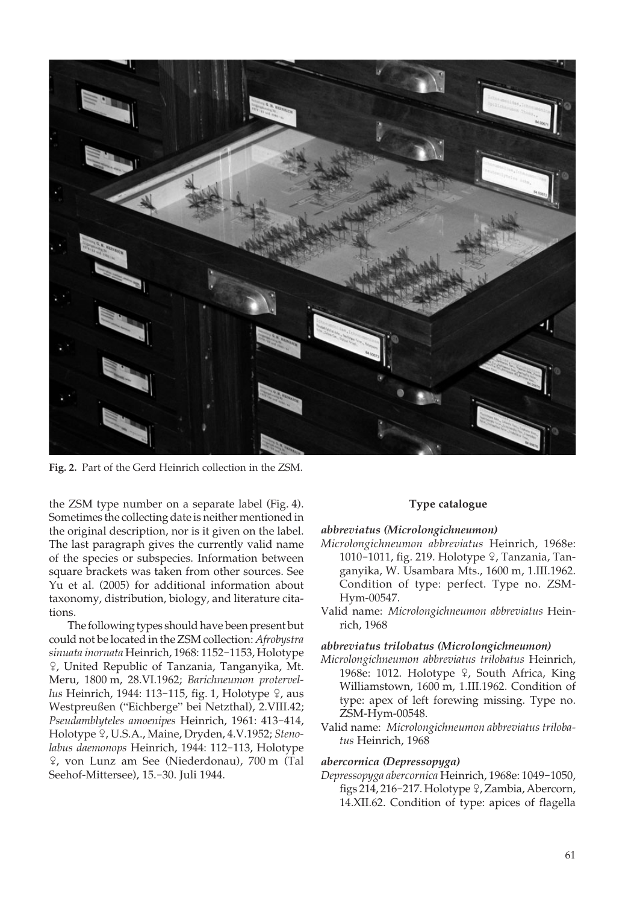Fig. 2. Part of the Gerd Heinrich collection in the ZSM.

the ZSM type number on a separate label (Fig. 4). Sometimes the collecting date is neither mentioned in the original description, nor is it given on the label. The last paragraph gives the currently valid name of the species or subspecies. Information between square brackets was taken from other sources. See Yu et al. (2005) for additional information about taxonomy, distribution, biology, and literature citations.

The following types should have been present but could not be located in the ZSM collection: *Afrobystra sinuata inornata* Heinrich, 1968: 1152–1153, Holotype ♀, United Republic of Tanzania, Tanganyika, Mt. Meru, 1800 m, 28.VI.1962; *Barichneumon protervellus* Heinrich, 1944: 113–115, fig. 1, Holotype ♀, aus Westpreußen ("Eichberge" bei Netzthal), 2.VIII.42; *Pseudamblyteles amoenipes* Heinrich, 1961: 413–414, Holotype ♀, U.S.A., Maine, Dryden, 4.V.1952; *Stenolabus daemonops* Heinrich, 1944: 112–113, Holotype ♀, von Lunz am See (Niederdonau), 700 m (Tal Seehof-Mittersee), 15.–30. Juli 1944.

## Type catalogue

***abbreviatus (Microlongichneumon)***

*Microlongichneumon abbreviatus* Heinrich, 1968e: 1010–1011, fig. 219. Holotype ♀, Tanzania, Tanganyika, W. Usambara Mts., 1600 m, 1.III.1962. Condition of type: perfect. Type no. ZSM-Hym-00547.

Valid name: *Microlongichneumon abbreviatus* Heinrich, 1968

***abbreviatus trilobatus (Microlongichneumon)***

*Microlongichneumon abbreviatus trilobatus* Heinrich, 1968e: 1012. Holotype ♀, South Africa, King Williamstown, 1600 m, 1.III.1962. Condition of type: apex of left forewing missing. Type no. ZSM-Hym-00548.

Valid name: *Microlongichneumon abbreviatus trilobatus* Heinrich, 1968

***abercornica (Depressopyga)***

*Depressopyga abercornica* Heinrich, 1968e: 1049–1050, figs 214, 216–217. Holotype ♀, Zambia, Abercorn, 14.XII.62. Condition of type: apices of flagella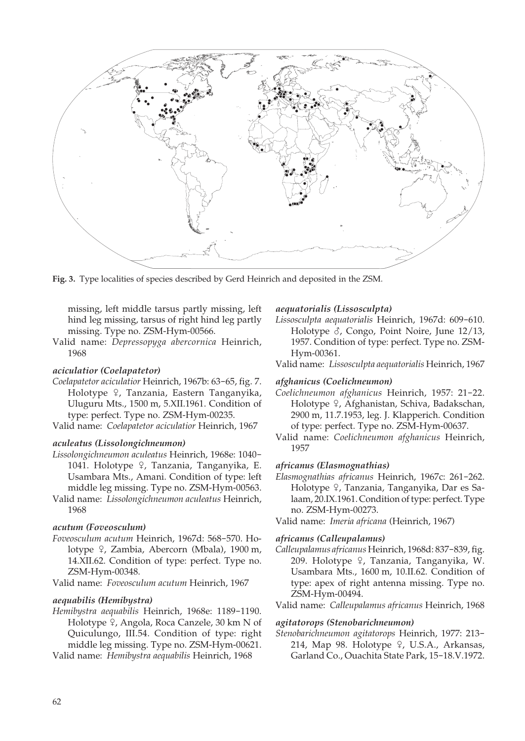**Fig. 3.** Type localities of species described by Gerd Heinrich and deposited in the ZSM.

missing, left middle tarsus partly missing, left hind leg missing, tarsus of right hind leg partly missing. Type no. ZSM-Hym-00566.

Valid name: *Depressopyga abercornica* Heinrich, 1968

#### *aciculatior (Coelapatetor)*

*Coelapatetor aciculatior* Heinrich, 1967b: 63–65, fig. 7. Holotype ♀, Tanzania, Eastern Tanganyika, Uluguru Mts., 1500 m, 5.XII.1961. Condition of type: perfect. Type no. ZSM-Hym-00235.

Valid name: *Coelapatetor aciculatior* Heinrich, 1967

#### *aculeatus (Lissolongichneumon)*

*Lissolongichneumon aculeatus* Heinrich, 1968e: 1040–1041. Holotype ♀, Tanzania, Tanganyika, E. Usambara Mts., Amani. Condition of type: left middle leg missing. Type no. ZSM-Hym-00563.

Valid name: *Lissolongichneumon aculeatus* Heinrich, 1968

#### *acutum (Foveosculum)*

*Foveosculum acutum* Heinrich, 1967d: 568–570. Holotype ♀, Zambia, Abercorn (Mbala), 1900 m, 14.XII.62. Condition of type: perfect. Type no. ZSM-Hym-00348.

Valid name: *Foveosculum acutum* Heinrich, 1967

#### *aequabilis (Hemibystra)*

*Hemibystra aequabilis* Heinrich, 1968e: 1189–1190. Holotype ♀, Angola, Roca Canzele, 30 km N of Quiculungo, III.54. Condition of type: right middle leg missing. Type no. ZSM-Hym-00621.

Valid name: *Hemibystra aequabilis* Heinrich, 1968

#### *aequatorialis (Lissosculpta)*

*Lissosculpta aequatorialis* Heinrich, 1967d: 609–610. Holotype ♂, Congo, Point Noire, June 12/13, 1957. Condition of type: perfect. Type no. ZSM-Hym-00361.

Valid name: *Lissosculpta aequatorialis* Heinrich, 1967

#### *afghanicus (Coelichneumon)*

*Coelichneumon afghanicus* Heinrich, 1957: 21–22. Holotype ♀, Afghanistan, Schiva, Badakschan, 2900 m, 11.7.1953, leg. J. Klapperich. Condition of type: perfect. Type no. ZSM-Hym-00637.

Valid name: *Coelichneumon afghanicus* Heinrich, 1957

#### *africanus (Elasmognathias)*

*Elasmognathias africanus* Heinrich, 1967c: 261–262. Holotype ♀, Tanzania, Tanganyika, Dar es Salaam, 20.IX.1961. Condition of type: perfect. Type no. ZSM-Hym-00273.

Valid name: *Imeria africana* (Heinrich, 1967)

#### *africanus (Calleupalamus)*

*Calleupalamus africanus* Heinrich, 1968d: 837–839, fig. 209. Holotype ♀, Tanzania, Tanganyika, W. Usambara Mts., 1600 m, 10.II.62. Condition of type: apex of right antenna missing. Type no. ZSM-Hym-00494.

Valid name: *Calleupalamus africanus* Heinrich, 1968

#### *agitatorops (Stenobarichneumon)*

*Stenobarichneumon agitatorops* Heinrich, 1977: 213–214, Map 98. Holotype ♀, U.S.A., Arkansas, Garland Co., Ouachita State Park, 15–18.V.1972.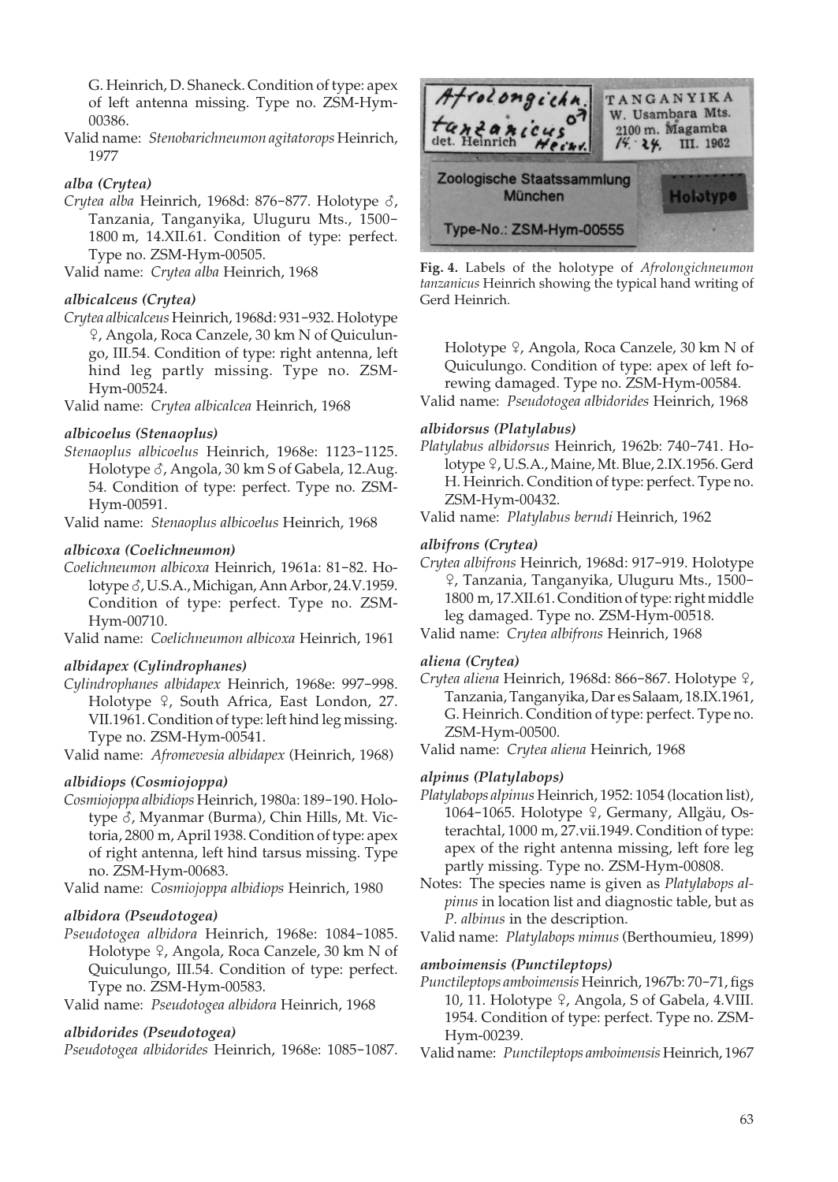G. Heinrich, D. Shaneck. Condition of type: apex of left antenna missing. Type no. ZSM-Hym-00386.

Valid name: *Stenobarichneumon agitatorops* Heinrich, 1977

***alba (Crytea)***

*Crytea alba* Heinrich, 1968d: 876–877. Holotype ♂, Tanzania, Tanganyika, Uluguru Mts., 1500–1800 m, 14.XII.61. Condition of type: perfect. Type no. ZSM-Hym-00505.

Valid name: *Crytea alba* Heinrich, 1968

***albicalceus (Crytea)***

*Crytea albicalceus* Heinrich, 1968d: 931–932. Holotype ♀, Angola, Roca Canzele, 30 km N of Quiculungo, III.54. Condition of type: right antenna, left hind leg partly missing. Type no. ZSM-Hym-00524.

Valid name: *Crytea albicalcea* Heinrich, 1968

***albicoelus (Stenaoplus)***

*Stenaoplus albicoelus* Heinrich, 1968e: 1123–1125. Holotype ♂, Angola, 30 km S of Gabela, 12.Aug. 54. Condition of type: perfect. Type no. ZSM-Hym-00591.

Valid name: *Stenaoplus albicoelus* Heinrich, 1968

***albicoxa (Coelichneumon)***

*Coelichneumon albicoxa* Heinrich, 1961a: 81–82. Holotype ♂, U.S.A., Michigan, Ann Arbor, 24.V.1959. Condition of type: perfect. Type no. ZSM-Hym-00710.

Valid name: *Coelichneumon albicoxa* Heinrich, 1961

***albidapex (Cylindrophanes)***

*Cylindrophanes albidapex* Heinrich, 1968e: 997–998. Holotype ♀, South Africa, East London, 27. VII.1961. Condition of type: left hind leg missing. Type no. ZSM-Hym-00541.

Valid name: *Afromevesia albidapex* (Heinrich, 1968)

***albidiops (Cosmiojoppa)***

*Cosmiojoppa albidiops* Heinrich, 1980a: 189–190. Holotype ♂, Myanmar (Burma), Chin Hills, Mt. Victoria, 2800 m, April 1938. Condition of type: apex of right antenna, left hind tarsus missing. Type no. ZSM-Hym-00683.

Valid name: *Cosmiojoppa albidiops* Heinrich, 1980

***albidora (Pseudotogea)***

*Pseudotogea albidora* Heinrich, 1968e: 1084–1085. Holotype ♀, Angola, Roca Canzele, 30 km N of Quiculungo, III.54. Condition of type: perfect. Type no. ZSM-Hym-00583.

Valid name: *Pseudotogea albidora* Heinrich, 1968

***albidorides (Pseudotogea)***

*Pseudotogea albidorides* Heinrich, 1968e: 1085–1087. Holotype ♀, Angola, Roca Canzele, 30 km N of Quiculungo. Condition of type: apex of left forewing damaged. Type no. ZSM-Hym-00584.

Valid name: *Pseudotogea albidorides* Heinrich, 1968

**Fig. 4.** Labels of the holotype of *Afrolongichneumon tanzanicus* Heinrich showing the typical hand writing of Gerd Heinrich.

***albidorsus (Platylabus)***

*Platylabus albidorsus* Heinrich, 1962b: 740–741. Holotype ♀, U.S.A., Maine, Mt. Blue, 2.IX.1956. Gerd H. Heinrich. Condition of type: perfect. Type no. ZSM-Hym-00432.

Valid name: *Platylabus berndi* Heinrich, 1962

***albifrons (Crytea)***

*Crytea albifrons* Heinrich, 1968d: 917–919. Holotype ♀, Tanzania, Tanganyika, Uluguru Mts., 1500–1800 m, 17.XII.61. Condition of type: right middle leg damaged. Type no. ZSM-Hym-00518.

Valid name: *Crytea albifrons* Heinrich, 1968

***aliena (Crytea)***

*Crytea aliena* Heinrich, 1968d: 866–867. Holotype ♀, Tanzania, Tanganyika, Dar es Salaam, 18.IX.1961, G. Heinrich. Condition of type: perfect. Type no. ZSM-Hym-00500.

Valid name: *Crytea aliena* Heinrich, 1968

***alpinus (Platylabops)***

*Platylabops alpinus* Heinrich, 1952: 1054 (location list), 1064–1065. Holotype ♀, Germany, Allgäu, Osterachtal, 1000 m, 27.vii.1949. Condition of type: apex of the right antenna missing, left fore leg partly missing. Type no. ZSM-Hym-00808.

Notes: The species name is given as *Platylabops alpinus* in location list and diagnostic table, but as *P. albinus* in the description.

Valid name: *Platylabops mimus* (Berthoumieu, 1899)

***amboimensis (Punctileptops)***

*Punctileptops amboimensis* Heinrich, 1967b: 70–71, figs 10, 11. Holotype ♀, Angola, S of Gabela, 4.VIII. 1954. Condition of type: perfect. Type no. ZSM-Hym-00239.

Valid name: *Punctileptops amboimensis* Heinrich, 1967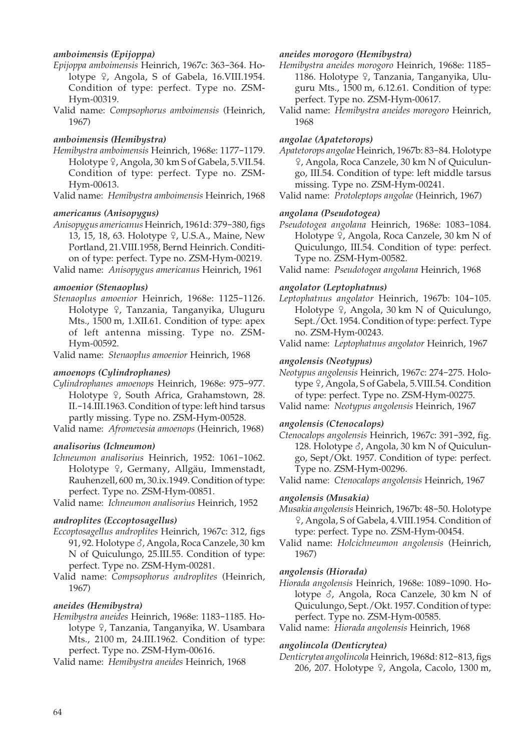***amboimensis (Epijoppa)***

*Epijoppa amboimensis* Heinrich, 1967c: 363–364. Holotype ♀, Angola, S of Gabela, 16.VIII.1954. Condition of type: perfect. Type no. ZSM-Hym-00319.

Valid name: *Compsophorus amboimensis* (Heinrich, 1967)

***amboimensis (Hemibystra)***

*Hemibystra amboimensis* Heinrich, 1968e: 1177–1179. Holotype ♀, Angola, 30 km S of Gabela, 5.VII.54. Condition of type: perfect. Type no. ZSM-Hym-00613.

Valid name: *Hemibystra amboimensis* Heinrich, 1968

***americanus (Anisopygus)***

*Anisopygus americanus* Heinrich, 1961d: 379–380, figs 13, 15, 18, 63. Holotype ♀, U.S.A., Maine, New Portland, 21.VIII.1958, Bernd Heinrich. Condition of type: perfect. Type no. ZSM-Hym-00219.

Valid name: *Anisopygus americanus* Heinrich, 1961

***amoenior (Stenaoplus)***

*Stenaoplus amoenior* Heinrich, 1968e: 1125–1126. Holotype ♀, Tanzania, Tanganyika, Uluguru Mts., 1500 m, 1.XII.61. Condition of type: apex of left antenna missing. Type no. ZSM-Hym-00592.

Valid name: *Stenaoplus amoenior* Heinrich, 1968

***amoenops (Cylindrophanes)***

*Cylindrophanes amoenops* Heinrich, 1968e: 975–977. Holotype ♀, South Africa, Grahamstown, 28. II.–14.III.1963. Condition of type: left hind tarsus partly missing. Type no. ZSM-Hym-00528.

Valid name: *Afromevesia amoenops* (Heinrich, 1968)

***analisorius (Ichneumon)***

*Ichneumon analisorius* Heinrich, 1952: 1061–1062. Holotype ♀, Germany, Allgäu, Immenstadt, Rauhenzell, 600 m, 30.ix.1949. Condition of type: perfect. Type no. ZSM-Hym-00851.

Valid name: *Ichneumon analisorius* Heinrich, 1952

***androplites (Eccoptosagellus)***

*Eccoptosagellus androplites* Heinrich, 1967c: 312, figs 91, 92. Holotype ♂, Angola, Roca Canzele, 30 km N of Quiculungo, 25.III.55. Condition of type: perfect. Type no. ZSM-Hym-00281.

Valid name: *Compsophorus androplites* (Heinrich, 1967)

***aneides (Hemibystra)***

*Hemibystra aneides* Heinrich, 1968e: 1183–1185. Holotype ♀, Tanzania, Tanganyika, W. Usambara Mts., 2100 m, 24.III.1962. Condition of type: perfect. Type no. ZSM-Hym-00616.

Valid name: *Hemibystra aneides* Heinrich, 1968

***aneides morogoro (Hemibystra)***

*Hemibystra aneides morogoro* Heinrich, 1968e: 1185–1186. Holotype ♀, Tanzania, Tanganyika, Uluguru Mts., 1500 m, 6.12.61. Condition of type: perfect. Type no. ZSM-Hym-00617.

Valid name: *Hemibystra aneides morogoro* Heinrich, 1968

***angolae (Apatetorops)***

*Apatetorops angolae* Heinrich, 1967b: 83–84. Holotype ♀, Angola, Roca Canzele, 30 km N of Quiculungo, III.54. Condition of type: left middle tarsus missing. Type no. ZSM-Hym-00241.

Valid name: *Protoleptops angolae* (Heinrich, 1967)

***angolana (Pseudotogea)***

*Pseudotogea angolana* Heinrich, 1968e: 1083–1084. Holotype ♀, Angola, Roca Canzele, 30 km N of Quiculungo, III.54. Condition of type: perfect. Type no. ZSM-Hym-00582.

Valid name: *Pseudotogea angolana* Heinrich, 1968

***angolator (Leptophatnus)***

*Leptophatnus angolator* Heinrich, 1967b: 104–105. Holotype ♀, Angola, 30 km N of Quiculungo, Sept./Oct. 1954. Condition of type: perfect. Type no. ZSM-Hym-00243.

Valid name: *Leptophatnus angolator* Heinrich, 1967

***angolensis (Neotypus)***

*Neotypus angolensis* Heinrich, 1967c: 274–275. Holotype ♀, Angola, S of Gabela, 5.VIII.54. Condition of type: perfect. Type no. ZSM-Hym-00275.

Valid name: *Neotypus angolensis* Heinrich, 1967

***angolensis (Ctenocalops)***

*Ctenocalops angolensis* Heinrich, 1967c: 391–392, fig. 128. Holotype ♂, Angola, 30 km N of Quiculungo, Sept/Okt. 1957. Condition of type: perfect. Type no. ZSM-Hym-00296.

Valid name: *Ctenocalops angolensis* Heinrich, 1967

***angolensis (Musakia)***

*Musakia angolensis* Heinrich, 1967b: 48–50. Holotype ♀, Angola, S of Gabela, 4.VIII.1954. Condition of type: perfect. Type no. ZSM-Hym-00454.

Valid name: *Holcichneumon angolensis* (Heinrich, 1967)

***angolensis (Hiorada)***

*Hiorada angolensis* Heinrich, 1968e: 1089–1090. Holotype ♂, Angola, Roca Canzele, 30 km N of Quiculungo, Sept./Okt. 1957. Condition of type: perfect. Type no. ZSM-Hym-00585.

Valid name: *Hiorada angolensis* Heinrich, 1968

***angolincola (Denticrytea)***

*Denticrytea angolincola* Heinrich, 1968d: 812–813, figs 206, 207. Holotype ♀, Angola, Cacolo, 1300 m,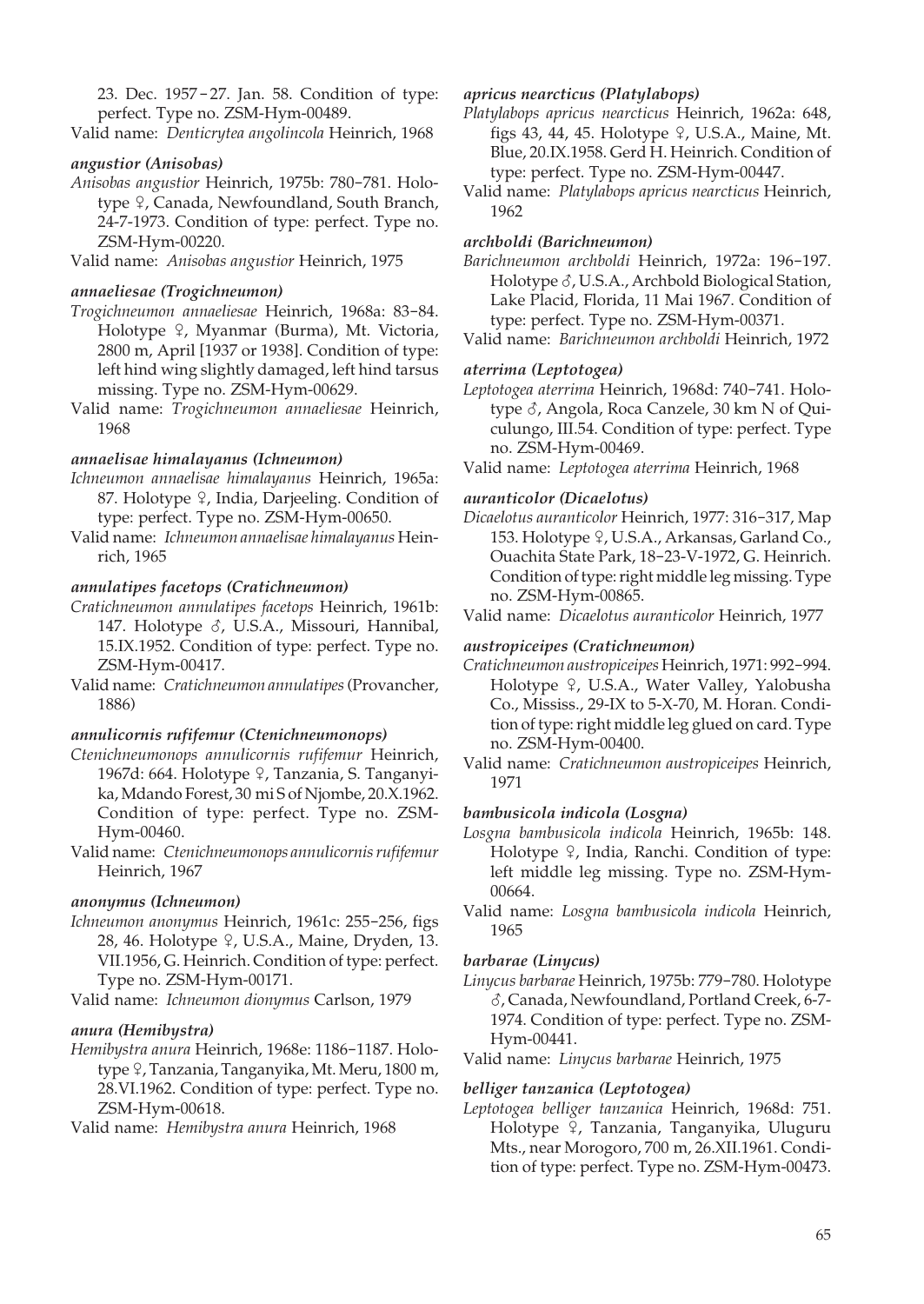23. Dec. 1957 – 27. Jan. 58. Condition of type: perfect. Type no. ZSM-Hym-00489.

Valid name: *Denticrytea angolincola* Heinrich, 1968

### *angustior (Anisobas)*

*Anisobas angustior* Heinrich, 1975b: 780–781. Holotype ♀, Canada, Newfoundland, South Branch, 24-7-1973. Condition of type: perfect. Type no. ZSM-Hym-00220.

Valid name: *Anisobas angustior* Heinrich, 1975

### *annaeliesae (Trogichneumon)*

*Trogichneumon annaeliesae* Heinrich, 1968a: 83–84. Holotype ♀, Myanmar (Burma), Mt. Victoria, 2800 m, April [1937 or 1938]. Condition of type: left hind wing slightly damaged, left hind tarsus missing. Type no. ZSM-Hym-00629.

Valid name: *Trogichneumon annaeliesae* Heinrich, 1968

### *annaelisae himalayanus (Ichneumon)*

*Ichneumon annaelisae himalayanus* Heinrich, 1965a: 87. Holotype ♀, India, Darjeeling. Condition of type: perfect. Type no. ZSM-Hym-00650.

Valid name: *Ichneumon annaelisae himalayanus* Heinrich, 1965

### *annulatipes facetops (Cratichneumon)*

*Cratichneumon annulatipes facetops* Heinrich, 1961b: 147. Holotype ♂, U.S.A., Missouri, Hannibal, 15.IX.1952. Condition of type: perfect. Type no. ZSM-Hym-00417.

Valid name: *Cratichneumon annulatipes* (Provancher, 1886)

### *annulicornis rufifemur (Ctenichneumonops)*

*Ctenichneumonops annulicornis rufifemur* Heinrich, 1967d: 664. Holotype ♀, Tanzania, S. Tanganyika, Mdando Forest, 30 mi S of Njombe, 20.X.1962. Condition of type: perfect. Type no. ZSM-Hym-00460.

Valid name: *Ctenichneumonops annulicornis rufifemur* Heinrich, 1967

### *anonymus (Ichneumon)*

*Ichneumon anonymus* Heinrich, 1961c: 255–256, figs 28, 46. Holotype ♀, U.S.A., Maine, Dryden, 13. VII.1956, G. Heinrich. Condition of type: perfect. Type no. ZSM-Hym-00171.

Valid name: *Ichneumon dionymus* Carlson, 1979

### *anura (Hemibystra)*

*Hemibystra anura* Heinrich, 1968e: 1186–1187. Holotype ♀, Tanzania, Tanganyika, Mt. Meru, 1800 m, 28.VI.1962. Condition of type: perfect. Type no. ZSM-Hym-00618.

Valid name: *Hemibystra anura* Heinrich, 1968

### *apricus nearcticus (Platylabops)*

*Platylabops apricus nearcticus* Heinrich, 1962a: 648, figs 43, 44, 45. Holotype ♀, U.S.A., Maine, Mt. Blue, 20.IX.1958. Gerd H. Heinrich. Condition of type: perfect. Type no. ZSM-Hym-00447.

Valid name: *Platylabops apricus nearcticus* Heinrich, 1962

### *archboldi (Barichneumon)*

*Barichneumon archboldi* Heinrich, 1972a: 196–197. Holotype ♂, U.S.A., Archbold Biological Station, Lake Placid, Florida, 11 Mai 1967. Condition of type: perfect. Type no. ZSM-Hym-00371.

Valid name: *Barichneumon archboldi* Heinrich, 1972

### *aterrima (Leptotogea)*

*Leptotogea aterrima* Heinrich, 1968d: 740–741. Holotype ♂, Angola, Roca Canzele, 30 km N of Quiculungo, III.54. Condition of type: perfect. Type no. ZSM-Hym-00469.

Valid name: *Leptotogea aterrima* Heinrich, 1968

### *auranticolor (Dicaelotus)*

*Dicaelotus auranticolor* Heinrich, 1977: 316–317, Map 153. Holotype ♀, U.S.A., Arkansas, Garland Co., Ouachita State Park, 18–23-V-1972, G. Heinrich. Condition of type: right middle leg missing. Type no. ZSM-Hym-00865.

Valid name: *Dicaelotus auranticolor* Heinrich, 1977

### *austropiceipes (Cratichneumon)*

*Cratichneumon austropiceipes* Heinrich, 1971: 992–994. Holotype ♀, U.S.A., Water Valley, Yalobusha Co., Mississ., 29-IX to 5-X-70, M. Horan. Condition of type: right middle leg glued on card. Type no. ZSM-Hym-00400.

Valid name: *Cratichneumon austropiceipes* Heinrich, 1971

### *bambusicola indicola (Losgna)*

*Losgna bambusicola indicola* Heinrich, 1965b: 148. Holotype ♀, India, Ranchi. Condition of type: left middle leg missing. Type no. ZSM-Hym-00664.

Valid name: *Losgna bambusicola indicola* Heinrich, 1965

### *barbarae (Linycus)*

*Linycus barbarae* Heinrich, 1975b: 779–780. Holotype ♂, Canada, Newfoundland, Portland Creek, 6-7-1974. Condition of type: perfect. Type no. ZSM-Hym-00441.

Valid name: *Linycus barbarae* Heinrich, 1975

### *belliger tanzanica (Leptotogea)*

*Leptotogea belliger tanzanica* Heinrich, 1968d: 751. Holotype ♀, Tanzania, Tanganyika, Uluguru Mts., near Morogoro, 700 m, 26.XII.1961. Condition of type: perfect. Type no. ZSM-Hym-00473.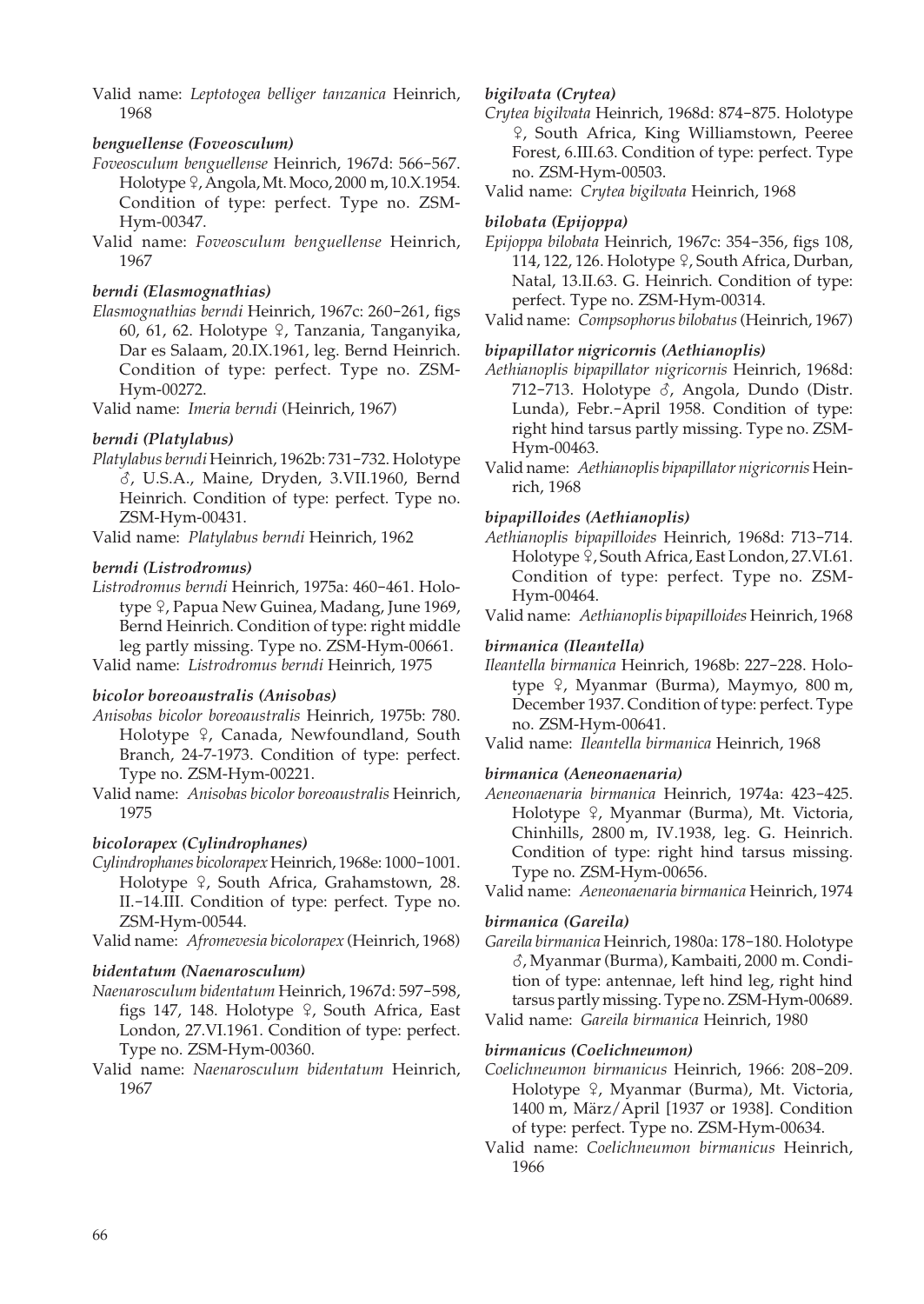Valid name: *Leptotogea belliger tanzanica* Heinrich, 1968

***benguellense (Foveosculum)***

*Foveosculum benguellense* Heinrich, 1967d: 566–567. Holotype ♀, Angola, Mt. Moco, 2000 m, 10.X.1954. Condition of type: perfect. Type no. ZSM-Hym-00347.

Valid name: *Foveosculum benguellense* Heinrich, 1967

***berndi (Elasmognathias)***

*Elasmognathias berndi* Heinrich, 1967c: 260–261, figs 60, 61, 62. Holotype ♀, Tanzania, Tanganyika, Dar es Salaam, 20.IX.1961, leg. Bernd Heinrich. Condition of type: perfect. Type no. ZSM-Hym-00272.

Valid name: *Imeria berndi* (Heinrich, 1967)

***berndi (Platylabus)***

*Platylabus berndi* Heinrich, 1962b: 731–732. Holotype ♂, U.S.A., Maine, Dryden, 3.VII.1960, Bernd Heinrich. Condition of type: perfect. Type no. ZSM-Hym-00431.

Valid name: *Platylabus berndi* Heinrich, 1962

***berndi (Listrodromus)***

*Listrodromus berndi* Heinrich, 1975a: 460–461. Holotype ♀, Papua New Guinea, Madang, June 1969, Bernd Heinrich. Condition of type: right middle leg partly missing. Type no. ZSM-Hym-00661.

Valid name: *Listrodromus berndi* Heinrich, 1975

***bicolor boreoaustralis (Anisobas)***

*Anisobas bicolor boreoaustralis* Heinrich, 1975b: 780. Holotype ♀, Canada, Newfoundland, South Branch, 24-7-1973. Condition of type: perfect. Type no. ZSM-Hym-00221.

Valid name: *Anisobas bicolor boreoaustralis* Heinrich, 1975

***bicolorapex (Cylindrophanes)***

*Cylindrophanes bicolorapex* Heinrich, 1968e: 1000–1001. Holotype ♀, South Africa, Grahamstown, 28. II.–14.III. Condition of type: perfect. Type no. ZSM-Hym-00544.

Valid name: *Afromevesia bicolorapex* (Heinrich, 1968)

***bidentatum (Naenarosculum)***

*Naenarosculum bidentatum* Heinrich, 1967d: 597–598, figs 147, 148. Holotype ♀, South Africa, East London, 27.VI.1961. Condition of type: perfect. Type no. ZSM-Hym-00360.

Valid name: *Naenarosculum bidentatum* Heinrich, 1967

***bigilvata (Crytea)***

*Crytea bigilvata* Heinrich, 1968d: 874–875. Holotype ♀, South Africa, King Williamstown, Peeree Forest, 6.III.63. Condition of type: perfect. Type no. ZSM-Hym-00503.

Valid name: *Crytea bigilvata* Heinrich, 1968

***bilobata (Epijoppa)***

*Epijoppa bilobata* Heinrich, 1967c: 354–356, figs 108, 114, 122, 126. Holotype ♀, South Africa, Durban, Natal, 13.II.63. G. Heinrich. Condition of type: perfect. Type no. ZSM-Hym-00314.

Valid name: *Compsophorus bilobatus* (Heinrich, 1967)

***bipapillator nigricornis (Aethianoplis)***

*Aethianoplis bipapillator nigricornis* Heinrich, 1968d: 712–713. Holotype ♂, Angola, Dundo (Distr. Lunda), Febr.–April 1958. Condition of type: right hind tarsus partly missing. Type no. ZSM-Hym-00463.

Valid name: *Aethianoplis bipapillator nigricornis* Heinrich, 1968

***bipapilloides (Aethianoplis)***

*Aethianoplis bipapilloides* Heinrich, 1968d: 713–714. Holotype ♀, South Africa, East London, 27.VI.61. Condition of type: perfect. Type no. ZSM-Hym-00464.

Valid name: *Aethianoplis bipapilloides* Heinrich, 1968

***birmanica (Ileantella)***

*Ileantella birmanica* Heinrich, 1968b: 227–228. Holotype ♀, Myanmar (Burma), Maymyo, 800 m, December 1937. Condition of type: perfect. Type no. ZSM-Hym-00641.

Valid name: *Ileantella birmanica* Heinrich, 1968

***birmanica (Aeneonaenaria)***

*Aeneonaenaria birmanica* Heinrich, 1974a: 423–425. Holotype ♀, Myanmar (Burma), Mt. Victoria, Chinhills, 2800 m, IV.1938, leg. G. Heinrich. Condition of type: right hind tarsus missing. Type no. ZSM-Hym-00656.

Valid name: *Aeneonaenaria birmanica* Heinrich, 1974

***birmanica (Gareila)***

*Gareila birmanica* Heinrich, 1980a: 178–180. Holotype ♂, Myanmar (Burma), Kambaiti, 2000 m. Condition of type: antennae, left hind leg, right hind tarsus partly missing. Type no. ZSM-Hym-00689.

Valid name: *Gareila birmanica* Heinrich, 1980

***birmanicus (Coelichneumon)***

*Coelichneumon birmanicus* Heinrich, 1966: 208–209. Holotype ♀, Myanmar (Burma), Mt. Victoria, 1400 m, März/April [1937 or 1938]. Condition of type: perfect. Type no. ZSM-Hym-00634.

Valid name: *Coelichneumon birmanicus* Heinrich, 1966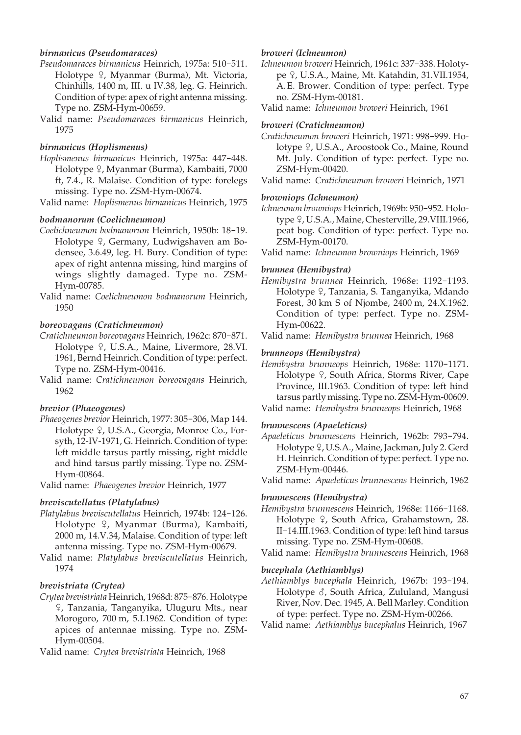### *birmanicus (Pseudomaraces)*

*Pseudomaraces birmanicus* Heinrich, 1975a: 510–511. Holotype ♀, Myanmar (Burma), Mt. Victoria, Chinhills, 1400 m, III. u IV.38, leg. G. Heinrich. Condition of type: apex of right antenna missing. Type no. ZSM-Hym-00659.

Valid name: *Pseudomaraces birmanicus* Heinrich, 1975

### *birmanicus (Hoplismenus)*

*Hoplismenus birmanicus* Heinrich, 1975a: 447–448. Holotype ♀, Myanmar (Burma), Kambaiti, 7000 ft, 7.4., R. Malaise. Condition of type: forelegs missing. Type no. ZSM-Hym-00674.

Valid name: *Hoplismenus birmanicus* Heinrich, 1975

### *bodmanorum (Coelichneumon)*

*Coelichneumon bodmanorum* Heinrich, 1950b: 18–19. Holotype ♀, Germany, Ludwigshaven am Bodensee, 3.6.49, leg. H. Bury. Condition of type: apex of right antenna missing, hind margins of wings slightly damaged. Type no. ZSM-Hym-00785.

Valid name: *Coelichneumon bodmanorum* Heinrich, 1950

### *boreovagans (Cratichneumon)*

*Cratichneumon boreovagans* Heinrich, 1962c: 870–871. Holotype ♀, U.S.A., Maine, Livermore, 28.VI. 1961, Bernd Heinrich. Condition of type: perfect. Type no. ZSM-Hym-00416.

Valid name: *Cratichneumon boreovagans* Heinrich, 1962

### *brevior (Phaeogenes)*

*Phaeogenes brevior* Heinrich, 1977: 305–306, Map 144. Holotype ♀, U.S.A., Georgia, Monroe Co., Forsyth, 12-IV-1971, G. Heinrich. Condition of type: left middle tarsus partly missing, right middle and hind tarsus partly missing. Type no. ZSM-Hym-00864.

Valid name: *Phaeogenes brevior* Heinrich, 1977

### *breviscutellatus (Platylabus)*

*Platylabus breviscutellatus* Heinrich, 1974b: 124–126. Holotype ♀, Myanmar (Burma), Kambaiti, 2000 m, 14.V.34, Malaise. Condition of type: left antenna missing. Type no. ZSM-Hym-00679.

Valid name: *Platylabus breviscutellatus* Heinrich, 1974

### *brevistriata (Crytea)*

*Crytea brevistriata* Heinrich, 1968d: 875–876. Holotype ♀, Tanzania, Tanganyika, Uluguru Mts., near Morogoro, 700 m, 5.I.1962. Condition of type: apices of antennae missing. Type no. ZSM-Hym-00504.

Valid name: *Crytea brevistriata* Heinrich, 1968

### *broweri (Ichneumon)*

*Ichneumon broweri* Heinrich, 1961c: 337–338. Holotype ♀, U.S.A., Maine, Mt. Katahdin, 31.VII.1954, A. E. Brower. Condition of type: perfect. Type no. ZSM-Hym-00181.

Valid name: *Ichneumon broweri* Heinrich, 1961

### *broweri (Cratichneumon)*

*Cratichneumon broweri* Heinrich, 1971: 998–999. Holotype ♀, U.S.A., Aroostook Co., Maine, Round Mt. July. Condition of type: perfect. Type no. ZSM-Hym-00420.

Valid name: *Cratichneumon broweri* Heinrich, 1971

### *browniops (Ichneumon)*

*Ichneumon browniops* Heinrich, 1969b: 950–952. Holotype ♀, U.S.A., Maine, Chesterville, 29.VIII.1966, peat bog. Condition of type: perfect. Type no. ZSM-Hym-00170.

Valid name: *Ichneumon browniops* Heinrich, 1969

### *brunnea (Hemibystra)*

*Hemibystra brunnea* Heinrich, 1968e: 1192–1193. Holotype ♀, Tanzania, S. Tanganyika, Mdando Forest, 30 km S of Njombe, 2400 m, 24.X.1962. Condition of type: perfect. Type no. ZSM-Hym-00622.

Valid name: *Hemibystra brunnea* Heinrich, 1968

### *brunneops (Hemibystra)*

*Hemibystra brunneops* Heinrich, 1968e: 1170–1171. Holotype ♀, South Africa, Storms River, Cape Province, III.1963. Condition of type: left hind tarsus partly missing. Type no. ZSM-Hym-00609.

Valid name: *Hemibystra brunneops* Heinrich, 1968

### *brunnescens (Apaeleticus)*

*Apaeleticus brunnescens* Heinrich, 1962b: 793–794. Holotype ♀, U.S.A., Maine, Jackman, July 2. Gerd H. Heinrich. Condition of type: perfect. Type no. ZSM-Hym-00446.

Valid name: *Apaeleticus brunnescens* Heinrich, 1962

### *brunnescens (Hemibystra)*

*Hemibystra brunnescens* Heinrich, 1968e: 1166–1168. Holotype ♀, South Africa, Grahamstown, 28. II–14.III.1963. Condition of type: left hind tarsus missing. Type no. ZSM-Hym-00608.

Valid name: *Hemibystra brunnescens* Heinrich, 1968

### *bucephala (Aethiamblys)*

*Aethiamblys bucephala* Heinrich, 1967b: 193–194. Holotype ♂, South Africa, Zululand, Mangusi River, Nov. Dec. 1945, A. Bell Marley. Condition of type: perfect. Type no. ZSM-Hym-00266.

Valid name: *Aethiamblys bucephalus* Heinrich, 1967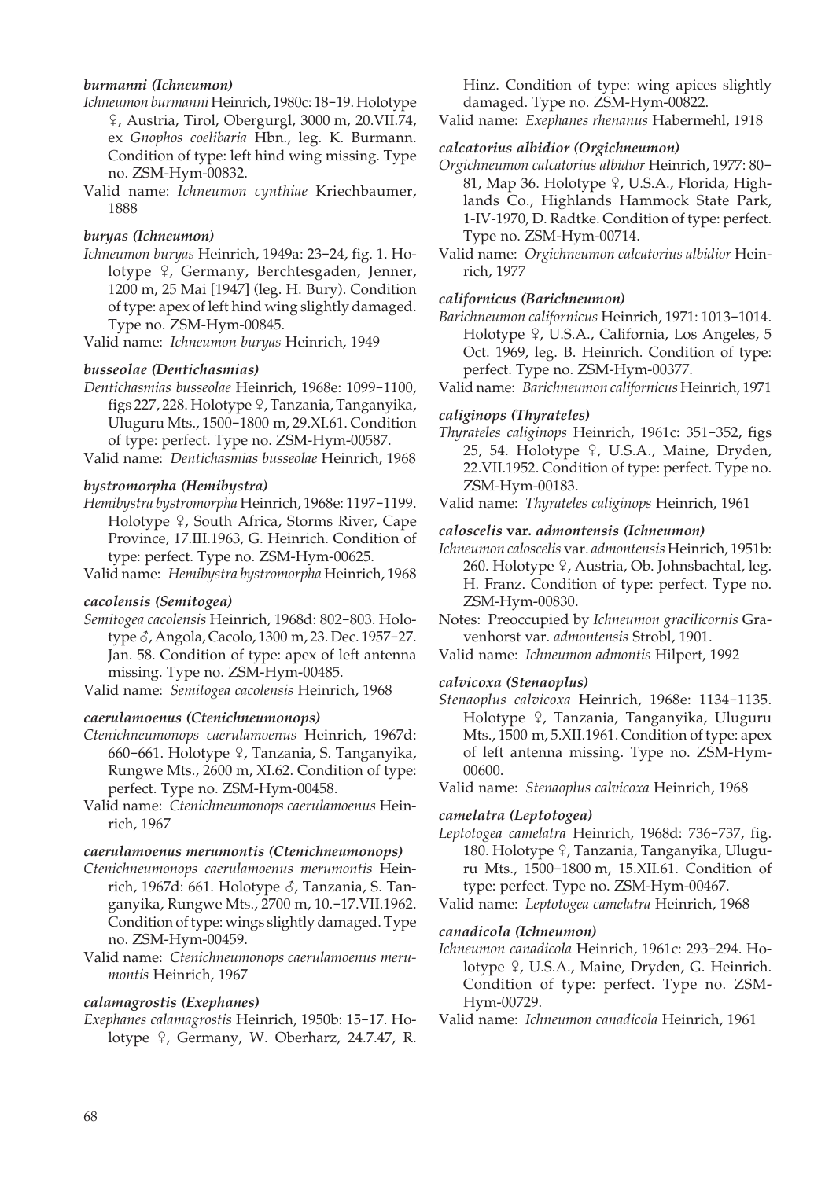#### *burmanni (Ichneumon)*

*Ichneumon burmanni* Heinrich, 1980c: 18–19. Holotype ♀, Austria, Tirol, Obergurgl, 3000 m, 20.VII.74, ex *Gnophos coelibaria* Hbn., leg. K. Burmann. Condition of type: left hind wing missing. Type no. ZSM-Hym-00832.

Valid name: *Ichneumon cynthiae* Kriechbaumer, 1888

#### *buryas (Ichneumon)*

*Ichneumon buryas* Heinrich, 1949a: 23–24, fig. 1. Holotype ♀, Germany, Berchtesgaden, Jenner, 1200 m, 25 Mai [1947] (leg. H. Bury). Condition of type: apex of left hind wing slightly damaged. Type no. ZSM-Hym-00845.

Valid name: *Ichneumon buryas* Heinrich, 1949

#### *busseolae (Dentichasmias)*

*Dentichasmias busseolae* Heinrich, 1968e: 1099–1100, figs 227, 228. Holotype ♀, Tanzania, Tanganyika, Uluguru Mts., 1500–1800 m, 29.XI.61. Condition of type: perfect. Type no. ZSM-Hym-00587.

Valid name: *Dentichasmias busseolae* Heinrich, 1968

#### *bystromorpha (Hemibystra)*

*Hemibystra bystromorpha* Heinrich, 1968e: 1197–1199. Holotype ♀, South Africa, Storms River, Cape Province, 17.III.1963, G. Heinrich. Condition of type: perfect. Type no. ZSM-Hym-00625.

Valid name: *Hemibystra bystromorpha* Heinrich, 1968

#### *cacolensis (Semitogea)*

*Semitogea cacolensis* Heinrich, 1968d: 802–803. Holotype ♂, Angola, Cacolo, 1300 m, 23. Dec. 1957–27. Jan. 58. Condition of type: apex of left antenna missing. Type no. ZSM-Hym-00485.

Valid name: *Semitogea cacolensis* Heinrich, 1968

#### *caerulamoenus (Ctenichneumonops)*

*Ctenichneumonops caerulamoenus* Heinrich, 1967d: 660–661. Holotype ♀, Tanzania, S. Tanganyika, Rungwe Mts., 2600 m, XI.62. Condition of type: perfect. Type no. ZSM-Hym-00458.

Valid name: *Ctenichneumonops caerulamoenus* Heinrich, 1967

#### *caerulamoenus merumontis (Ctenichneumonops)*

*Ctenichneumonops caerulamoenus merumontis* Heinrich, 1967d: 661. Holotype ♂, Tanzania, S. Tanganyika, Rungwe Mts., 2700 m, 10.–17.VII.1962. Condition of type: wings slightly damaged. Type no. ZSM-Hym-00459.

Valid name: *Ctenichneumonops caerulamoenus merumontis* Heinrich, 1967

#### *calamagrostis (Exephanes)*

*Exephanes calamagrostis* Heinrich, 1950b: 15–17. Holotype ♀, Germany, W. Oberharz, 24.7.47, R. Hinz. Condition of type: wing apices slightly damaged. Type no. ZSM-Hym-00822.

Valid name: *Exephanes rhenanus* Habermehl, 1918

#### *calcatorius albidior (Orgichneumon)*

*Orgichneumon calcatorius albidior* Heinrich, 1977: 80–81, Map 36. Holotype ♀, U.S.A., Florida, Highlands Co., Highlands Hammock State Park, 1-IV-1970, D. Radtke. Condition of type: perfect. Type no. ZSM-Hym-00714.

Valid name: *Orgichneumon calcatorius albidior* Heinrich, 1977

#### *californicus (Barichneumon)*

*Barichneumon californicus* Heinrich, 1971: 1013–1014. Holotype ♀, U.S.A., California, Los Angeles, 5 Oct. 1969, leg. B. Heinrich. Condition of type: perfect. Type no. ZSM-Hym-00377.

Valid name: *Barichneumon californicus* Heinrich, 1971

#### *caliginops (Thyrateles)*

*Thyrateles caliginops* Heinrich, 1961c: 351–352, figs 25, 54. Holotype ♀, U.S.A., Maine, Dryden, 22.VII.1952. Condition of type: perfect. Type no. ZSM-Hym-00183.

Valid name: *Thyrateles caliginops* Heinrich, 1961

#### *caloscelis* var. *admontensis (Ichneumon)*

*Ichneumon caloscelis* var. *admontensis* Heinrich, 1951b: 260. Holotype ♀, Austria, Ob. Johnsbachtal, leg. H. Franz. Condition of type: perfect. Type no. ZSM-Hym-00830.

Notes: Preoccupied by *Ichneumon gracilicornis* Gravenhorst var. *admontensis* Strobl, 1901.

Valid name: *Ichneumon admontis* Hilpert, 1992

#### *calvicoxa (Stenaoplus)*

*Stenaoplus calvicoxa* Heinrich, 1968e: 1134–1135. Holotype ♀, Tanzania, Tanganyika, Uluguru Mts., 1500 m, 5.XII.1961. Condition of type: apex of left antenna missing. Type no. ZSM-Hym-00600.

Valid name: *Stenaoplus calvicoxa* Heinrich, 1968

#### *camelatra (Leptotogea)*

*Leptotogea camelatra* Heinrich, 1968d: 736–737, fig. 180. Holotype ♀, Tanzania, Tanganyika, Uluguru Mts., 1500–1800 m, 15.XII.61. Condition of type: perfect. Type no. ZSM-Hym-00467.

Valid name: *Leptotogea camelatra* Heinrich, 1968

#### *canadicola (Ichneumon)*

*Ichneumon canadicola* Heinrich, 1961c: 293–294. Holotype ♀, U.S.A., Maine, Dryden, G. Heinrich. Condition of type: perfect. Type no. ZSM-Hym-00729.

Valid name: *Ichneumon canadicola* Heinrich, 1961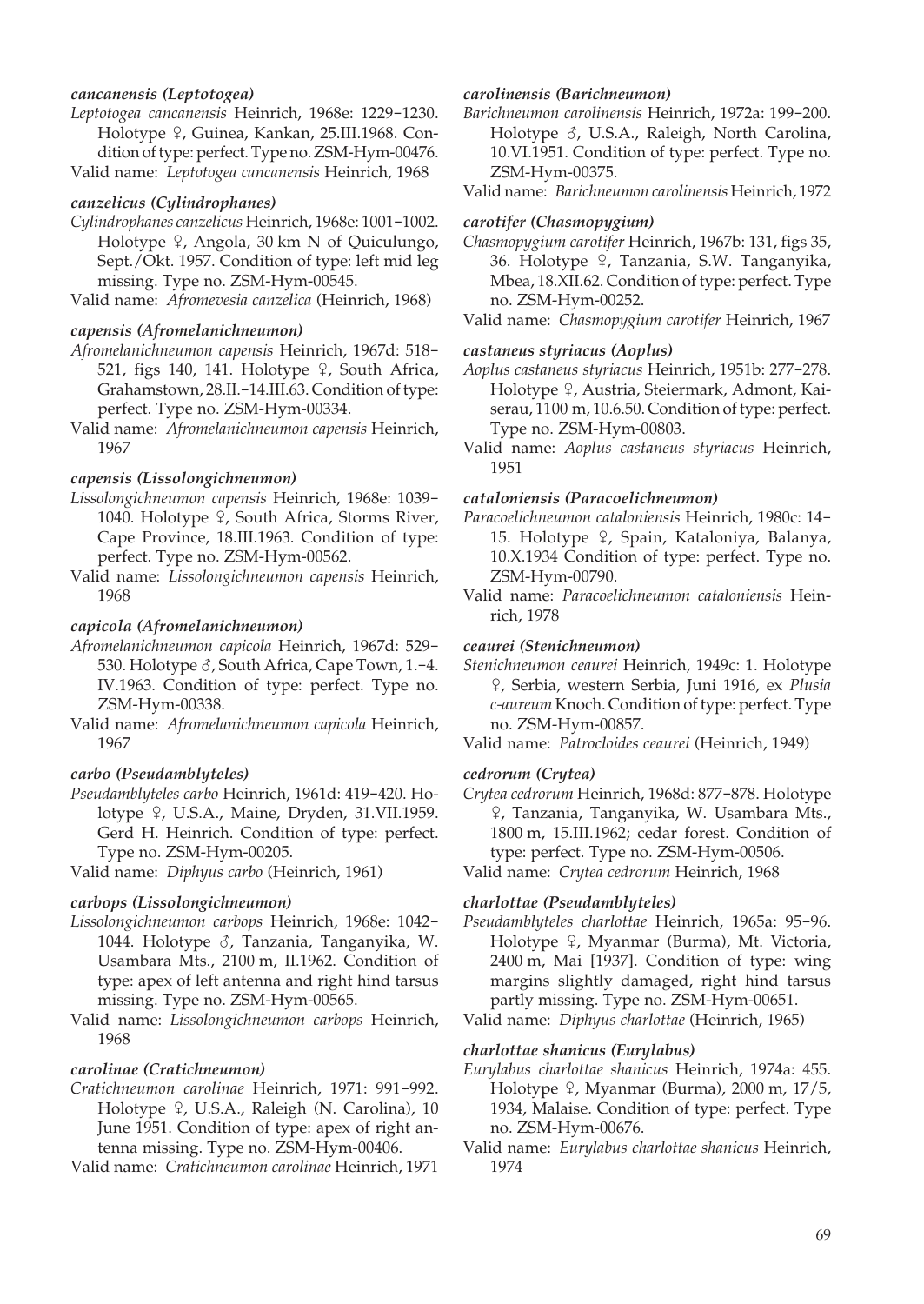#### *cancanensis (Leptotogea)*

*Leptotogea cancanensis* Heinrich, 1968e: 1229–1230. Holotype ♀, Guinea, Kankan, 25.III.1968. Condition of type: perfect. Type no. ZSM-Hym-00476.

Valid name: *Leptotogea cancanensis* Heinrich, 1968

#### *canzelicus (Cylindrophanes)*

*Cylindrophanes canzelicus* Heinrich, 1968e: 1001–1002. Holotype ♀, Angola, 30 km N of Quiculungo, Sept./Okt. 1957. Condition of type: left mid leg missing. Type no. ZSM-Hym-00545.

Valid name: *Afromevesia canzelica* (Heinrich, 1968)

#### *capensis (Afromelanichneumon)*

*Afromelanichneumon capensis* Heinrich, 1967d: 518–521, figs 140, 141. Holotype ♀, South Africa, Grahamstown, 28.II.–14.III.63. Condition of type: perfect. Type no. ZSM-Hym-00334.

Valid name: *Afromelanichneumon capensis* Heinrich, 1967

#### *capensis (Lissolongichneumon)*

*Lissolongichneumon capensis* Heinrich, 1968e: 1039–1040. Holotype ♀, South Africa, Storms River, Cape Province, 18.III.1963. Condition of type: perfect. Type no. ZSM-Hym-00562.

Valid name: *Lissolongichneumon capensis* Heinrich, 1968

#### *capicola (Afromelanichneumon)*

*Afromelanichneumon capicola* Heinrich, 1967d: 529–530. Holotype ♂, South Africa, Cape Town, 1.–4. IV.1963. Condition of type: perfect. Type no. ZSM-Hym-00338.

Valid name: *Afromelanichneumon capicola* Heinrich, 1967

#### *carbo (Pseudamblyteles)*

*Pseudamblyteles carbo* Heinrich, 1961d: 419–420. Holotype ♀, U.S.A., Maine, Dryden, 31.VII.1959. Gerd H. Heinrich. Condition of type: perfect. Type no. ZSM-Hym-00205.

Valid name: *Diphyus carbo* (Heinrich, 1961)

#### *carbops (Lissolongichneumon)*

*Lissolongichneumon carbops* Heinrich, 1968e: 1042–1044. Holotype ♂, Tanzania, Tanganyika, W. Usambara Mts., 2100 m, II.1962. Condition of type: apex of left antenna and right hind tarsus missing. Type no. ZSM-Hym-00565.

Valid name: *Lissolongichneumon carbops* Heinrich, 1968

#### *carolinae (Cratichneumon)*

*Cratichneumon carolinae* Heinrich, 1971: 991–992. Holotype ♀, U.S.A., Raleigh (N. Carolina), 10 June 1951. Condition of type: apex of right antenna missing. Type no. ZSM-Hym-00406.

Valid name: *Cratichneumon carolinae* Heinrich, 1971

#### *carolinensis (Barichneumon)*

*Barichneumon carolinensis* Heinrich, 1972a: 199–200. Holotype ♂, U.S.A., Raleigh, North Carolina, 10.VI.1951. Condition of type: perfect. Type no. ZSM-Hym-00375.

Valid name: *Barichneumon carolinensis* Heinrich, 1972

#### *carotifer (Chasmopygium)*

*Chasmopygium carotifer* Heinrich, 1967b: 131, figs 35, 36. Holotype ♀, Tanzania, S.W. Tanganyika, Mbea, 18.XII.62. Condition of type: perfect. Type no. ZSM-Hym-00252.

Valid name: *Chasmopygium carotifer* Heinrich, 1967

#### *castaneus styriacus (Aoplus)*

*Aoplus castaneus styriacus* Heinrich, 1951b: 277–278. Holotype ♀, Austria, Steiermark, Admont, Kaiserau, 1100 m, 10.6.50. Condition of type: perfect. Type no. ZSM-Hym-00803.

Valid name: *Aoplus castaneus styriacus* Heinrich, 1951

#### *cataloniensis (Paracoelichneumon)*

*Paracoelichneumon cataloniensis* Heinrich, 1980c: 14–15. Holotype ♀, Spain, Kataloniya, Balanya, 10.X.1934 Condition of type: perfect. Type no. ZSM-Hym-00790.

Valid name: *Paracoelichneumon cataloniensis* Heinrich, 1978

#### *ceaurei (Stenichneumon)*

*Stenichneumon ceaurei* Heinrich, 1949c: 1. Holotype ♀, Serbia, western Serbia, Juni 1916, ex *Plusia c-aureum* Knoch. Condition of type: perfect. Type no. ZSM-Hym-00857.

Valid name: *Patrocloides ceaurei* (Heinrich, 1949)

#### *cedrorum (Crytea)*

*Crytea cedrorum* Heinrich, 1968d: 877–878. Holotype ♀, Tanzania, Tanganyika, W. Usambara Mts., 1800 m, 15.III.1962; cedar forest. Condition of type: perfect. Type no. ZSM-Hym-00506.

Valid name: *Crytea cedrorum* Heinrich, 1968

#### *charlottae (Pseudamblyteles)*

*Pseudamblyteles charlottae* Heinrich, 1965a: 95–96. Holotype ♀, Myanmar (Burma), Mt. Victoria, 2400 m, Mai [1937]. Condition of type: wing margins slightly damaged, right hind tarsus partly missing. Type no. ZSM-Hym-00651.

Valid name: *Diphyus charlottae* (Heinrich, 1965)

#### *charlottae shanicus (Eurylabus)*

*Eurylabus charlottae shanicus* Heinrich, 1974a: 455. Holotype ♀, Myanmar (Burma), 2000 m, 17/5, 1934, Malaise. Condition of type: perfect. Type no. ZSM-Hym-00676.

Valid name: *Eurylabus charlottae shanicus* Heinrich, 1974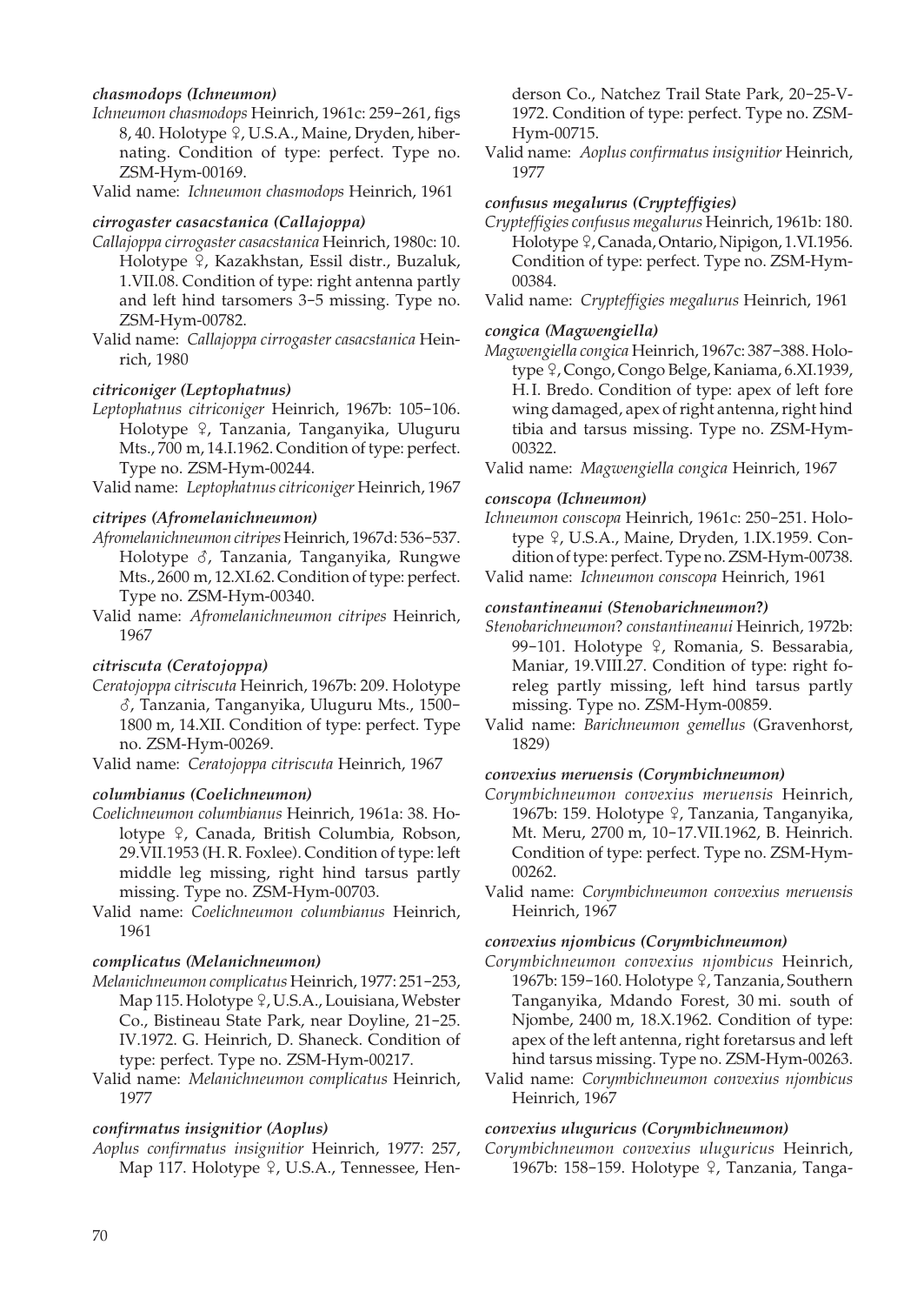#### *chasmodops (Ichneumon)*

*Ichneumon chasmodops* Heinrich, 1961c: 259–261, figs 8, 40. Holotype ♀, U.S.A., Maine, Dryden, hibernating. Condition of type: perfect. Type no. ZSM-Hym-00169.

Valid name: *Ichneumon chasmodops* Heinrich, 1961

#### *cirrogaster casacstanica (Callajoppa)*

*Callajoppa cirrogaster casacstanica* Heinrich, 1980c: 10. Holotype ♀, Kazakhstan, Essil distr., Buzaluk, 1.VII.08. Condition of type: right antenna partly and left hind tarsomers 3–5 missing. Type no. ZSM-Hym-00782.

Valid name: *Callajoppa cirrogaster casacstanica* Heinrich, 1980

#### *citriconiger (Leptophatnus)*

*Leptophatnus citriconiger* Heinrich, 1967b: 105–106. Holotype ♀, Tanzania, Tanganyika, Uluguru Mts., 700 m, 14.I.1962. Condition of type: perfect. Type no. ZSM-Hym-00244.

Valid name: *Leptophatnus citriconiger* Heinrich, 1967

#### *citripes (Afromelanichneumon)*

*Afromelanichneumon citripes* Heinrich, 1967d: 536–537. Holotype ♂, Tanzania, Tanganyika, Rungwe Mts., 2600 m, 12.XI.62. Condition of type: perfect. Type no. ZSM-Hym-00340.

Valid name: *Afromelanichneumon citripes* Heinrich, 1967

#### *citriscuta (Ceratojoppa)*

*Ceratojoppa citriscuta* Heinrich, 1967b: 209. Holotype ♂, Tanzania, Tanganyika, Uluguru Mts., 1500–1800 m, 14.XII. Condition of type: perfect. Type no. ZSM-Hym-00269.

Valid name: *Ceratojoppa citriscuta* Heinrich, 1967

#### *columbianus (Coelichneumon)*

*Coelichneumon columbianus* Heinrich, 1961a: 38. Holotype ♀, Canada, British Columbia, Robson, 29.VII.1953 (H. R. Foxlee). Condition of type: left middle leg missing, right hind tarsus partly missing. Type no. ZSM-Hym-00703.

Valid name: *Coelichneumon columbianus* Heinrich, 1961

#### *complicatus (Melanichneumon)*

*Melanichneumon complicatus* Heinrich, 1977: 251–253, Map 115. Holotype ♀, U.S.A., Louisiana, Webster Co., Bistineau State Park, near Doyline, 21–25. IV.1972. G. Heinrich, D. Shaneck. Condition of type: perfect. Type no. ZSM-Hym-00217.

Valid name: *Melanichneumon complicatus* Heinrich, 1977

#### *confirmatus insignitior (Aoplus)*

*Aoplus confirmatus insignitior* Heinrich, 1977: 257, Map 117. Holotype ♀, U.S.A., Tennessee, Henderson Co., Natchez Trail State Park, 20–25-V-1972. Condition of type: perfect. Type no. ZSM-Hym-00715.

Valid name: *Aoplus confirmatus insignitior* Heinrich, 1977

#### *confusus megalurus (Crypteffigies)*

*Crypteffigies confusus megalurus* Heinrich, 1961b: 180. Holotype ♀, Canada, Ontario, Nipigon, 1.VI.1956. Condition of type: perfect. Type no. ZSM-Hym-00384.

Valid name: *Crypteffigies megalurus* Heinrich, 1961

#### *congica (Magwengiella)*

*Magwengiella congica* Heinrich, 1967c: 387–388. Holotype ♀, Congo, Congo Belge, Kaniama, 6.XI.1939, H. I. Bredo. Condition of type: apex of left fore wing damaged, apex of right antenna, right hind tibia and tarsus missing. Type no. ZSM-Hym-00322.

Valid name: *Magwengiella congica* Heinrich, 1967

#### *conscopa (Ichneumon)*

*Ichneumon conscopa* Heinrich, 1961c: 250–251. Holotype ♀, U.S.A., Maine, Dryden, 1.IX.1959. Condition of type: perfect. Type no. ZSM-Hym-00738.

Valid name: *Ichneumon conscopa* Heinrich, 1961

#### *constantineanui (Stenobarichneumon?)*

*Stenobarichneumon*? *constantineanui* Heinrich, 1972b: 99–101. Holotype ♀, Romania, S. Bessarabia, Maniar, 19.VIII.27. Condition of type: right foreleg partly missing, left hind tarsus partly missing. Type no. ZSM-Hym-00859.

Valid name: *Barichneumon gemellus* (Gravenhorst, 1829)

#### *convexius meruensis (Corymbichneumon)*

*Corymbichneumon convexius meruensis* Heinrich, 1967b: 159. Holotype ♀, Tanzania, Tanganyika, Mt. Meru, 2700 m, 10–17.VII.1962, B. Heinrich. Condition of type: perfect. Type no. ZSM-Hym-00262.

Valid name: *Corymbichneumon convexius meruensis* Heinrich, 1967

#### *convexius njombicus (Corymbichneumon)*

*Corymbichneumon convexius njombicus* Heinrich, 1967b: 159–160. Holotype ♀, Tanzania, Southern Tanganyika, Mdando Forest, 30 mi. south of Njombe, 2400 m, 18.X.1962. Condition of type: apex of the left antenna, right foretarsus and left hind tarsus missing. Type no. ZSM-Hym-00263.

Valid name: *Corymbichneumon convexius njombicus* Heinrich, 1967

#### *convexius uluguricus (Corymbichneumon)*

*Corymbichneumon convexius uluguricus* Heinrich, 1967b: 158–159. Holotype ♀, Tanzania, Tanga-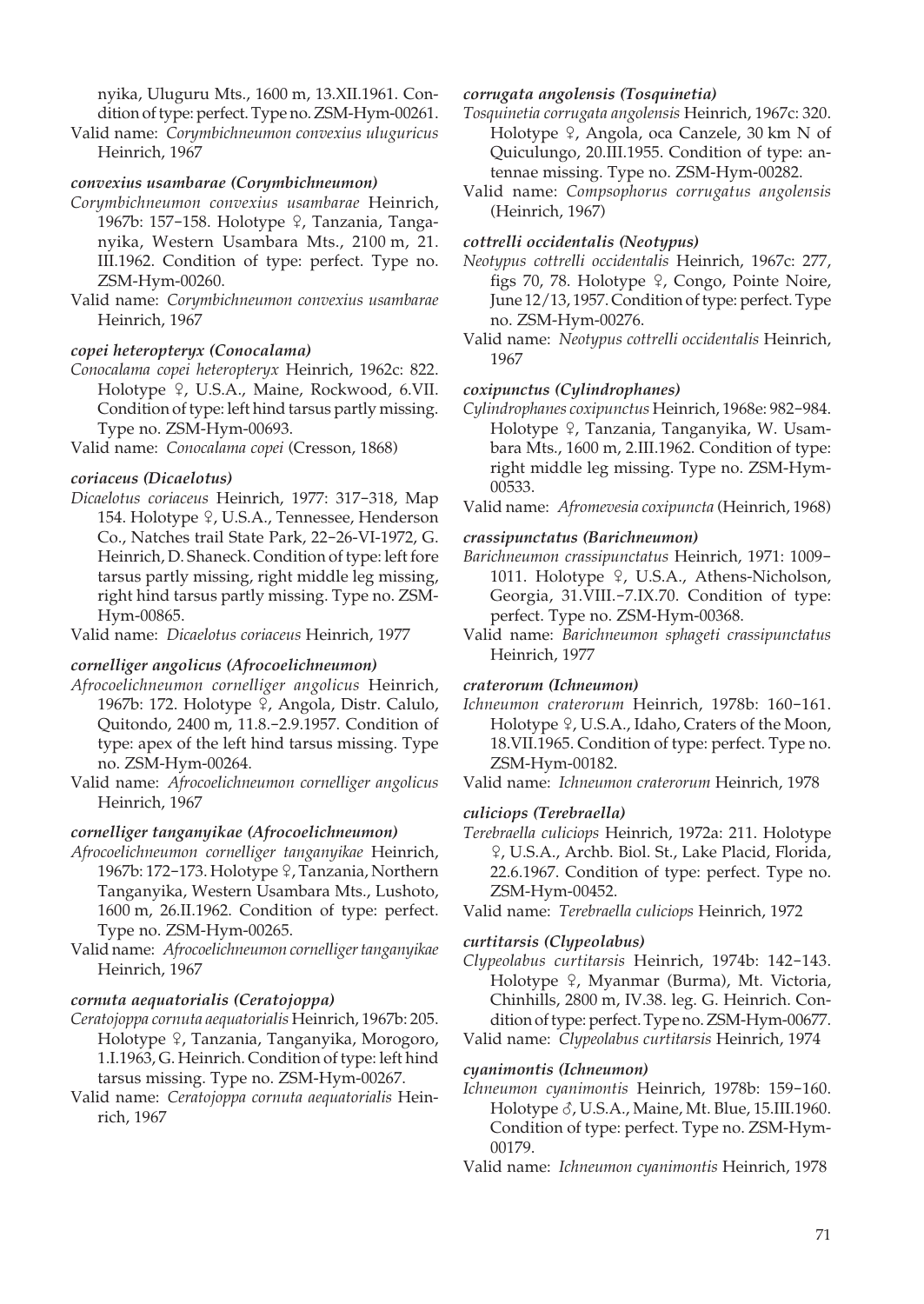nyika, Uluguru Mts., 1600 m, 13.XII.1961. Condition of type: perfect. Type no. ZSM-Hym-00261.

Valid name: *Corymbichneumon convexius uluguricus* Heinrich, 1967

#### *convexius usambarae (Corymbichneumon)*

*Corymbichneumon convexius usambarae* Heinrich, 1967b: 157–158. Holotype ♀, Tanzania, Tanganyika, Western Usambara Mts., 2100 m, 21. III.1962. Condition of type: perfect. Type no. ZSM-Hym-00260.

Valid name: *Corymbichneumon convexius usambarae* Heinrich, 1967

#### *copei heteropteryx (Conocalama)*

*Conocalama copei heteropteryx* Heinrich, 1962c: 822. Holotype ♀, U.S.A., Maine, Rockwood, 6.VII. Condition of type: left hind tarsus partly missing. Type no. ZSM-Hym-00693.

Valid name: *Conocalama copei* (Cresson, 1868)

#### *coriaceus (Dicaelotus)*

*Dicaelotus coriaceus* Heinrich, 1977: 317–318, Map 154. Holotype ♀, U.S.A., Tennessee, Henderson Co., Natches trail State Park, 22–26-VI-1972, G. Heinrich, D. Shaneck. Condition of type: left fore tarsus partly missing, right middle leg missing, right hind tarsus partly missing. Type no. ZSM-Hym-00865.

Valid name: *Dicaelotus coriaceus* Heinrich, 1977

#### *cornelliger angolicus (Afrocoelichneumon)*

*Afrocoelichneumon cornelliger angolicus* Heinrich, 1967b: 172. Holotype ♀, Angola, Distr. Calulo, Quitondo, 2400 m, 11.8.–2.9.1957. Condition of type: apex of the left hind tarsus missing. Type no. ZSM-Hym-00264.

Valid name: *Afrocoelichneumon cornelliger angolicus* Heinrich, 1967

#### *cornelliger tanganyikae (Afrocoelichneumon)*

*Afrocoelichneumon cornelliger tanganyikae* Heinrich, 1967b: 172–173. Holotype ♀, Tanzania, Northern Tanganyika, Western Usambara Mts., Lushoto, 1600 m, 26.II.1962. Condition of type: perfect. Type no. ZSM-Hym-00265.

Valid name: *Afrocoelichneumon cornelliger tanganyikae* Heinrich, 1967

#### *cornuta aequatorialis (Ceratojoppa)*

*Ceratojoppa cornuta aequatorialis* Heinrich, 1967b: 205. Holotype ♀, Tanzania, Tanganyika, Morogoro, 1.I.1963, G. Heinrich. Condition of type: left hind tarsus missing. Type no. ZSM-Hym-00267.

Valid name: *Ceratojoppa cornuta aequatorialis* Heinrich, 1967

#### *corrugata angolensis (Tosquinetia)*

*Tosquinetia corrugata angolensis* Heinrich, 1967c: 320. Holotype ♀, Angola, oca Canzele, 30 km N of Quiculungo, 20.III.1955. Condition of type: antennae missing. Type no. ZSM-Hym-00282.

Valid name: *Compsophorus corrugatus angolensis* (Heinrich, 1967)

#### *cottrelli occidentalis (Neotypus)*

*Neotypus cottrelli occidentalis* Heinrich, 1967c: 277, figs 70, 78. Holotype ♀, Congo, Pointe Noire, June 12/13, 1957. Condition of type: perfect. Type no. ZSM-Hym-00276.

Valid name: *Neotypus cottrelli occidentalis* Heinrich, 1967

#### *coxipunctus (Cylindrophanes)*

*Cylindrophanes coxipunctus* Heinrich, 1968e: 982–984. Holotype ♀, Tanzania, Tanganyika, W. Usambara Mts., 1600 m, 2.III.1962. Condition of type: right middle leg missing. Type no. ZSM-Hym-00533.

Valid name: *Afromevesia coxipuncta* (Heinrich, 1968)

#### *crassipunctatus (Barichneumon)*

*Barichneumon crassipunctatus* Heinrich, 1971: 1009–1011. Holotype ♀, U.S.A., Athens-Nicholson, Georgia, 31.VIII.–7.IX.70. Condition of type: perfect. Type no. ZSM-Hym-00368.

Valid name: *Barichneumon sphageti crassipunctatus* Heinrich, 1977

#### *craterorum (Ichneumon)*

*Ichneumon craterorum* Heinrich, 1978b: 160–161. Holotype ♀, U.S.A., Idaho, Craters of the Moon, 18.VII.1965. Condition of type: perfect. Type no. ZSM-Hym-00182.

Valid name: *Ichneumon craterorum* Heinrich, 1978

#### *culiciops (Terebraella)*

*Terebraella culiciops* Heinrich, 1972a: 211. Holotype ♀, U.S.A., Archb. Biol. St., Lake Placid, Florida, 22.6.1967. Condition of type: perfect. Type no. ZSM-Hym-00452.

Valid name: *Terebraella culiciops* Heinrich, 1972

#### *curtitarsis (Clypeolabus)*

*Clypeolabus curtitarsis* Heinrich, 1974b: 142–143. Holotype ♀, Myanmar (Burma), Mt. Victoria, Chinhills, 2800 m, IV.38. leg. G. Heinrich. Condition of type: perfect. Type no. ZSM-Hym-00677.

Valid name: *Clypeolabus curtitarsis* Heinrich, 1974

#### *cyanimontis (Ichneumon)*

*Ichneumon cyanimontis* Heinrich, 1978b: 159–160. Holotype ♂, U.S.A., Maine, Mt. Blue, 15.III.1960. Condition of type: perfect. Type no. ZSM-Hym-00179.

Valid name: *Ichneumon cyanimontis* Heinrich, 1978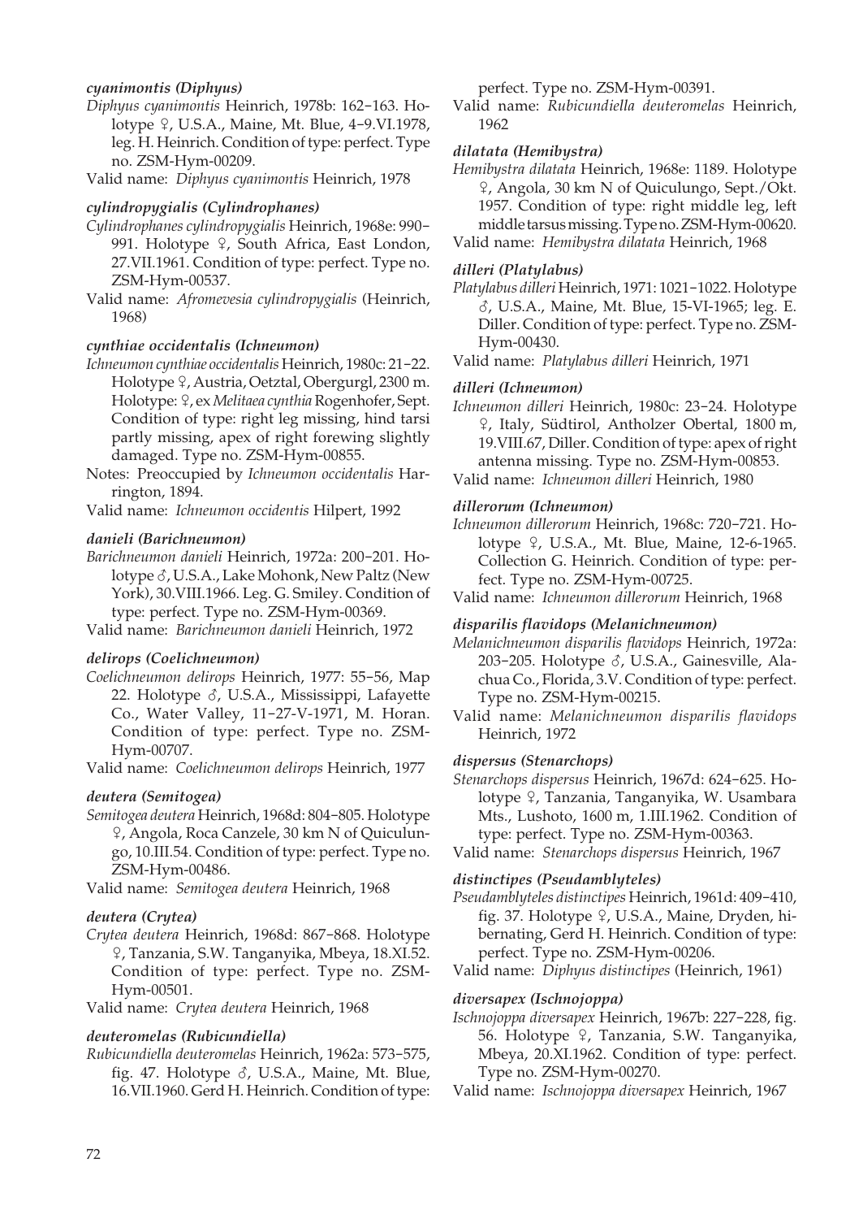#### *cyanimontis (Diphyus)*

*Diphyus cyanimontis* Heinrich, 1978b: 162–163. Holotype ♀, U.S.A., Maine, Mt. Blue, 4–9.VI.1978, leg. H. Heinrich. Condition of type: perfect. Type no. ZSM-Hym-00209.

Valid name: *Diphyus cyanimontis* Heinrich, 1978

#### *cylindropygialis (Cylindrophanes)*

*Cylindrophanes cylindropygialis* Heinrich, 1968e: 990–991. Holotype ♀, South Africa, East London, 27.VII.1961. Condition of type: perfect. Type no. ZSM-Hym-00537.

Valid name: *Afromevesia cylindropygialis* (Heinrich, 1968)

#### *cynthiae occidentalis (Ichneumon)*

*Ichneumon cynthiae occidentalis* Heinrich, 1980c: 21–22. Holotype ♀, Austria, Oetztal, Obergurgl, 2300 m. Holotype: ♀, ex *Melitaea cynthia* Rogenhofer, Sept. Condition of type: right leg missing, hind tarsi partly missing, apex of right forewing slightly damaged. Type no. ZSM-Hym-00855.

Notes: Preoccupied by *Ichneumon occidentalis* Harrington, 1894.

Valid name: *Ichneumon occidentis* Hilpert, 1992

#### *danieli (Barichneumon)*

*Barichneumon danieli* Heinrich, 1972a: 200–201. Holotype ♂, U.S.A., Lake Mohonk, New Paltz (New York), 30.VIII.1966. Leg. G. Smiley. Condition of type: perfect. Type no. ZSM-Hym-00369.

Valid name: *Barichneumon danieli* Heinrich, 1972

#### *delirops (Coelichneumon)*

*Coelichneumon delirops* Heinrich, 1977: 55–56, Map 22. Holotype ♂, U.S.A., Mississippi, Lafayette Co., Water Valley, 11–27-V-1971, M. Horan. Condition of type: perfect. Type no. ZSM-Hym-00707.

Valid name: *Coelichneumon delirops* Heinrich, 1977

#### *deutera (Semitogea)*

*Semitogea deutera* Heinrich, 1968d: 804–805. Holotype ♀, Angola, Roca Canzele, 30 km N of Quiculungo, 10.III.54. Condition of type: perfect. Type no. ZSM-Hym-00486.

Valid name: *Semitogea deutera* Heinrich, 1968

#### *deutera (Crytea)*

*Crytea deutera* Heinrich, 1968d: 867–868. Holotype ♀, Tanzania, S.W. Tanganyika, Mbeya, 18.XI.52. Condition of type: perfect. Type no. ZSM-Hym-00501.

Valid name: *Crytea deutera* Heinrich, 1968

#### *deuteromelas (Rubicundiella)*

*Rubicundiella deuteromelas* Heinrich, 1962a: 573–575, fig. 47. Holotype ♂, U.S.A., Maine, Mt. Blue, 16.VII.1960. Gerd H. Heinrich. Condition of type: perfect. Type no. ZSM-Hym-00391.

Valid name: *Rubicundiella deuteromelas* Heinrich, 1962

#### *dilatata (Hemibystra)*

*Hemibystra dilatata* Heinrich, 1968e: 1189. Holotype ♀, Angola, 30 km N of Quiculungo, Sept./Okt. 1957. Condition of type: right middle leg, left middle tarsus missing. Type no. ZSM-Hym-00620.

Valid name: *Hemibystra dilatata* Heinrich, 1968

#### *dilleri (Platylabus)*

*Platylabus dilleri* Heinrich, 1971: 1021–1022. Holotype ♂, U.S.A., Maine, Mt. Blue, 15-VI-1965; leg. E. Diller. Condition of type: perfect. Type no. ZSM-Hym-00430.

Valid name: *Platylabus dilleri* Heinrich, 1971

#### *dilleri (Ichneumon)*

*Ichneumon dilleri* Heinrich, 1980c: 23–24. Holotype ♀, Italy, Südtirol, Antholzer Obertal, 1800 m, 19.VIII.67, Diller. Condition of type: apex of right antenna missing. Type no. ZSM-Hym-00853.

Valid name: *Ichneumon dilleri* Heinrich, 1980

#### *dillerorum (Ichneumon)*

*Ichneumon dillerorum* Heinrich, 1968c: 720–721. Holotype ♀, U.S.A., Mt. Blue, Maine, 12-6-1965. Collection G. Heinrich. Condition of type: perfect. Type no. ZSM-Hym-00725.

Valid name: *Ichneumon dillerorum* Heinrich, 1968

#### *disparilis flavidops (Melanichneumon)*

*Melanichneumon disparilis flavidops* Heinrich, 1972a: 203–205. Holotype ♂, U.S.A., Gainesville, Alachua Co., Florida, 3.V. Condition of type: perfect. Type no. ZSM-Hym-00215.

Valid name: *Melanichneumon disparilis flavidops* Heinrich, 1972

#### *dispersus (Stenarchops)*

*Stenarchops dispersus* Heinrich, 1967d: 624–625. Holotype ♀, Tanzania, Tanganyika, W. Usambara Mts., Lushoto, 1600 m, 1.III.1962. Condition of type: perfect. Type no. ZSM-Hym-00363.

Valid name: *Stenarchops dispersus* Heinrich, 1967

#### *distinctipes (Pseudamblyteles)*

*Pseudamblyteles distinctipes* Heinrich, 1961d: 409–410, fig. 37. Holotype ♀, U.S.A., Maine, Dryden, hibernating, Gerd H. Heinrich. Condition of type: perfect. Type no. ZSM-Hym-00206.

Valid name: *Diphyus distinctipes* (Heinrich, 1961)

#### *diversapex (Ischnojoppa)*

*Ischnojoppa diversapex* Heinrich, 1967b: 227–228, fig. 56. Holotype ♀, Tanzania, S.W. Tanganyika, Mbeya, 20.XI.1962. Condition of type: perfect. Type no. ZSM-Hym-00270.

Valid name: *Ischnojoppa diversapex* Heinrich, 1967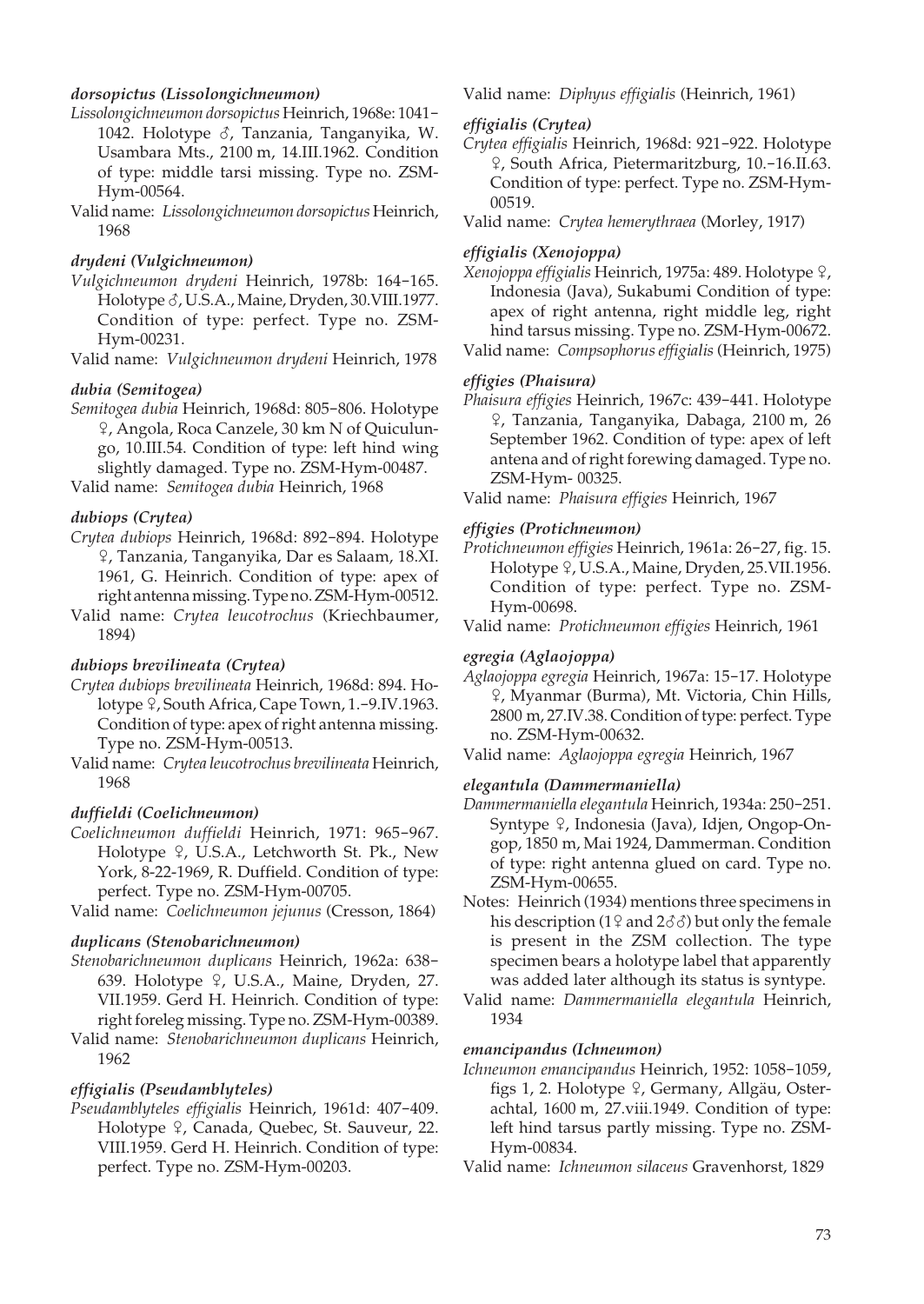### *dorsopictus (Lissolongichneumon)*

*Lissolongichneumon dorsopictus* Heinrich, 1968e: 1041–1042. Holotype ♂, Tanzania, Tanganyika, W. Usambara Mts., 2100 m, 14.III.1962. Condition of type: middle tarsi missing. Type no. ZSM-Hym-00564.

Valid name: *Lissolongichneumon dorsopictus* Heinrich, 1968

### *drydeni (Vulgichneumon)*

*Vulgichneumon drydeni* Heinrich, 1978b: 164–165. Holotype ♂, U.S.A., Maine, Dryden, 30.VIII.1977. Condition of type: perfect. Type no. ZSM-Hym-00231.

Valid name: *Vulgichneumon drydeni* Heinrich, 1978

### *dubia (Semitogea)*

*Semitogea dubia* Heinrich, 1968d: 805–806. Holotype ♀, Angola, Roca Canzele, 30 km N of Quiculungo, 10.III.54. Condition of type: left hind wing slightly damaged. Type no. ZSM-Hym-00487.

Valid name: *Semitogea dubia* Heinrich, 1968

### *dubiops (Crytea)*

*Crytea dubiops* Heinrich, 1968d: 892–894. Holotype ♀, Tanzania, Tanganyika, Dar es Salaam, 18.XI. 1961, G. Heinrich. Condition of type: apex of right antenna missing. Type no. ZSM-Hym-00512.

Valid name: *Crytea leucotrochus* (Kriechbaumer, 1894)

### *dubiops brevilineata (Crytea)*

*Crytea dubiops brevilineata* Heinrich, 1968d: 894. Holotype ♀, South Africa, Cape Town, 1.–9.IV.1963. Condition of type: apex of right antenna missing. Type no. ZSM-Hym-00513.

Valid name: *Crytea leucotrochus brevilineata* Heinrich, 1968

### *duffieldi (Coelichneumon)*

*Coelichneumon duffieldi* Heinrich, 1971: 965–967. Holotype ♀, U.S.A., Letchworth St. Pk., New York, 8-22-1969, R. Duffield. Condition of type: perfect. Type no. ZSM-Hym-00705.

Valid name: *Coelichneumon jejunus* (Cresson, 1864)

### *duplicans (Stenobarichneumon)*

*Stenobarichneumon duplicans* Heinrich, 1962a: 638–639. Holotype ♀, U.S.A., Maine, Dryden, 27. VII.1959. Gerd H. Heinrich. Condition of type: right foreleg missing. Type no. ZSM-Hym-00389.

Valid name: *Stenobarichneumon duplicans* Heinrich, 1962

### *effigialis (Pseudamblyteles)*

*Pseudamblyteles effigialis* Heinrich, 1961d: 407–409. Holotype ♀, Canada, Quebec, St. Sauveur, 22. VIII.1959. Gerd H. Heinrich. Condition of type: perfect. Type no. ZSM-Hym-00203.

Valid name: *Diphyus effigialis* (Heinrich, 1961)

### *effigialis (Crytea)*

*Crytea effigialis* Heinrich, 1968d: 921–922. Holotype ♀, South Africa, Pietermaritzburg, 10.–16.II.63. Condition of type: perfect. Type no. ZSM-Hym-00519.

Valid name: *Crytea hemerythraea* (Morley, 1917)

### *effigialis (Xenojoppa)*

*Xenojoppa effigialis* Heinrich, 1975a: 489. Holotype ♀, Indonesia (Java), Sukabumi Condition of type: apex of right antenna, right middle leg, right hind tarsus missing. Type no. ZSM-Hym-00672.

Valid name: *Compsophorus effigialis* (Heinrich, 1975)

### *effigies (Phaisura)*

*Phaisura effigies* Heinrich, 1967c: 439–441. Holotype ♀, Tanzania, Tanganyika, Dabaga, 2100 m, 26 September 1962. Condition of type: apex of left antena and of right forewing damaged. Type no. ZSM-Hym- 00325.

Valid name: *Phaisura effigies* Heinrich, 1967

### *effigies (Protichneumon)*

*Protichneumon effigies* Heinrich, 1961a: 26–27, fig. 15. Holotype ♀, U.S.A., Maine, Dryden, 25.VII.1956. Condition of type: perfect. Type no. ZSM-Hym-00698.

Valid name: *Protichneumon effigies* Heinrich, 1961

### *egregia (Aglaojoppa)*

*Aglaojoppa egregia* Heinrich, 1967a: 15–17. Holotype ♀, Myanmar (Burma), Mt. Victoria, Chin Hills, 2800 m, 27.IV.38. Condition of type: perfect. Type no. ZSM-Hym-00632.

Valid name: *Aglaojoppa egregia* Heinrich, 1967

### *elegantula (Dammermaniella)*

*Dammermaniella elegantula* Heinrich, 1934a: 250–251. Syntype ♀, Indonesia (Java), Idjen, Ongop-Ongop, 1850 m, Mai 1924, Dammerman. Condition of type: right antenna glued on card. Type no. ZSM-Hym-00655.

Notes: Heinrich (1934) mentions three specimens in his description (1♀ and 2♂♂) but only the female is present in the ZSM collection. The type specimen bears a holotype label that apparently was added later although its status is syntype.

Valid name: *Dammermaniella elegantula* Heinrich, 1934

### *emancipandus (Ichneumon)*

*Ichneumon emancipandus* Heinrich, 1952: 1058–1059, figs 1, 2. Holotype ♀, Germany, Allgäu, Osterachtal, 1600 m, 27.viii.1949. Condition of type: left hind tarsus partly missing. Type no. ZSM-Hym-00834.

Valid name: *Ichneumon silaceus* Gravenhorst, 1829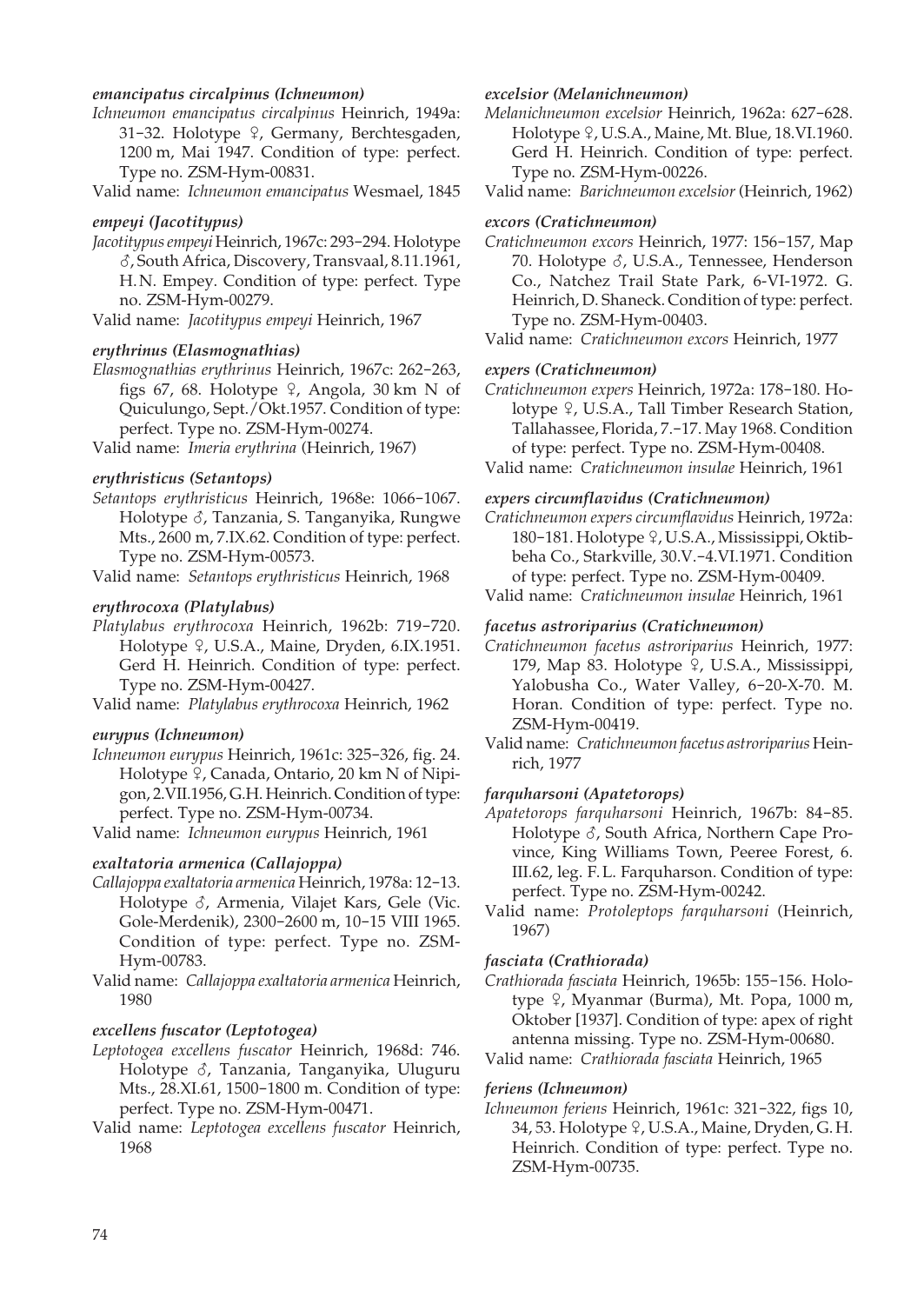***emancipatus circalpinus (Ichneumon)***

*Ichneumon emancipatus circalpinus* Heinrich, 1949a: 31–32. Holotype ♀, Germany, Berchtesgaden, 1200 m, Mai 1947. Condition of type: perfect. Type no. ZSM-Hym-00831.

Valid name: *Ichneumon emancipatus* Wesmael, 1845

***empeyi (Jacotitypus)***

*Jacotitypus empeyi* Heinrich, 1967c: 293–294. Holotype ♂, South Africa, Discovery, Transvaal, 8.11.1961, H.N. Empey. Condition of type: perfect. Type no. ZSM-Hym-00279.

Valid name: *Jacotitypus empeyi* Heinrich, 1967

***erythrinus (Elasmognathias)***

*Elasmognathias erythrinus* Heinrich, 1967c: 262–263, figs 67, 68. Holotype ♀, Angola, 30 km N of Quiculungo, Sept./Okt.1957. Condition of type: perfect. Type no. ZSM-Hym-00274.

Valid name: *Imeria erythrina* (Heinrich, 1967)

***erythristicus (Setantops)***

*Setantops erythristicus* Heinrich, 1968e: 1066–1067. Holotype ♂, Tanzania, S. Tanganyika, Rungwe Mts., 2600 m, 7.IX.62. Condition of type: perfect. Type no. ZSM-Hym-00573.

Valid name: *Setantops erythristicus* Heinrich, 1968

***erythrocoxa (Platylabus)***

*Platylabus erythrocoxa* Heinrich, 1962b: 719–720. Holotype ♀, U.S.A., Maine, Dryden, 6.IX.1951. Gerd H. Heinrich. Condition of type: perfect. Type no. ZSM-Hym-00427.

Valid name: *Platylabus erythrocoxa* Heinrich, 1962

***eurypus (Ichneumon)***

*Ichneumon eurypus* Heinrich, 1961c: 325–326, fig. 24. Holotype ♀, Canada, Ontario, 20 km N of Nipigon, 2.VII.1956, G.H. Heinrich. Condition of type: perfect. Type no. ZSM-Hym-00734.

Valid name: *Ichneumon eurypus* Heinrich, 1961

***exaltatoria armenica (Callajoppa)***

*Callajoppa exaltatoria armenica* Heinrich, 1978a: 12–13. Holotype ♂, Armenia, Vilajet Kars, Gele (Vic. Gole-Merdenik), 2300–2600 m, 10–15 VIII 1965. Condition of type: perfect. Type no. ZSM-Hym-00783.

Valid name: *Callajoppa exaltatoria armenica* Heinrich, 1980

***excellens fuscator (Leptotogea)***

*Leptotogea excellens fuscator* Heinrich, 1968d: 746. Holotype ♂, Tanzania, Tanganyika, Uluguru Mts., 28.XI.61, 1500–1800 m. Condition of type: perfect. Type no. ZSM-Hym-00471.

Valid name: *Leptotogea excellens fuscator* Heinrich, 1968

***excelsior (Melanichneumon)***

*Melanichneumon excelsior* Heinrich, 1962a: 627–628. Holotype ♀, U.S.A., Maine, Mt. Blue, 18.VI.1960. Gerd H. Heinrich. Condition of type: perfect. Type no. ZSM-Hym-00226.

Valid name: *Barichneumon excelsior* (Heinrich, 1962)

***excors (Cratichneumon)***

*Cratichneumon excors* Heinrich, 1977: 156–157, Map 70. Holotype ♂, U.S.A., Tennessee, Henderson Co., Natchez Trail State Park, 6-VI-1972. G. Heinrich, D. Shaneck. Condition of type: perfect. Type no. ZSM-Hym-00403.

Valid name: *Cratichneumon excors* Heinrich, 1977

***expers (Cratichneumon)***

*Cratichneumon expers* Heinrich, 1972a: 178–180. Holotype ♀, U.S.A., Tall Timber Research Station, Tallahassee, Florida, 7.–17. May 1968. Condition of type: perfect. Type no. ZSM-Hym-00408.

Valid name: *Cratichneumon insulae* Heinrich, 1961

***expers circumflavidus (Cratichneumon)***

*Cratichneumon expers circumflavidus* Heinrich, 1972a: 180–181. Holotype ♀, U.S.A., Mississippi, Oktibbeha Co., Starkville, 30.V.–4.VI.1971. Condition of type: perfect. Type no. ZSM-Hym-00409.

Valid name: *Cratichneumon insulae* Heinrich, 1961

***facetus astroriparius (Cratichneumon)***

*Cratichneumon facetus astroriparius* Heinrich, 1977: 179, Map 83. Holotype ♀, U.S.A., Mississippi, Yalobusha Co., Water Valley, 6–20-X-70. M. Horan. Condition of type: perfect. Type no. ZSM-Hym-00419.

Valid name: *Cratichneumon facetus astroriparius* Heinrich, 1977

***farquharsoni (Apatetorops)***

*Apatetorops farquharsoni* Heinrich, 1967b: 84–85. Holotype ♂, South Africa, Northern Cape Province, King Williams Town, Peeree Forest, 6. III.62, leg. F.L. Farquharson. Condition of type: perfect. Type no. ZSM-Hym-00242.

Valid name: *Protoleptops farquharsoni* (Heinrich, 1967)

***fasciata (Crathiorada)***

*Crathiorada fasciata* Heinrich, 1965b: 155–156. Holotype ♀, Myanmar (Burma), Mt. Popa, 1000 m, Oktober [1937]. Condition of type: apex of right antenna missing. Type no. ZSM-Hym-00680.

Valid name: *Crathiorada fasciata* Heinrich, 1965

***feriens (Ichneumon)***

*Ichneumon feriens* Heinrich, 1961c: 321–322, figs 10, 34, 53. Holotype ♀, U.S.A., Maine, Dryden, G.H. Heinrich. Condition of type: perfect. Type no. ZSM-Hym-00735.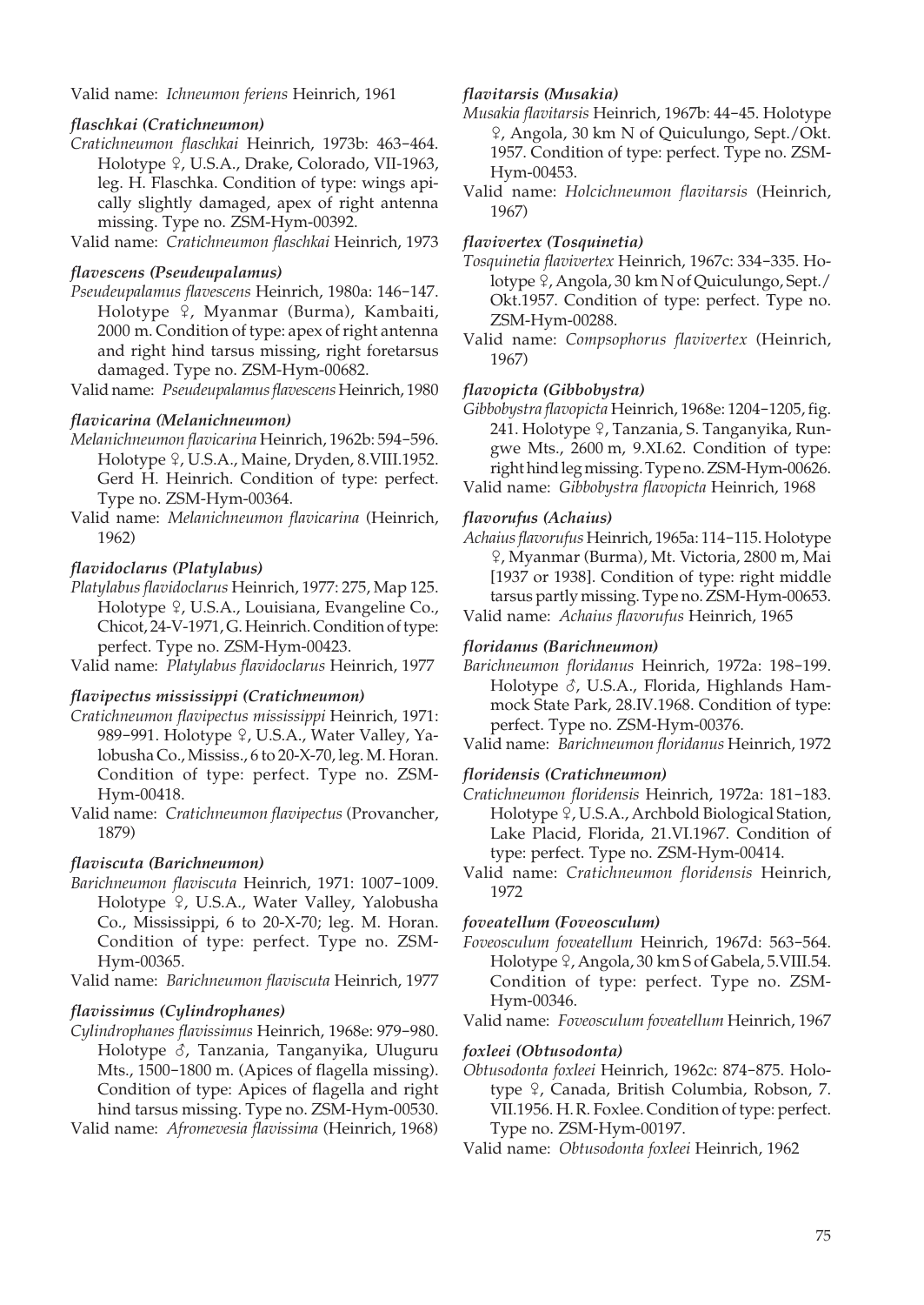Valid name: *Ichneumon feriens* Heinrich, 1961

***flaschkai (Cratichneumon)***

*Cratichneumon flaschkai* Heinrich, 1973b: 463–464. Holotype ♀, U.S.A., Drake, Colorado, VII-1963, leg. H. Flaschka. Condition of type: wings apically slightly damaged, apex of right antenna missing. Type no. ZSM-Hym-00392.

Valid name: *Cratichneumon flaschkai* Heinrich, 1973

***flavescens (Pseudeupalamus)***

*Pseudeupalamus flavescens* Heinrich, 1980a: 146–147. Holotype ♀, Myanmar (Burma), Kambaiti, 2000 m. Condition of type: apex of right antenna and right hind tarsus missing, right foretarsus damaged. Type no. ZSM-Hym-00682.

Valid name: *Pseudeupalamus flavescens* Heinrich, 1980

***flavicarina (Melanichneumon)***

*Melanichneumon flavicarina* Heinrich, 1962b: 594–596. Holotype ♀, U.S.A., Maine, Dryden, 8.VIII.1952. Gerd H. Heinrich. Condition of type: perfect. Type no. ZSM-Hym-00364.

Valid name: *Melanichneumon flavicarina* (Heinrich, 1962)

***flavidoclarus (Platylabus)***

*Platylabus flavidoclarus* Heinrich, 1977: 275, Map 125. Holotype ♀, U.S.A., Louisiana, Evangeline Co., Chicot, 24-V-1971, G. Heinrich. Condition of type: perfect. Type no. ZSM-Hym-00423.

Valid name: *Platylabus flavidoclarus* Heinrich, 1977

***flavipectus mississippi (Cratichneumon)***

*Cratichneumon flavipectus mississippi* Heinrich, 1971: 989–991. Holotype ♀, U.S.A., Water Valley, Yalobusha Co.,Ississ., 6 to 20-X-70, leg. M. Horan. Condition of type: perfect. Type no. ZSM-Hym-00418.

Valid name: *Cratichneumon flavipectus* (Provancher, 1879)

***flaviscuta (Barichneumon)***

*Barichneumon flaviscuta* Heinrich, 1971: 1007–1009. Holotype ♀, U.S.A., Water Valley, Yalobusha Co., Mississippi, 6 to 20-X-70; leg. M. Horan. Condition of type: perfect. Type no. ZSM-Hym-00365.

Valid name: *Barichneumon flaviscuta* Heinrich, 1977

***flavissimus (Cylindrophanes)***

*Cylindrophanes flavissimus* Heinrich, 1968e: 979–980. Holotype ♂, Tanzania, Tanganyika, Uluguru Mts., 1500–1800 m. (Apices of flagella missing). Condition of type: Apices of flagella and right hind tarsus missing. Type no. ZSM-Hym-00530.

Valid name: *Afromevesia flavissima* (Heinrich, 1968)

***flavitarsis (Musakia)***

*Musakia flavitarsis* Heinrich, 1967b: 44–45. Holotype ♀, Angola, 30 km N of Quiculungo, Sept./Okt. 1957. Condition of type: perfect. Type no. ZSM-Hym-00453.

Valid name: *Holcichneumon flavitarsis* (Heinrich, 1967)

***flavivertex (Tosquinetia)***

*Tosquinetia flavivertex* Heinrich, 1967c: 334–335. Holotype ♀, Angola, 30 km N of Quiculungo, Sept./ Okt.1957. Condition of type: perfect. Type no. ZSM-Hym-00288.

Valid name: *Compsophorus flavivertex* (Heinrich, 1967)

***flavopicta (Gibbobystra)***

*Gibbobystra flavopicta* Heinrich, 1968e: 1204–1205, fig. 241. Holotype ♀, Tanzania, S. Tanganyika, Rungwe Mts., 2600 m, 9.XI.62. Condition of type: right hind leg missing. Type no. ZSM-Hym-00626.

Valid name: *Gibbobystra flavopicta* Heinrich, 1968

***flavorufus (Achaius)***

*Achaius flavorufus* Heinrich, 1965a: 114–115. Holotype ♀, Myanmar (Burma), Mt. Victoria, 2800 m, Mai [1937 or 1938]. Condition of type: right middle tarsus partly missing. Type no. ZSM-Hym-00653.

Valid name: *Achaius flavorufus* Heinrich, 1965

***floridanus (Barichneumon)***

*Barichneumon floridanus* Heinrich, 1972a: 198–199. Holotype ♂, U.S.A., Florida, Highlands Hammock State Park, 28.IV.1968. Condition of type: perfect. Type no. ZSM-Hym-00376.

Valid name: *Barichneumon floridanus* Heinrich, 1972

***floridensis (Cratichneumon)***

*Cratichneumon floridensis* Heinrich, 1972a: 181–183. Holotype ♀, U.S.A., Archbold Biological Station, Lake Placid, Florida, 21.VI.1967. Condition of type: perfect. Type no. ZSM-Hym-00414.

Valid name: *Cratichneumon floridensis* Heinrich, 1972

***foveatellum (Foveosculum)***

*Foveosculum foveatellum* Heinrich, 1967d: 563–564. Holotype ♀, Angola, 30 km S of Gabela, 5.VIII.54. Condition of type: perfect. Type no. ZSM-Hym-00346.

Valid name: *Foveosculum foveatellum* Heinrich, 1967

***foxleei (Obtusodonta)***

*Obtusodonta foxleei* Heinrich, 1962c: 874–875. Holotype ♀, Canada, British Columbia, Robson, 7. VII.1956. H. R. Foxlee. Condition of type: perfect. Type no. ZSM-Hym-00197.

Valid name: *Obtusodonta foxleei* Heinrich, 1962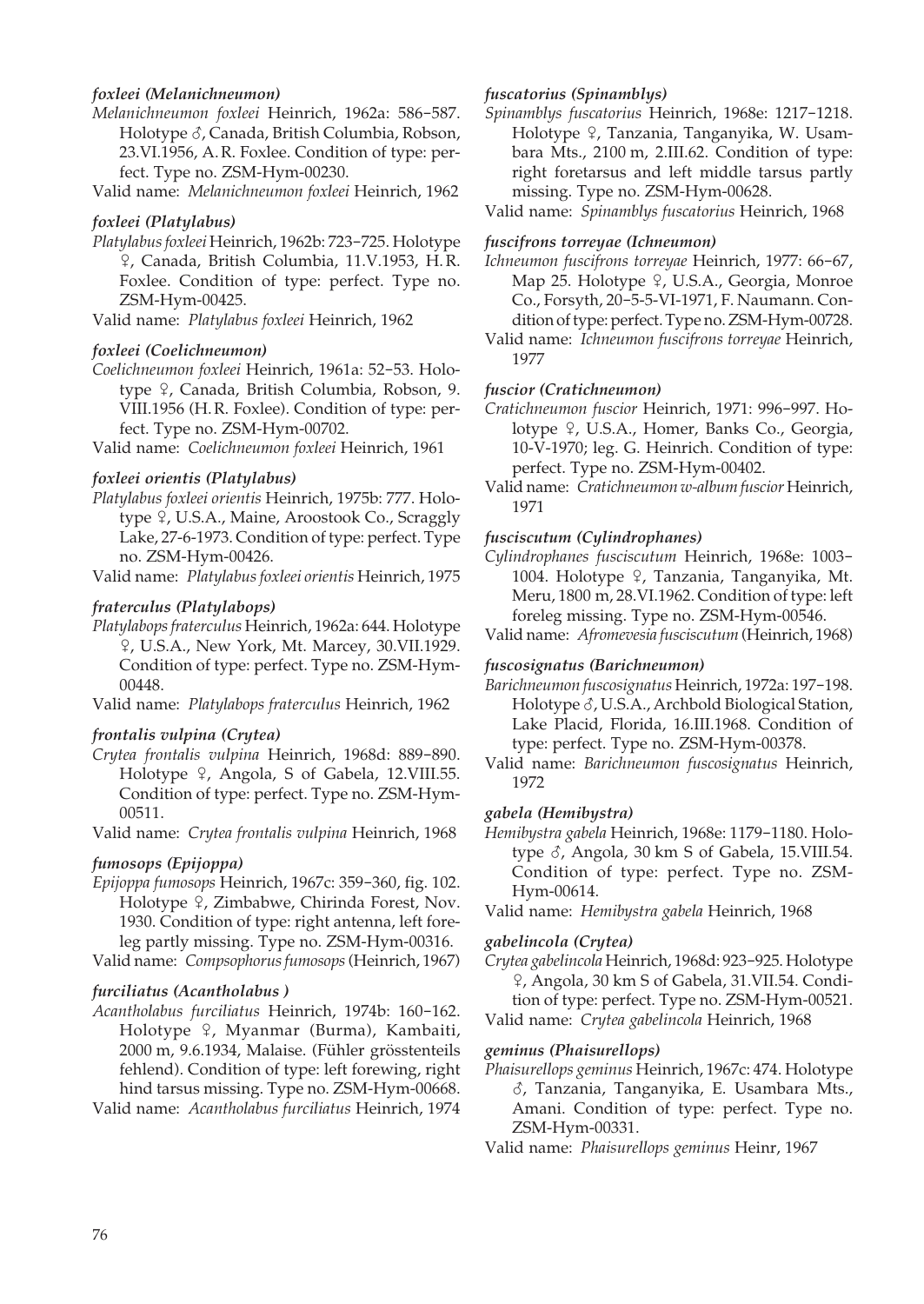#### *foxleei (Melanichneumon)*

*Melanichneumon foxleei* Heinrich, 1962a: 586–587. Holotype ♂, Canada, British Columbia, Robson, 23.VI.1956, A. R. Foxlee. Condition of type: perfect. Type no. ZSM-Hym-00230.

Valid name: *Melanichneumon foxleei* Heinrich, 1962

#### *foxleei (Platylabus)*

*Platylabus foxleei* Heinrich, 1962b: 723–725. Holotype ♀, Canada, British Columbia, 11.V.1953, H. R. Foxlee. Condition of type: perfect. Type no. ZSM-Hym-00425.

Valid name: *Platylabus foxleei* Heinrich, 1962

#### *foxleei (Coelichneumon)*

*Coelichneumon foxleei* Heinrich, 1961a: 52–53. Holotype ♀, Canada, British Columbia, Robson, 9. VIII.1956 (H. R. Foxlee). Condition of type: perfect. Type no. ZSM-Hym-00702.

Valid name: *Coelichneumon foxleei* Heinrich, 1961

#### *foxleei orientis (Platylabus)*

*Platylabus foxleei orientis* Heinrich, 1975b: 777. Holotype ♀, U.S.A., Maine, Aroostook Co., Scraggly Lake, 27-6-1973. Condition of type: perfect. Type no. ZSM-Hym-00426.

Valid name: *Platylabus foxleei orientis* Heinrich, 1975

#### *fraterculus (Platylabops)*

*Platylabops fraterculus* Heinrich, 1962a: 644. Holotype ♀, U.S.A., New York, Mt. Marcey, 30.VII.1929. Condition of type: perfect. Type no. ZSM-Hym-00448.

Valid name: *Platylabops fraterculus* Heinrich, 1962

#### *frontalis vulpina (Crytea)*

*Crytea frontalis vulpina* Heinrich, 1968d: 889–890. Holotype ♀, Angola, S of Gabela, 12.VIII.55. Condition of type: perfect. Type no. ZSM-Hym-00511.

Valid name: *Crytea frontalis vulpina* Heinrich, 1968

#### *fumosops (Epijoppa)*

*Epijoppa fumosops* Heinrich, 1967c: 359–360, fig. 102. Holotype ♀, Zimbabwe, Chirinda Forest, Nov. 1930. Condition of type: right antenna, left foreleg partly missing. Type no. ZSM-Hym-00316.

Valid name: *Compsophorus fumosops* (Heinrich, 1967)

#### *furciliatus (Acantholabus )*

*Acantholabus furciliatus* Heinrich, 1974b: 160–162. Holotype ♀, Myanmar (Burma), Kambaiti, 2000 m, 9.6.1934, Malaise. (Fühler grösstenteils fehlend). Condition of type: left forewing, right hind tarsus missing. Type no. ZSM-Hym-00668.

Valid name: *Acantholabus furciliatus* Heinrich, 1974

#### *fuscatorius (Spinamblys)*

*Spinamblys fuscatorius* Heinrich, 1968e: 1217–1218. Holotype ♀, Tanzania, Tanganyika, W. Usambara Mts., 2100 m, 2.III.62. Condition of type: right foretarsus and left middle tarsus partly missing. Type no. ZSM-Hym-00628.

Valid name: *Spinamblys fuscatorius* Heinrich, 1968

#### *fuscifrons torreyae (Ichneumon)*

*Ichneumon fuscifrons torreyae* Heinrich, 1977: 66–67, Map 25. Holotype ♀, U.S.A., Georgia, Monroe Co., Forsyth, 20–5-5-VI-1971, F. Naumann. Condition of type: perfect. Type no. ZSM-Hym-00728.

Valid name: *Ichneumon fuscifrons torreyae* Heinrich, 1977

#### *fuscior (Cratichneumon)*

*Cratichneumon fuscior* Heinrich, 1971: 996–997. Holotype ♀, U.S.A., Homer, Banks Co., Georgia, 10-V-1970; leg. G. Heinrich. Condition of type: perfect. Type no. ZSM-Hym-00402.

Valid name: *Cratichneumon w-album fuscior* Heinrich, 1971

#### *fusciscutum (Cylindrophanes)*

*Cylindrophanes fusciscutum* Heinrich, 1968e: 1003–1004. Holotype ♀, Tanzania, Tanganyika, Mt. Meru, 1800 m, 28.VI.1962. Condition of type: left foreleg missing. Type no. ZSM-Hym-00546.

Valid name: *Afromevesia fusciscutum* (Heinrich, 1968)

#### *fuscosignatus (Barichneumon)*

*Barichneumon fuscosignatus* Heinrich, 1972a: 197–198. Holotype ♂, U.S.A., Archbold Biological Station, Lake Placid, Florida, 16.III.1968. Condition of type: perfect. Type no. ZSM-Hym-00378.

Valid name: *Barichneumon fuscosignatus* Heinrich, 1972

#### *gabela (Hemibystra)*

*Hemibystra gabela* Heinrich, 1968e: 1179–1180. Holotype ♂, Angola, 30 km S of Gabela, 15.VIII.54. Condition of type: perfect. Type no. ZSM-Hym-00614.

Valid name: *Hemibystra gabela* Heinrich, 1968

#### *gabelincola (Crytea)*

*Crytea gabelincola* Heinrich, 1968d: 923–925. Holotype ♀, Angola, 30 km S of Gabela, 31.VII.54. Condition of type: perfect. Type no. ZSM-Hym-00521.

Valid name: *Crytea gabelincola* Heinrich, 1968

#### *geminus (Phaisurellops)*

*Phaisurellops geminus* Heinrich, 1967c: 474. Holotype ♂, Tanzania, Tanganyika, E. Usambara Mts., Amani. Condition of type: perfect. Type no. ZSM-Hym-00331.

Valid name: *Phaisurellops geminus* Heinr, 1967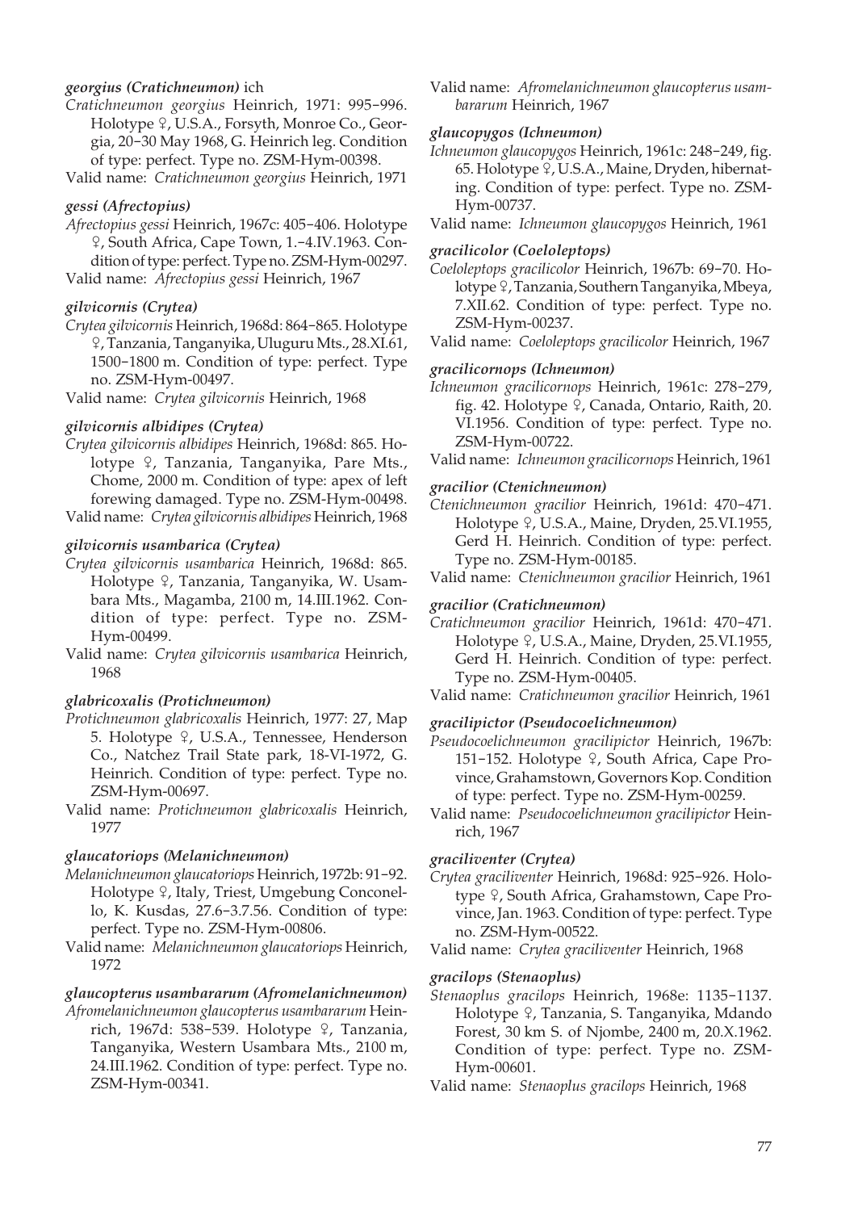***georgius (Cratichneumon)*** ich

*Cratichneumon georgius* Heinrich, 1971: 995–996. Holotype ♀, U.S.A., Forsyth, Monroe Co., Georgia, 20–30 May 1968, G. Heinrich leg. Condition of type: perfect. Type no. ZSM-Hym-00398.

Valid name: *Cratichneumon georgius* Heinrich, 1971

***gessi (Afrectopius)***

*Afrectopius gessi* Heinrich, 1967c: 405–406. Holotype ♀, South Africa, Cape Town, 1.–4.IV.1963. Condition of type: perfect. Type no. ZSM-Hym-00297.

Valid name: *Afrectopius gessi* Heinrich, 1967

***gilvicornis (Crytea)***

*Crytea gilvicornis* Heinrich, 1968d: 864–865. Holotype ♀, Tanzania, Tanganyika, Uluguru Mts., 28.XI.61, 1500–1800 m. Condition of type: perfect. Type no. ZSM-Hym-00497.

Valid name: *Crytea gilvicornis* Heinrich, 1968

***gilvicornis albidipes (Crytea)***

*Crytea gilvicornis albidipes* Heinrich, 1968d: 865. Holotype ♀, Tanzania, Tanganyika, Pare Mts., Chome, 2000 m. Condition of type: apex of left forewing damaged. Type no. ZSM-Hym-00498.

Valid name: *Crytea gilvicornis albidipes* Heinrich, 1968

***gilvicornis usambarica (Crytea)***

*Crytea gilvicornis usambarica* Heinrich, 1968d: 865. Holotype ♀, Tanzania, Tanganyika, W. Usambara Mts., Magamba, 2100 m, 14.III.1962. Condition of type: perfect. Type no. ZSM-Hym-00499.

Valid name: *Crytea gilvicornis usambarica* Heinrich, 1968

***glabricoxalis (Protichneumon)***

*Protichneumon glabricoxalis* Heinrich, 1977: 27, Map 5. Holotype ♀, U.S.A., Tennessee, Henderson Co., Natchez Trail State park, 18-VI-1972, G. Heinrich. Condition of type: perfect. Type no. ZSM-Hym-00697.

Valid name: *Protichneumon glabricoxalis* Heinrich, 1977

***glaucatoriops (Melanichneumon)***

*Melanichneumon glaucatoriops* Heinrich, 1972b: 91–92. Holotype ♀, Italy, Triest, Umgebung Conconello, K. Kusdas, 27.6–3.7.56. Condition of type: perfect. Type no. ZSM-Hym-00806.

Valid name: *Melanichneumon glaucatoriops* Heinrich, 1972

***glaucopterus usambararum (Afromelanichneumon)***

*Afromelanichneumon glaucopterus usambararum* Heinrich, 1967d: 538–539. Holotype ♀, Tanzania, Tanganyika, Western Usambara Mts., 2100 m, 24.III.1962. Condition of type: perfect. Type no. ZSM-Hym-00341.

Valid name: *Afromelanichneumon glaucopterus usambararum* Heinrich, 1967

***glaucopygos (Ichneumon)***

*Ichneumon glaucopygos* Heinrich, 1961c: 248–249, fig. 65. Holotype ♀, U.S.A., Maine, Dryden, hibernating. Condition of type: perfect. Type no. ZSM-Hym-00737.

Valid name: *Ichneumon glaucopygos* Heinrich, 1961

***gracilicolor (Coeloleptops)***

*Coeloleptops gracilicolor* Heinrich, 1967b: 69–70. Holotype ♀, Tanzania, Southern Tanganyika, Mbeya, 7.XII.62. Condition of type: perfect. Type no. ZSM-Hym-00237.

Valid name: *Coeloleptops gracilicolor* Heinrich, 1967

***gracilicornops (Ichneumon)***

*Ichneumon gracilicornops* Heinrich, 1961c: 278–279, fig. 42. Holotype ♀, Canada, Ontario, Raith, 20. VI.1956. Condition of type: perfect. Type no. ZSM-Hym-00722.

Valid name: *Ichneumon gracilicornops* Heinrich, 1961

***gracilior (Ctenichneumon)***

*Ctenichneumon gracilior* Heinrich, 1961d: 470–471. Holotype ♀, U.S.A., Maine, Dryden, 25.VI.1955, Gerd H. Heinrich. Condition of type: perfect. Type no. ZSM-Hym-00185.

Valid name: *Ctenichneumon gracilior* Heinrich, 1961

***gracilior (Cratichneumon)***

*Cratichneumon gracilior* Heinrich, 1961d: 470–471. Holotype ♀, U.S.A., Maine, Dryden, 25.VI.1955, Gerd H. Heinrich. Condition of type: perfect. Type no. ZSM-Hym-00405.

Valid name: *Cratichneumon gracilior* Heinrich, 1961

***gracilipictor (Pseudocoelichneumon)***

*Pseudocoelichneumon gracilipictor* Heinrich, 1967b: 151–152. Holotype ♀, South Africa, Cape Province, Grahamstown, Governors Kop. Condition of type: perfect. Type no. ZSM-Hym-00259.

Valid name: *Pseudocoelichneumon gracilipictor* Heinrich, 1967

***graciliventer (Crytea)***

*Crytea graciliventer* Heinrich, 1968d: 925–926. Holotype ♀, South Africa, Grahamstown, Cape Province, Jan. 1963. Condition of type: perfect. Type no. ZSM-Hym-00522.

Valid name: *Crytea graciliventer* Heinrich, 1968

***gracilops (Stenaoplus)***

*Stenaoplus gracilops* Heinrich, 1968e: 1135–1137. Holotype ♀, Tanzania, S. Tanganyika, Mdando Forest, 30 km S. of Njombe, 2400 m, 20.X.1962. Condition of type: perfect. Type no. ZSM-Hym-00601.

Valid name: *Stenaoplus gracilops* Heinrich, 1968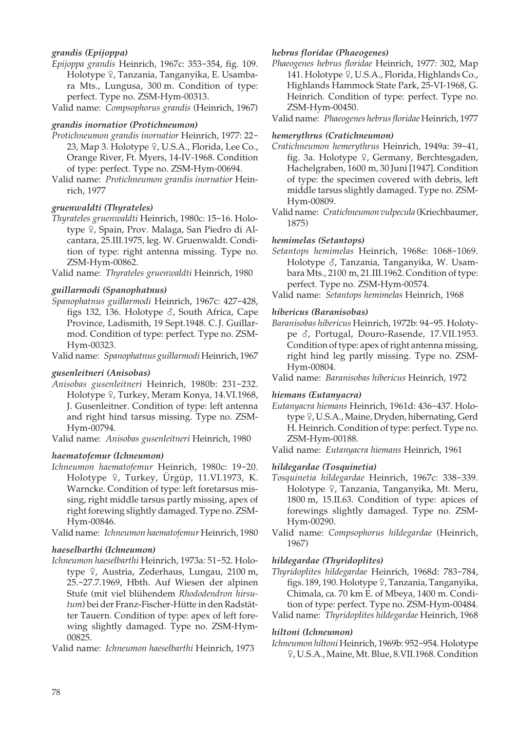### *grandis (Epijoppa)*

*Epijoppa grandis* Heinrich, 1967c: 353–354, fig. 109. Holotype ♀, Tanzania, Tanganyika, E. Usambara Mts., Lungusa, 300 m. Condition of type: perfect. Type no. ZSM-Hym-00313.

Valid name: *Compsophorus grandis* (Heinrich, 1967)

### *grandis inornatior (Protichneumon)*

*Protichneumon grandis inornatior* Heinrich, 1977: 22–23, Map 3. Holotype ♀, U.S.A., Florida, Lee Co., Orange River, Ft. Myers, 14-IV-1968. Condition of type: perfect. Type no. ZSM-Hym-00694.

Valid name: *Protichneumon grandis inornatior* Heinrich, 1977

### *gruenwaldti (Thyrateles)*

*Thyrateles gruenwaldti* Heinrich, 1980c: 15–16. Holotype ♀, Spain, Prov. Malaga, San Piedro di Alcantara, 25.III.1975, leg. W. Gruenwaldt. Condition of type: right antenna missing. Type no. ZSM-Hym-00862.

Valid name: *Thyrateles gruenwaldti* Heinrich, 1980

### *guillarmodi (Spanophatnus)*

*Spanophatnus guillarmodi* Heinrich, 1967c: 427–428, figs 132, 136. Holotype ♂, South Africa, Cape Province, Ladismith, 19 Sept.1948. C. J. Guillarmod. Condition of type: perfect. Type no. ZSM-Hym-00323.

Valid name: *Spanophatnus guillarmodi* Heinrich, 1967

### *gusenleitneri (Anisobas)*

*Anisobas gusenleitneri* Heinrich, 1980b: 231–232. Holotype ♀, Turkey, Meram Konya, 14.VI.1968, J. Gusenleitner. Condition of type: left antenna and right hind tarsus missing. Type no. ZSM-Hym-00794.

Valid name: *Anisobas gusenleitneri* Heinrich, 1980

### *haematofemur (Ichneumon)*

*Ichneumon haematofemur* Heinrich, 1980c: 19–20. Holotype ♀, Turkey, Ürgüp, 11.VI.1973, K. Warncke. Condition of type: left foretarsus missing, right middle tarsus partly missing, apex of right forewing slightly damaged. Type no. ZSM-Hym-00846.

Valid name: *Ichneumon haematofemur* Heinrich, 1980

### *haeselbarthi (Ichneumon)*

*Ichneumon haeselbarthi* Heinrich, 1973a: 51–52. Holotype ♀, Austria, Zederhaus, Lungau, 2100 m, 25.–27.7.1969, Hbth. Auf Wiesen der alpinen Stufe (mit viel blühendem *Rhododendron hirsutum*) bei der Franz-Fischer-Hütte in den Radstätter Tauern. Condition of type: apex of left forewing slightly damaged. Type no. ZSM-Hym-00825.

Valid name: *Ichneumon haeselbarthi* Heinrich, 1973

### *hebrus floridae (Phaeogenes)*

*Phaeogenes hebrus floridae* Heinrich, 1977: 302, Map 141. Holotype ♀, U.S.A., Florida, Highlands Co., Highlands Hammock State Park, 25-VI-1968, G. Heinrich. Condition of type: perfect. Type no. ZSM-Hym-00450.

Valid name: *Phaeogenes hebrus floridae* Heinrich, 1977

### *hemerythrus (Cratichneumon)*

*Cratichneumon hemerythrus* Heinrich, 1949a: 39–41, fig. 3a. Holotype ♀, Germany, Berchtesgaden, Hachelgraben, 1600 m, 30 Juni [1947]. Condition of type: the specimen covered with debris, left middle tarsus slightly damaged. Type no. ZSM-Hym-00809.

Valid name: *Cratichneumon vulpecula* (Kriechbaumer, 1875)

### *hemimelas (Setantops)*

*Setantops hemimelas* Heinrich, 1968e: 1068–1069. Holotype ♂, Tanzania, Tanganyika, W. Usambara Mts., 2100 m, 21.III.1962. Condition of type: perfect. Type no. ZSM-Hym-00574.

Valid name: *Setantops hemimelas* Heinrich, 1968

### *hibericus (Baranisobas)*

*Baranisobas hibericus* Heinrich, 1972b: 94–95. Holotype ♂, Portugal, Douro-Rasende, 17.VII.1953. Condition of type: apex of right antenna missing, right hind leg partly missing. Type no. ZSM-Hym-00804.

Valid name: *Baranisobas hibericus* Heinrich, 1972

### *hiemans (Eutanyacra)*

*Eutanyacra hiemans* Heinrich, 1961d: 436–437. Holotype ♀, U.S.A., Maine, Dryden, hibernating, Gerd H. Heinrich. Condition of type: perfect. Type no. ZSM-Hym-00188.

Valid name: *Eutanyacra hiemans* Heinrich, 1961

### *hildegardae (Tosquinetia)*

*Tosquinetia hildegardae* Heinrich, 1967c: 338–339. Holotype ♀, Tanzania, Tanganyika, Mt. Meru, 1800 m, 15.II.63. Condition of type: apices of forewings slightly damaged. Type no. ZSM-Hym-00290.

Valid name: *Compsophorus hildegardae* (Heinrich, 1967)

### *hildegardae (Thyridoplites)*

*Thyridoplites hildegardae* Heinrich, 1968d: 783–784, figs. 189, 190. Holotype ♀, Tanzania, Tanganyika, Chimala, ca. 70 km E. of Mbeya, 1400 m. Condition of type: perfect. Type no. ZSM-Hym-00484.

Valid name: *Thyridoplites hildegardae* Heinrich, 1968

### *hiltoni (Ichneumon)*

*Ichneumon hiltoni* Heinrich, 1969b: 952–954. Holotype ♀, U.S.A., Maine, Mt. Blue, 8.VII.1968. Condition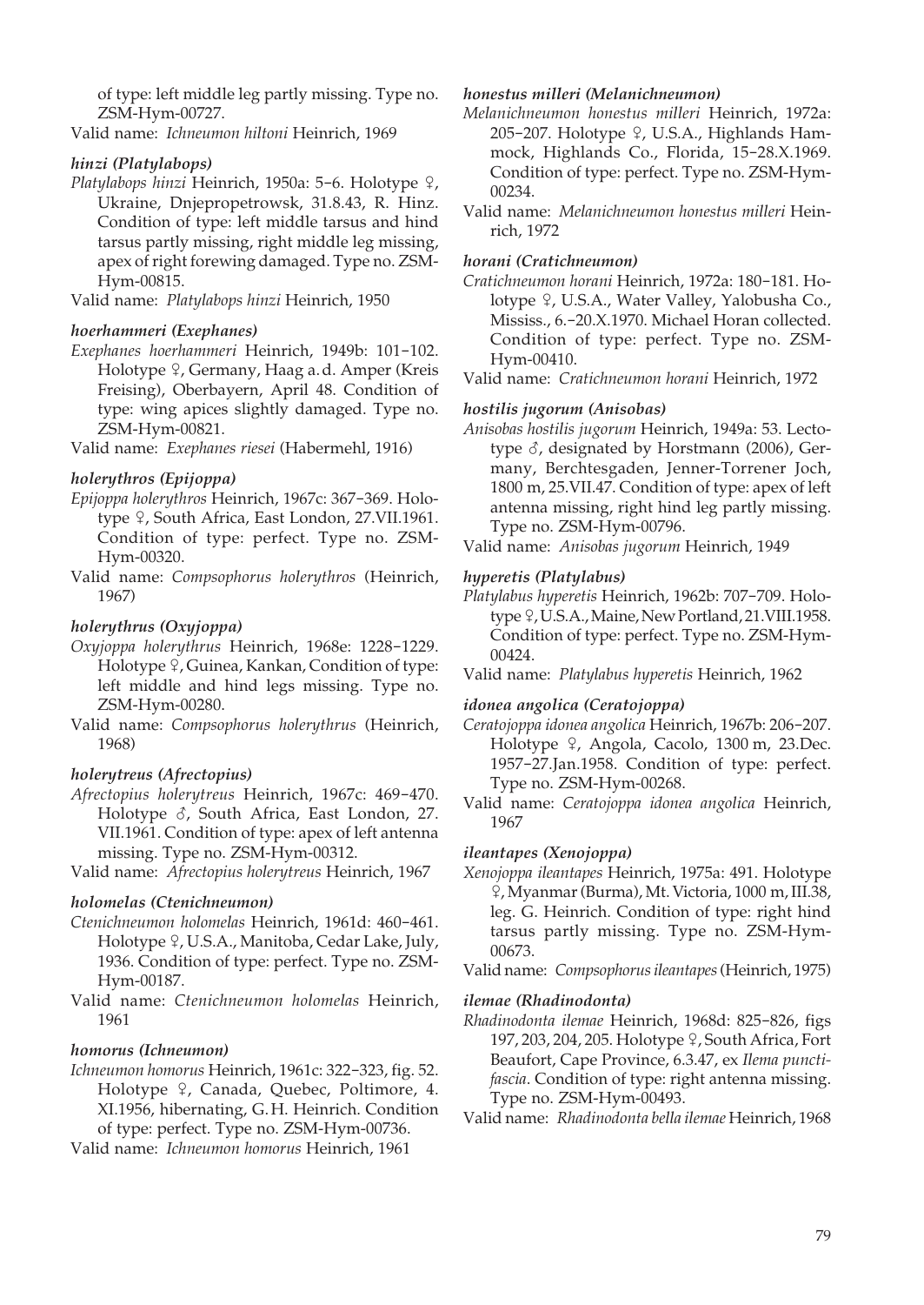of type: left middle leg partly missing. Type no. ZSM-Hym-00727.

Valid name: *Ichneumon hiltoni* Heinrich, 1969

### *hinzi (Platylabops)*

*Platylabops hinzi* Heinrich, 1950a: 5–6. Holotype ♀, Ukraine, Dnjepropetrowsk, 31.8.43, R. Hinz. Condition of type: left middle tarsus and hind tarsus partly missing, right middle leg missing, apex of right forewing damaged. Type no. ZSM-Hym-00815.

Valid name: *Platylabops hinzi* Heinrich, 1950

### *hoerhammeri (Exephanes)*

*Exephanes hoerhammeri* Heinrich, 1949b: 101–102. Holotype ♀, Germany, Haag a. d. Amper (Kreis Freising), Oberbayern, April 48. Condition of type: wing apices slightly damaged. Type no. ZSM-Hym-00821.

Valid name: *Exephanes riesei* (Habermehl, 1916)

### *holerythros (Epijoppa)*

*Epijoppa holerythros* Heinrich, 1967c: 367–369. Holotype ♀, South Africa, East London, 27.VII.1961. Condition of type: perfect. Type no. ZSM-Hym-00320.

Valid name: *Compsophorus holerythros* (Heinrich, 1967)

### *holerythrus (Oxyjoppa)*

*Oxyjoppa holerythrus* Heinrich, 1968e: 1228–1229. Holotype ♀, Guinea, Kankan, Condition of type: left middle and hind legs missing. Type no. ZSM-Hym-00280.

Valid name: *Compsophorus holerythrus* (Heinrich, 1968)

### *holerytreus (Afrectopius)*

*Afrectopius holerytreus* Heinrich, 1967c: 469–470. Holotype ♂, South Africa, East London, 27. VII.1961. Condition of type: apex of left antenna missing. Type no. ZSM-Hym-00312.

Valid name: *Afrectopius holerytreus* Heinrich, 1967

### *holomelas (Ctenichneumon)*

*Ctenichneumon holomelas* Heinrich, 1961d: 460–461. Holotype ♀, U.S.A., Manitoba, Cedar Lake, July, 1936. Condition of type: perfect. Type no. ZSM-Hym-00187.

Valid name: *Ctenichneumon holomelas* Heinrich, 1961

### *homorus (Ichneumon)*

*Ichneumon homorus* Heinrich, 1961c: 322–323, fig. 52. Holotype ♀, Canada, Quebec, Poltimore, 4. XI.1956, hibernating, G. H. Heinrich. Condition of type: perfect. Type no. ZSM-Hym-00736.

Valid name: *Ichneumon homorus* Heinrich, 1961

### *honestus milleri (Melanichneumon)*

*Melanichneumon honestus milleri* Heinrich, 1972a: 205–207. Holotype ♀, U.S.A., Highlands Hammock, Highlands Co., Florida, 15–28.X.1969. Condition of type: perfect. Type no. ZSM-Hym-00234.

Valid name: *Melanichneumon honestus milleri* Heinrich, 1972

### *horani (Cratichneumon)*

*Cratichneumon horani* Heinrich, 1972a: 180–181. Holotype ♀, U.S.A., Water Valley, Yalobusha Co., Mississ., 6.–20.X.1970. Michael Horan collected. Condition of type: perfect. Type no. ZSM-Hym-00410.

Valid name: *Cratichneumon horani* Heinrich, 1972

### *hostilis jugorum (Anisobas)*

*Anisobas hostilis jugorum* Heinrich, 1949a: 53. Lectotype ♂, designated by Horstmann (2006), Germany, Berchtesgaden, Jenner-Torrener Joch, 1800 m, 25.VII.47. Condition of type: apex of left antenna missing, right hind leg partly missing. Type no. ZSM-Hym-00796.

Valid name: *Anisobas jugorum* Heinrich, 1949

### *hyperetis (Platylabus)*

*Platylabus hyperetis* Heinrich, 1962b: 707–709. Holotype ♀, U.S.A., Maine, New Portland, 21.VIII.1958. Condition of type: perfect. Type no. ZSM-Hym-00424.

Valid name: *Platylabus hyperetis* Heinrich, 1962

### *idonea angolica (Ceratojoppa)*

*Ceratojoppa idonea angolica* Heinrich, 1967b: 206–207. Holotype ♀, Angola, Cacolo, 1300 m, 23.Dec. 1957–27.Jan.1958. Condition of type: perfect. Type no. ZSM-Hym-00268.

Valid name: *Ceratojoppa idonea angolica* Heinrich, 1967

### *ileantapes (Xenojoppa)*

*Xenojoppa ileantapes* Heinrich, 1975a: 491. Holotype ♀, Myanmar (Burma), Mt. Victoria, 1000 m, III.38, leg. G. Heinrich. Condition of type: right hind tarsus partly missing. Type no. ZSM-Hym-00673.

Valid name: *Compsophorus ileantapes* (Heinrich, 1975)

### *ilemae (Rhadinodonta)*

*Rhadinodonta ilemae* Heinrich, 1968d: 825–826, figs 197, 203, 204, 205. Holotype ♀, South Africa, Fort Beaufort, Cape Province, 6.3.47, ex *Ilema punctifascia*. Condition of type: right antenna missing. Type no. ZSM-Hym-00493.

Valid name: *Rhadinodonta bella ilemae* Heinrich, 1968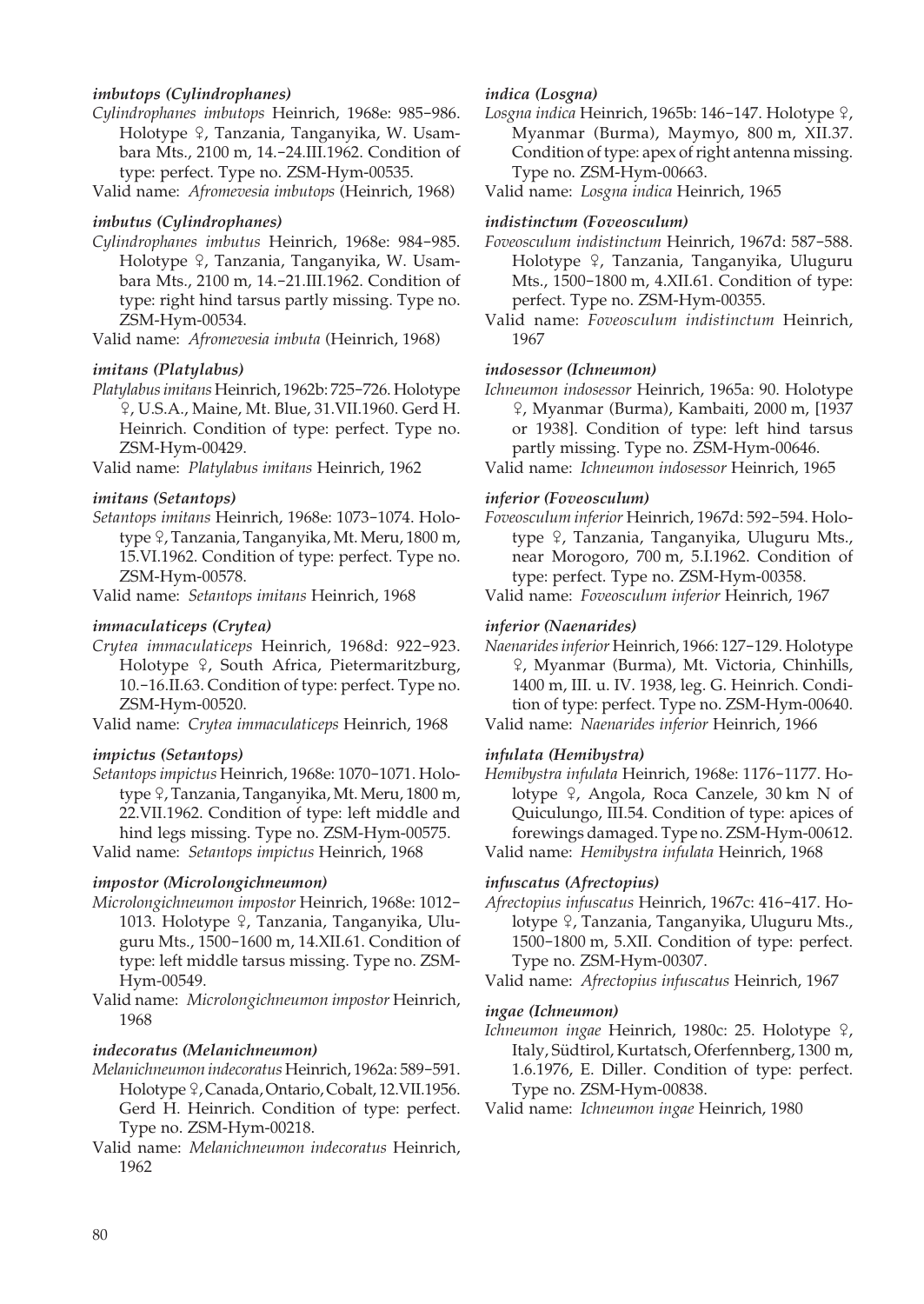#### *imbutops (Cylindrophanes)*

*Cylindrophanes imbutops* Heinrich, 1968e: 985–986. Holotype ♀, Tanzania, Tanganyika, W. Usambara Mts., 2100 m, 14.–24.III.1962. Condition of type: perfect. Type no. ZSM-Hym-00535.

Valid name: *Afromevesia imbutops* (Heinrich, 1968)

#### *imbutus (Cylindrophanes)*

*Cylindrophanes imbutus* Heinrich, 1968e: 984–985. Holotype ♀, Tanzania, Tanganyika, W. Usambara Mts., 2100 m, 14.–21.III.1962. Condition of type: right hind tarsus partly missing. Type no. ZSM-Hym-00534.

Valid name: *Afromevesia imbuta* (Heinrich, 1968)

#### *imitans (Platylabus)*

*Platylabus imitans* Heinrich, 1962b: 725–726. Holotype ♀, U.S.A., Maine, Mt. Blue, 31.VII.1960. Gerd H. Heinrich. Condition of type: perfect. Type no. ZSM-Hym-00429.

Valid name: *Platylabus imitans* Heinrich, 1962

#### *imitans (Setantops)*

*Setantops imitans* Heinrich, 1968e: 1073–1074. Holotype ♀, Tanzania, Tanganyika, Mt. Meru, 1800 m, 15.VI.1962. Condition of type: perfect. Type no. ZSM-Hym-00578.

Valid name: *Setantops imitans* Heinrich, 1968

#### *immaculaticeps (Crytea)*

*Crytea immaculaticeps* Heinrich, 1968d: 922–923. Holotype ♀, South Africa, Pietermaritzburg, 10.–16.II.63. Condition of type: perfect. Type no. ZSM-Hym-00520.

Valid name: *Crytea immaculaticeps* Heinrich, 1968

#### *impictus (Setantops)*

*Setantops impictus* Heinrich, 1968e: 1070–1071. Holotype ♀, Tanzania, Tanganyika, Mt. Meru, 1800 m, 22.VII.1962. Condition of type: left middle and hind legs missing. Type no. ZSM-Hym-00575.

Valid name: *Setantops impictus* Heinrich, 1968

#### *impostor (Microlongichneumon)*

*Microlongichneumon impostor* Heinrich, 1968e: 1012–1013. Holotype ♀, Tanzania, Tanganyika, Uluguru Mts., 1500–1600 m, 14.XII.61. Condition of type: left middle tarsus missing. Type no. ZSM-Hym-00549.

Valid name: *Microlongichneumon impostor* Heinrich, 1968

#### *indecoratus (Melanichneumon)*

*Melanichneumon indecoratus* Heinrich, 1962a: 589–591. Holotype ♀, Canada, Ontario, Cobalt, 12.VII.1956. Gerd H. Heinrich. Condition of type: perfect. Type no. ZSM-Hym-00218.

Valid name: *Melanichneumon indecoratus* Heinrich, 1962

#### *indica (Losgna)*

*Losgna indica* Heinrich, 1965b: 146–147. Holotype ♀, Myanmar (Burma), Maymyo, 800 m, XII.37. Condition of type: apex of right antenna missing. Type no. ZSM-Hym-00663.

Valid name: *Losgna indica* Heinrich, 1965

#### *indistinctum (Foveosculum)*

*Foveosculum indistinctum* Heinrich, 1967d: 587–588. Holotype ♀, Tanzania, Tanganyika, Uluguru Mts., 1500–1800 m, 4.XII.61. Condition of type: perfect. Type no. ZSM-Hym-00355.

Valid name: *Foveosculum indistinctum* Heinrich, 1967

#### *indosessor (Ichneumon)*

*Ichneumon indosessor* Heinrich, 1965a: 90. Holotype ♀, Myanmar (Burma), Kambaiti, 2000 m, [1937 or 1938]. Condition of type: left hind tarsus partly missing. Type no. ZSM-Hym-00646.

Valid name: *Ichneumon indosessor* Heinrich, 1965

#### *inferior (Foveosculum)*

*Foveosculum inferior* Heinrich, 1967d: 592–594. Holotype ♀, Tanzania, Tanganyika, Uluguru Mts., near Morogoro, 700 m, 5.I.1962. Condition of type: perfect. Type no. ZSM-Hym-00358.

Valid name: *Foveosculum inferior* Heinrich, 1967

#### *inferior (Naenarides)*

*Naenarides inferior* Heinrich, 1966: 127–129. Holotype ♀, Myanmar (Burma), Mt. Victoria, Chinhills, 1400 m, III. u. IV. 1938, leg. G. Heinrich. Condition of type: perfect. Type no. ZSM-Hym-00640.

Valid name: *Naenarides inferior* Heinrich, 1966

#### *infulata (Hemibystra)*

*Hemibystra infulata* Heinrich, 1968e: 1176–1177. Holotype ♀, Angola, Roca Canzele, 30 km N of Quiculungo, III.54. Condition of type: apices of forewings damaged. Type no. ZSM-Hym-00612.

Valid name: *Hemibystra infulata* Heinrich, 1968

#### *infuscatus (Afrectopius)*

*Afrectopius infuscatus* Heinrich, 1967c: 416–417. Holotype ♀, Tanzania, Tanganyika, Uluguru Mts., 1500–1800 m, 5.XII. Condition of type: perfect. Type no. ZSM-Hym-00307.

Valid name: *Afrectopius infuscatus* Heinrich, 1967

#### *ingae (Ichneumon)*

*Ichneumon ingae* Heinrich, 1980c: 25. Holotype ♀, Italy, Südtirol, Kurtatsch, Oferfennberg, 1300 m, 1.6.1976, E. Diller. Condition of type: perfect. Type no. ZSM-Hym-00838.

Valid name: *Ichneumon ingae* Heinrich, 1980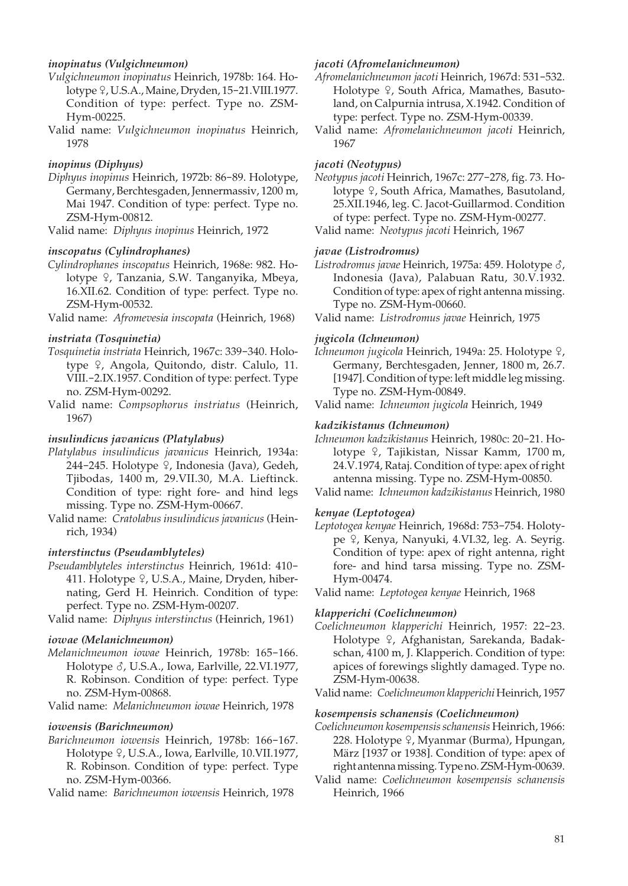**_inopinatus (Vulgichneumon)_**

*Vulgichneumon inopinatus* Heinrich, 1978b: 164. Holotype ♀, U.S.A., Maine, Dryden, 15–21.VIII.1977. Condition of type: perfect. Type no. ZSM-Hym-00225.

Valid name: *Vulgichneumon inopinatus* Heinrich, 1978

**_inopinus (Diphyus)_**

*Diphyus inopinus* Heinrich, 1972b: 86–89. Holotype, Germany, Berchtesgaden, Jennermassiv, 1200 m, Mai 1947. Condition of type: perfect. Type no. ZSM-Hym-00812.

Valid name: *Diphyus inopinus* Heinrich, 1972

**_inscopatus (Cylindrophanes)_**

*Cylindrophanes inscopatus* Heinrich, 1968e: 982. Holotype ♀, Tanzania, S.W. Tanganyika, Mbeya, 16.XII.62. Condition of type: perfect. Type no. ZSM-Hym-00532.

Valid name: *Afromevesia inscopata* (Heinrich, 1968)

**_instriata (Tosquinetia)_**

*Tosquinetia instriata* Heinrich, 1967c: 339–340. Holotype ♀, Angola, Quitondo, distr. Calulo, 11. VIII.–2.IX.1957. Condition of type: perfect. Type no. ZSM-Hym-00292.

Valid name: *Compsophorus instriatus* (Heinrich, 1967)

**_insulindicus javanicus (Platylabus)_**

*Platylabus insulindicus javanicus* Heinrich, 1934a: 244–245. Holotype ♀, Indonesia (Java), Gedeh, Tjibodas, 1400 m, 29.VII.30, M.A. Lieftinck. Condition of type: right fore- and hind legs missing. Type no. ZSM-Hym-00667.

Valid name: *Cratolabus insulindicus javanicus* (Heinrich, 1934)

**_interstinctus (Pseudamblyteles)_**

*Pseudamblyteles interstinctus* Heinrich, 1961d: 410–411. Holotype ♀, U.S.A., Maine, Dryden, hibernating, Gerd H. Heinrich. Condition of type: perfect. Type no. ZSM-Hym-00207.

Valid name: *Diphyus interstinctus* (Heinrich, 1961)

**_iowae (Melanichneumon)_**

*Melanichneumon iowae* Heinrich, 1978b: 165–166. Holotype ♂, U.S.A., Iowa, Earlville, 22.VI.1977, R. Robinson. Condition of type: perfect. Type no. ZSM-Hym-00868.

Valid name: *Melanichneumon iowae* Heinrich, 1978

**_iowensis (Barichneumon)_**

*Barichneumon iowensis* Heinrich, 1978b: 166–167. Holotype ♀, U.S.A., Iowa, Earlville, 10.VII.1977, R. Robinson. Condition of type: perfect. Type no. ZSM-Hym-00366.

Valid name: *Barichneumon iowensis* Heinrich, 1978

**_jacoti (Afromelanichneumon)_**

*Afromelanichneumon jacoti* Heinrich, 1967d: 531–532. Holotype ♀, South Africa, Mamathes, Basutoland, on Calpurnia intrusa, X.1942. Condition of type: perfect. Type no. ZSM-Hym-00339.

Valid name: *Afromelanichneumon jacoti* Heinrich, 1967

**_jacoti (Neotypus)_**

*Neotypus jacoti* Heinrich, 1967c: 277–278, fig. 73. Holotype ♀, South Africa, Mamathes, Basutoland, 25.XII.1946, leg. C. Jacot-Guillarmod. Condition of type: perfect. Type no. ZSM-Hym-00277.

Valid name: *Neotypus jacoti* Heinrich, 1967

**_javae (Listrodromus)_**

*Listrodromus javae* Heinrich, 1975a: 459. Holotype ♂, Indonesia (Java), Palabuan Ratu, 30.V.1932. Condition of type: apex of right antenna missing. Type no. ZSM-Hym-00660.

Valid name: *Listrodromus javae* Heinrich, 1975

**_jugicola (Ichneumon)_**

*Ichneumon jugicola* Heinrich, 1949a: 25. Holotype ♀, Germany, Berchtesgaden, Jenner, 1800 m, 26.7. [1947]. Condition of type: left middle leg missing. Type no. ZSM-Hym-00849.

Valid name: *Ichneumon jugicola* Heinrich, 1949

**_kadzikistanus (Ichneumon)_**

*Ichneumon kadzikistanus* Heinrich, 1980c: 20–21. Holotype ♀, Tajikistan, Nissar Kamm, 1700 m, 24.V.1974, Rataj. Condition of type: apex of right antenna missing. Type no. ZSM-Hym-00850.

Valid name: *Ichneumon kadzikistanus* Heinrich, 1980

**_kenyae (Leptotogea)_**

*Leptotogea kenyae* Heinrich, 1968d: 753–754. Holotype ♀, Kenya, Nanyuki, 4.VI.32, leg. A. Seyrig. Condition of type: apex of right antenna, right fore- and hind tarsa missing. Type no. ZSM-Hym-00474.

Valid name: *Leptotogea kenyae* Heinrich, 1968

**_klapperichi (Coelichneumon)_**

*Coelichneumon klapperichi* Heinrich, 1957: 22–23. Holotype ♀, Afghanistan, Sarekanda, Badakschan, 4100 m, J. Klapperich. Condition of type: apices of forewings slightly damaged. Type no. ZSM-Hym-00638.

Valid name: *Coelichneumon klapperichi* Heinrich, 1957

**_kosempensis schanensis (Coelichneumon)_**

*Coelichneumon kosempensis schanensis* Heinrich, 1966: 228. Holotype ♀, Myanmar (Burma), Hpungan, März [1937 or 1938]. Condition of type: apex of right antenna missing. Type no. ZSM-Hym-00639.

Valid name: *Coelichneumon kosempensis schanensis* Heinrich, 1966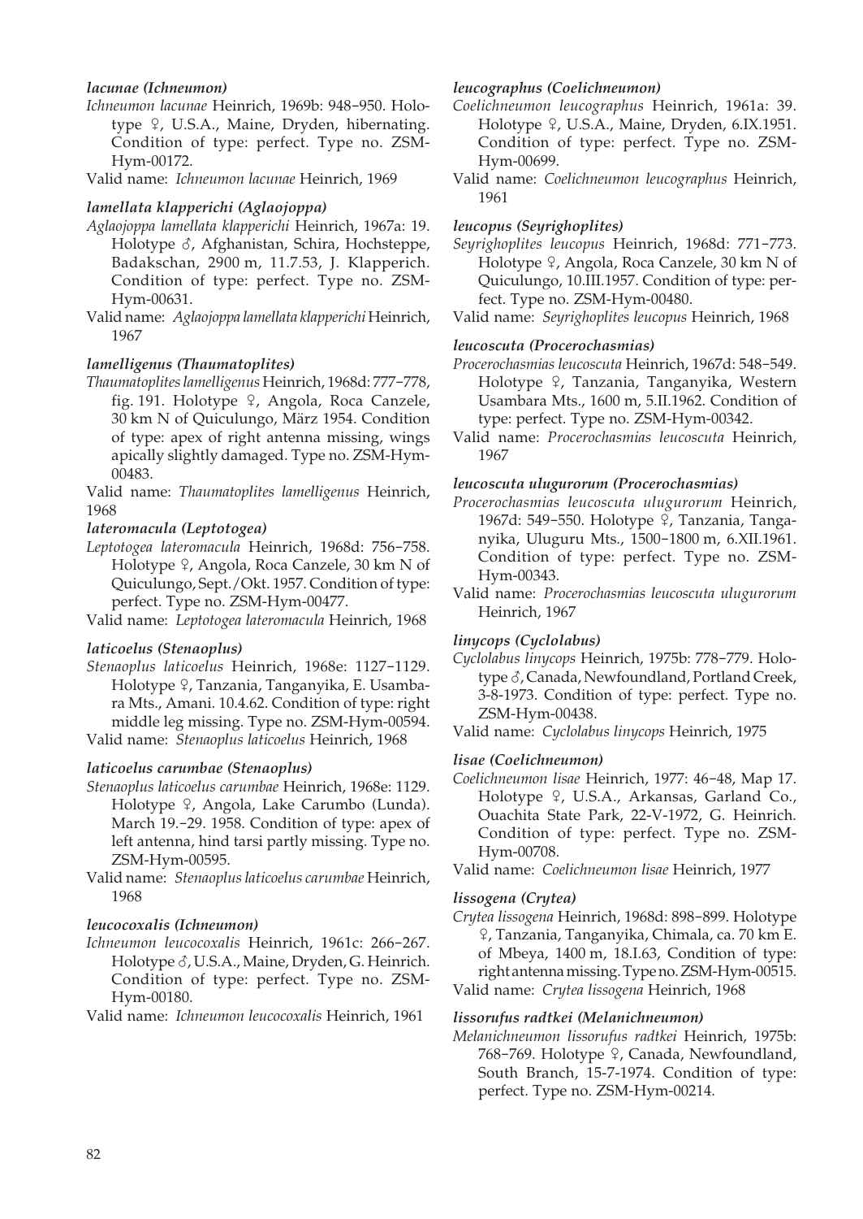***lacunae (Ichneumon)***

*Ichneumon lacunae* Heinrich, 1969b: 948–950. Holotype ♀, U.S.A., Maine, Dryden, hibernating. Condition of type: perfect. Type no. ZSM-Hym-00172.

Valid name: *Ichneumon lacunae* Heinrich, 1969

***lamellata klapperichi (Aglaojoppa)***

*Aglaojoppa lamellata klapperichi* Heinrich, 1967a: 19. Holotype ♂, Afghanistan, Schira, Hochsteppe, Badakschan, 2900 m, 11.7.53, J. Klapperich. Condition of type: perfect. Type no. ZSM-Hym-00631.

Valid name: *Aglaojoppa lamellata klapperichi* Heinrich, 1967

***lamelligenus (Thaumatoplites)***

*Thaumatoplites lamelligenus* Heinrich, 1968d: 777–778, fig. 191. Holotype ♀, Angola, Roca Canzele, 30 km N of Quiculungo, März 1954. Condition of type: apex of right antenna missing, wings apically slightly damaged. Type no. ZSM-Hym-00483.

Valid name: *Thaumatoplites lamelligenus* Heinrich, 1968

***lateromacula (Leptotogea)***

*Leptotogea lateromacula* Heinrich, 1968d: 756–758. Holotype ♀, Angola, Roca Canzele, 30 km N of Quiculungo, Sept./Okt. 1957. Condition of type: perfect. Type no. ZSM-Hym-00477.

Valid name: *Leptotogea lateromacula* Heinrich, 1968

***laticoelus (Stenaoplus)***

*Stenaoplus laticoelus* Heinrich, 1968e: 1127–1129. Holotype ♀, Tanzania, Tanganyika, E. Usambara Mts., Amani. 10.4.62. Condition of type: right middle leg missing. Type no. ZSM-Hym-00594.

Valid name: *Stenaoplus laticoelus* Heinrich, 1968

***laticoelus carumbae (Stenaoplus)***

*Stenaoplus laticoelus carumbae* Heinrich, 1968e: 1129. Holotype ♀, Angola, Lake Carumbo (Lunda). March 19.–29. 1958. Condition of type: apex of left antenna, hind tarsi partly missing. Type no. ZSM-Hym-00595.

Valid name: *Stenaoplus laticoelus carumbae* Heinrich, 1968

***leucocoxalis (Ichneumon)***

*Ichneumon leucocoxalis* Heinrich, 1961c: 266–267. Holotype ♂, U.S.A., Maine, Dryden, G. Heinrich. Condition of type: perfect. Type no. ZSM-Hym-00180.

Valid name: *Ichneumon leucocoxalis* Heinrich, 1961

***leucographus (Coelichneumon)***

*Coelichneumon leucographus* Heinrich, 1961a: 39. Holotype ♀, U.S.A., Maine, Dryden, 6.IX.1951. Condition of type: perfect. Type no. ZSM-Hym-00699.

Valid name: *Coelichneumon leucographus* Heinrich, 1961

***leucopus (Seyrighoplites)***

*Seyrighoplites leucopus* Heinrich, 1968d: 771–773. Holotype ♀, Angola, Roca Canzele, 30 km N of Quiculungo, 10.III.1957. Condition of type: perfect. Type no. ZSM-Hym-00480.

Valid name: *Seyrighoplites leucopus* Heinrich, 1968

***leucoscuta (Procerochasmias)***

*Procerochasmias leucoscuta* Heinrich, 1967d: 548–549. Holotype ♀, Tanzania, Tanganyika, Western Usambara Mts., 1600 m, 5.II.1962. Condition of type: perfect. Type no. ZSM-Hym-00342.

Valid name: *Procerochasmias leucoscuta* Heinrich, 1967

***leucoscuta ulugurorum (Procerochasmias)***

*Procerochasmias leucoscuta ulugurorum* Heinrich, 1967d: 549–550. Holotype ♀, Tanzania, Tanganyika, Uluguru Mts., 1500–1800 m, 6.XII.1961. Condition of type: perfect. Type no. ZSM-Hym-00343.

Valid name: *Procerochasmias leucoscuta ulugurorum* Heinrich, 1967

***linycops (Cyclolabus)***

*Cyclolabus linycops* Heinrich, 1975b: 778–779. Holotype ♂, Canada, Newfoundland, Portland Creek, 3-8-1973. Condition of type: perfect. Type no. ZSM-Hym-00438.

Valid name: *Cyclolabus linycops* Heinrich, 1975

***lisae (Coelichneumon)***

*Coelichneumon lisae* Heinrich, 1977: 46–48, Map 17. Holotype ♀, U.S.A., Arkansas, Garland Co., Ouachita State Park, 22-V-1972, G. Heinrich. Condition of type: perfect. Type no. ZSM-Hym-00708.

Valid name: *Coelichneumon lisae* Heinrich, 1977

***lissogena (Crytea)***

*Crytea lissogena* Heinrich, 1968d: 898–899. Holotype ♀, Tanzania, Tanganyika, Chimala, ca. 70 km E. of Mbeya, 1400 m, 18.I.63, Condition of type: right antenna missing. Type no. ZSM-Hym-00515.

Valid name: *Crytea lissogena* Heinrich, 1968

***lissorufus radtkei (Melanichneumon)***

*Melanichneumon lissorufus radtkei* Heinrich, 1975b: 768–769. Holotype ♀, Canada, Newfoundland, South Branch, 15-7-1974. Condition of type: perfect. Type no. ZSM-Hym-00214.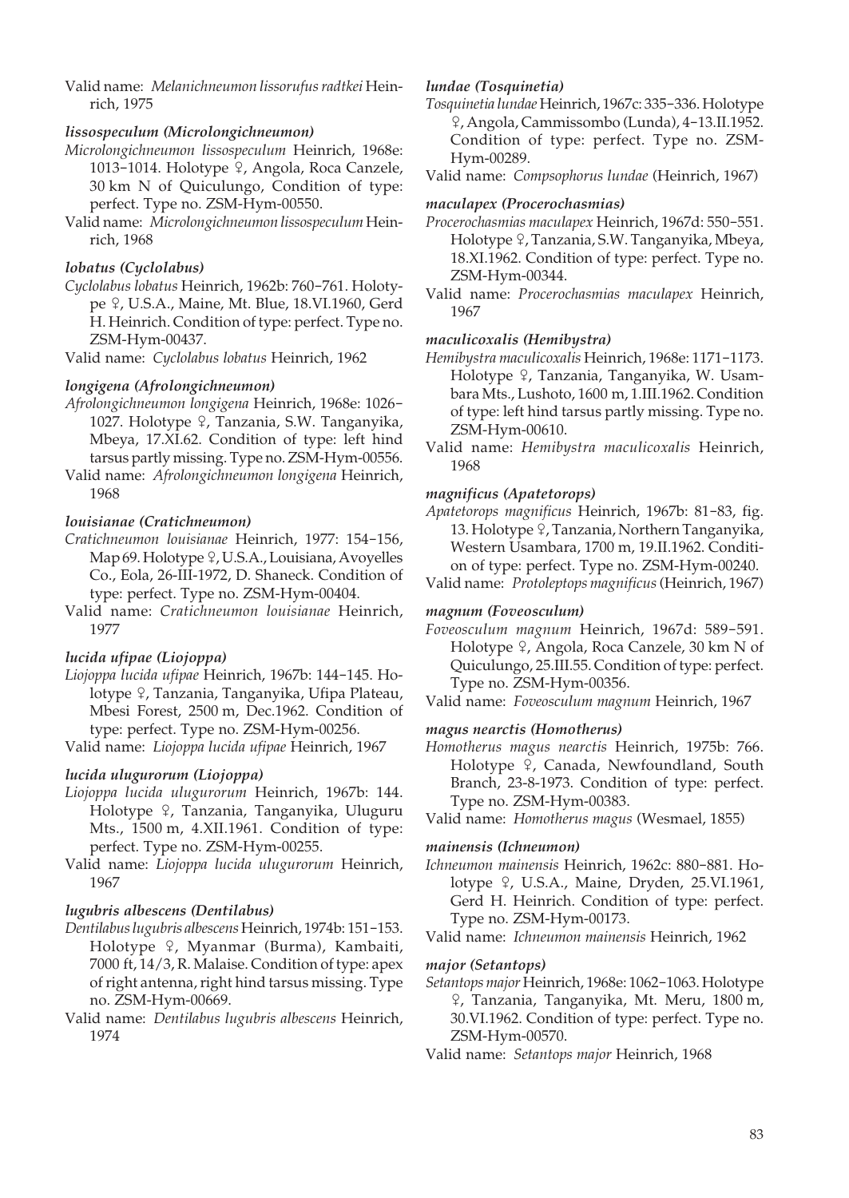Valid name: *Melanichneumon lissorufus radtkei* Heinrich, 1975

#### *lissospeculum (Microlongichneumon)*

*Microlongichneumon lissospeculum* Heinrich, 1968e: 1013–1014. Holotype ♀, Angola, Roca Canzele, 30 km N of Quiculungo, Condition of type: perfect. Type no. ZSM-Hym-00550.

Valid name: *Microlongichneumon lissospeculum* Heinrich, 1968

#### *lobatus (Cyclolabus)*

*Cyclolabus lobatus* Heinrich, 1962b: 760–761. Holotype ♀, U.S.A., Maine, Mt. Blue, 18.VI.1960, Gerd H. Heinrich. Condition of type: perfect. Type no. ZSM-Hym-00437.

Valid name: *Cyclolabus lobatus* Heinrich, 1962

#### *longigena (Afrolongichneumon)*

*Afrolongichneumon longigena* Heinrich, 1968e: 1026–1027. Holotype ♀, Tanzania, S.W. Tanganyika, Mbeya, 17.XI.62. Condition of type: left hind tarsus partly missing. Type no. ZSM-Hym-00556.

Valid name: *Afrolongichneumon longigena* Heinrich, 1968

#### *louisianae (Cratichneumon)*

*Cratichneumon louisianae* Heinrich, 1977: 154–156, Map 69. Holotype ♀, U.S.A., Louisiana, Avoyelles Co., Eola, 26-III-1972, D. Shaneck. Condition of type: perfect. Type no. ZSM-Hym-00404.

Valid name: *Cratichneumon louisianae* Heinrich, 1977

#### *lucida ufipae (Liojoppa)*

*Liojoppa lucida ufipae* Heinrich, 1967b: 144–145. Holotype ♀, Tanzania, Tanganyika, Ufipa Plateau, Mbesi Forest, 2500 m, Dec.1962. Condition of type: perfect. Type no. ZSM-Hym-00256.

Valid name: *Liojoppa lucida ufipae* Heinrich, 1967

#### *lucida ulugurorum (Liojoppa)*

*Liojoppa lucida ulugurorum* Heinrich, 1967b: 144. Holotype ♀, Tanzania, Tanganyika, Uluguru Mts., 1500 m, 4.XII.1961. Condition of type: perfect. Type no. ZSM-Hym-00255.

Valid name: *Liojoppa lucida ulugurorum* Heinrich, 1967

#### *lugubris albescens (Dentilabus)*

*Dentilabus lugubris albescens* Heinrich, 1974b: 151–153. Holotype ♀, Myanmar (Burma), Kambaiti, 7000 ft, 14/3, R. Malaise. Condition of type: apex of right antenna, right hind tarsus missing. Type no. ZSM-Hym-00669.

Valid name: *Dentilabus lugubris albescens* Heinrich, 1974

#### *lundae (Tosquinetia)*

*Tosquinetia lundae* Heinrich, 1967c: 335–336. Holotype ♀, Angola, Cammissombo (Lunda), 4–13.II.1952. Condition of type: perfect. Type no. ZSM-Hym-00289.

Valid name: *Compsophorus lundae* (Heinrich, 1967)

#### *maculapex (Procerochasmias)*

*Procerochasmias maculapex* Heinrich, 1967d: 550–551. Holotype ♀, Tanzania, S.W. Tanganyika, Mbeya, 18.XI.1962. Condition of type: perfect. Type no. ZSM-Hym-00344.

Valid name: *Procerochasmias maculapex* Heinrich, 1967

#### *maculicoxalis (Hemibystra)*

*Hemibystra maculicoxalis* Heinrich, 1968e: 1171–1173. Holotype ♀, Tanzania, Tanganyika, W. Usambara Mts., Lushoto, 1600 m, 1.III.1962. Condition of type: left hind tarsus partly missing. Type no. ZSM-Hym-00610.

Valid name: *Hemibystra maculicoxalis* Heinrich, 1968

#### *magnificus (Apatetorops)*

*Apatetorops magnificus* Heinrich, 1967b: 81–83, fig. 13. Holotype ♀, Tanzania, Northern Tanganyika, Western Usambara, 1700 m, 19.II.1962. Condition of type: perfect. Type no. ZSM-Hym-00240.

Valid name: *Protoleptops magnificus* (Heinrich, 1967)

#### *magnum (Foveosculum)*

*Foveosculum magnum* Heinrich, 1967d: 589–591. Holotype ♀, Angola, Roca Canzele, 30 km N of Quiculungo, 25.III.55. Condition of type: perfect. Type no. ZSM-Hym-00356.

Valid name: *Foveosculum magnum* Heinrich, 1967

#### *magus nearctis (Homotherus)*

*Homotherus magus nearctis* Heinrich, 1975b: 766. Holotype ♀, Canada, Newfoundland, South Branch, 23-8-1973. Condition of type: perfect. Type no. ZSM-Hym-00383.

Valid name: *Homotherus magus* (Wesmael, 1855)

#### *mainensis (Ichneumon)*

*Ichneumon mainensis* Heinrich, 1962c: 880–881. Holotype ♀, U.S.A., Maine, Dryden, 25.VI.1961, Gerd H. Heinrich. Condition of type: perfect. Type no. ZSM-Hym-00173.

Valid name: *Ichneumon mainensis* Heinrich, 1962

#### *major (Setantops)*

*Setantops major* Heinrich, 1968e: 1062–1063. Holotype ♀, Tanzania, Tanganyika, Mt. Meru, 1800 m, 30.VI.1962. Condition of type: perfect. Type no. ZSM-Hym-00570.

Valid name: *Setantops major* Heinrich, 1968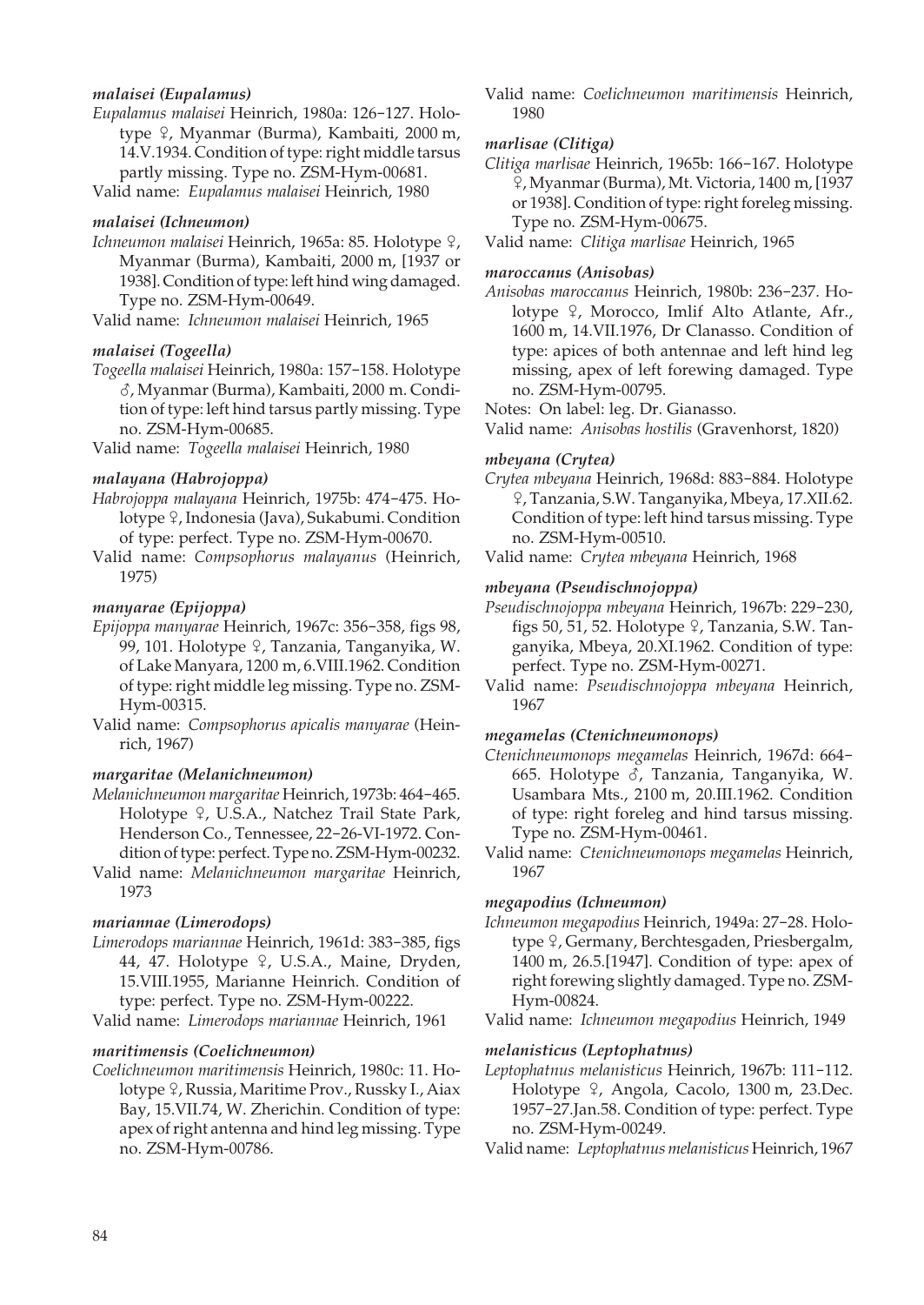### *malaisei (Eupalamus)*

*Eupalamus malaisei* Heinrich, 1980a: 126–127. Holotype ♀, Myanmar (Burma), Kambaiti, 2000 m, 14.V.1934. Condition of type: right middle tarsus partly missing. Type no. ZSM-Hym-00681.

Valid name: *Eupalamus malaisei* Heinrich, 1980

### *malaisei (Ichneumon)*

*Ichneumon malaisei* Heinrich, 1965a: 85. Holotype ♀, Myanmar (Burma), Kambaiti, 2000 m, [1937 or 1938]. Condition of type: left hind wing damaged. Type no. ZSM-Hym-00649.

Valid name: *Ichneumon malaisei* Heinrich, 1965

### *malaisei (Togeella)*

*Togeella malaisei* Heinrich, 1980a: 157–158. Holotype ♂, Myanmar (Burma), Kambaiti, 2000 m. Condition of type: left hind tarsus partly missing. Type no. ZSM-Hym-00685.

Valid name: *Togeella malaisei* Heinrich, 1980

### *malayana (Habrojoppa)*

*Habrojoppa malayana* Heinrich, 1975b: 474–475. Holotype ♀, Indonesia (Java), Sukabumi. Condition of type: perfect. Type no. ZSM-Hym-00670.

Valid name: *Compsophorus malayanus* (Heinrich, 1975)

### *manyarae (Epijoppa)*

*Epijoppa manyarae* Heinrich, 1967c: 356–358, figs 98, 99, 101. Holotype ♀, Tanzania, Tanganyika, W. of Lake Manyara, 1200 m, 6.VIII.1962. Condition of type: right middle leg missing. Type no. ZSM-Hym-00315.

Valid name: *Compsophorus apicalis manyarae* (Heinrich, 1967)

### *margaritae (Melanichneumon)*

*Melanichneumon margaritae* Heinrich, 1973b: 464–465. Holotype ♀, U.S.A., Natchez Trail State Park, Henderson Co., Tennessee, 22–26-VI-1972. Condition of type: perfect. Type no. ZSM-Hym-00232.

Valid name: *Melanichneumon margaritae* Heinrich, 1973

### *mariannae (Limerodops)*

*Limerodops mariannae* Heinrich, 1961d: 383–385, figs 44, 47. Holotype ♀, U.S.A., Maine, Dryden, 15.VIII.1955, Marianne Heinrich. Condition of type: perfect. Type no. ZSM-Hym-00222.

Valid name: *Limerodops mariannae* Heinrich, 1961

### *maritimensis (Coelichneumon)*

*Coelichneumon maritimensis* Heinrich, 1980c: 11. Holotype ♀, Russia, Maritime Prov., Russky I., Aiax Bay, 15.VII.74, W. Zherichin. Condition of type: apex of right antenna and hind leg missing. Type no. ZSM-Hym-00786.

Valid name: *Coelichneumon maritimensis* Heinrich, 1980

### *marlisae (Clitiga)*

*Clitiga marlisae* Heinrich, 1965b: 166–167. Holotype ♀, Myanmar (Burma), Mt. Victoria, 1400 m, [1937 or 1938]. Condition of type: right foreleg missing. Type no. ZSM-Hym-00675.

Valid name: *Clitiga marlisae* Heinrich, 1965

### *maroccanus (Anisobas)*

*Anisobas maroccanus* Heinrich, 1980b: 236–237. Holotype ♀, Morocco, Imlif Alto Atlante, Afr., 1600 m, 14.VII.1976, Dr Clanasso. Condition of type: apices of both antennae and left hind leg missing, apex of left forewing damaged. Type no. ZSM-Hym-00795.

Notes: On label: leg. Dr. Gianasso.

Valid name: *Anisobas hostilis* (Gravenhorst, 1820)

### *mbeyana (Crytea)*

*Crytea mbeyana* Heinrich, 1968d: 883–884. Holotype ♀, Tanzania, S.W. Tanganyika, Mbeya, 17.XII.62. Condition of type: left hind tarsus missing. Type no. ZSM-Hym-00510.

Valid name: *Crytea mbeyana* Heinrich, 1968

### *mbeyana (Pseudischnojoppa)*

*Pseudischnojoppa mbeyana* Heinrich, 1967b: 229–230, figs 50, 51, 52. Holotype ♀, Tanzania, S.W. Tanganyika, Mbeya, 20.XI.1962. Condition of type: perfect. Type no. ZSM-Hym-00271.

Valid name: *Pseudischnojoppa mbeyana* Heinrich, 1967

### *megamelas (Ctenichneumonops)*

*Ctenichneumonops megamelas* Heinrich, 1967d: 664–665. Holotype ♂, Tanzania, Tanganyika, W. Usambara Mts., 2100 m, 20.III.1962. Condition of type: right foreleg and hind tarsus missing. Type no. ZSM-Hym-00461.

Valid name: *Ctenichneumonops megamelas* Heinrich, 1967

### *megapodius (Ichneumon)*

*Ichneumon megapodius* Heinrich, 1949a: 27–28. Holotype ♀, Germany, Berchtesgaden, Priesbergalm, 1400 m, 26.5.[1947]. Condition of type: apex of right forewing slightly damaged. Type no. ZSM-Hym-00824.

Valid name: *Ichneumon megapodius* Heinrich, 1949

### *melanisticus (Leptophatnus)*

*Leptophatnus melanisticus* Heinrich, 1967b: 111–112. Holotype ♀, Angola, Cacolo, 1300 m, 23.Dec. 1957–27.Jan.58. Condition of type: perfect. Type no. ZSM-Hym-00249.

Valid name: *Leptophatnus melanisticus* Heinrich, 1967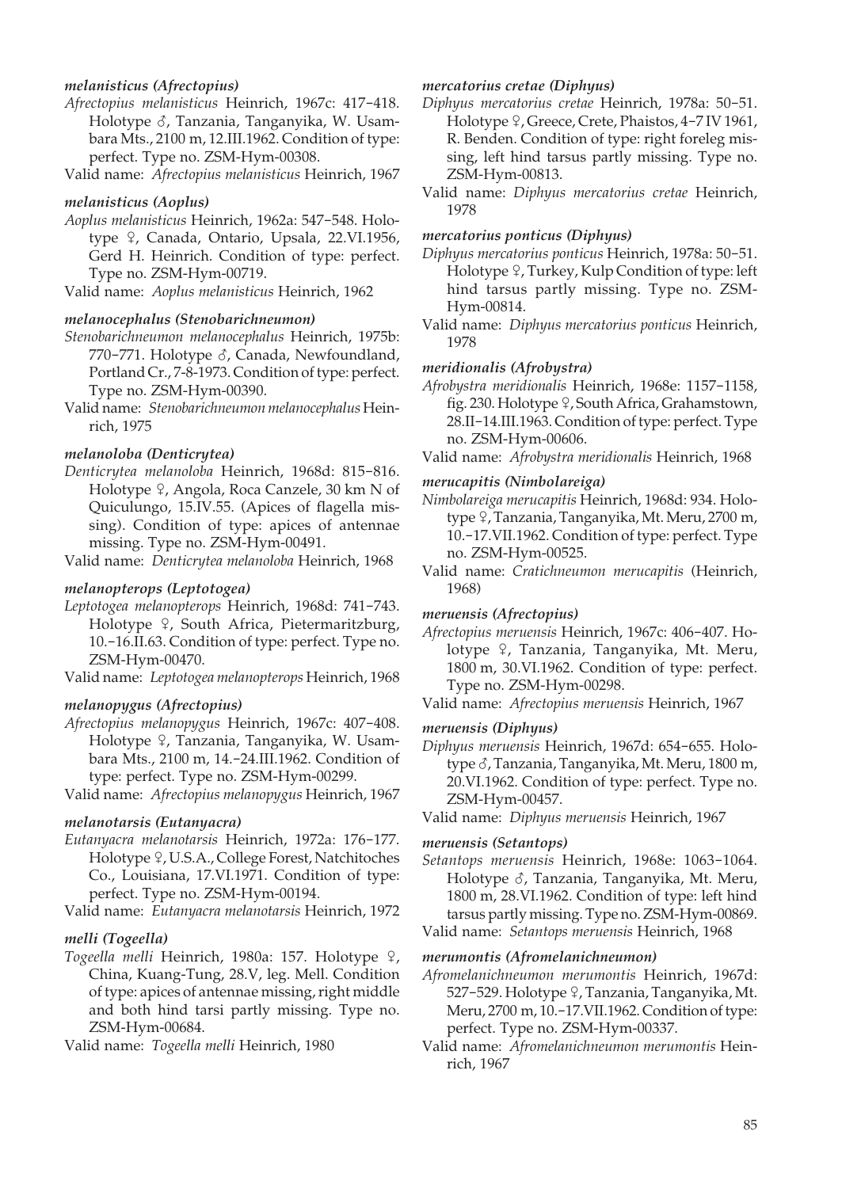#### *melanisticus (Afrectopius)*

*Afrectopius melanisticus* Heinrich, 1967c: 417–418. Holotype ♂, Tanzania, Tanganyika, W. Usambara Mts., 2100 m, 12.III.1962. Condition of type: perfect. Type no. ZSM-Hym-00308.

Valid name: *Afrectopius melanisticus* Heinrich, 1967

#### *melanisticus (Aoplus)*

*Aoplus melanisticus* Heinrich, 1962a: 547–548. Holotype ♀, Canada, Ontario, Upsala, 22.VI.1956, Gerd H. Heinrich. Condition of type: perfect. Type no. ZSM-Hym-00719.

Valid name: *Aoplus melanisticus* Heinrich, 1962

#### *melanocephalus (Stenobarichneumon)*

*Stenobarichneumon melanocephalus* Heinrich, 1975b: 770–771. Holotype ♂, Canada, Newfoundland, Portland Cr., 7-8-1973. Condition of type: perfect. Type no. ZSM-Hym-00390.

Valid name: *Stenobarichneumon melanocephalus* Heinrich, 1975

#### *melanoloba (Denticrytea)*

*Denticrytea melanoloba* Heinrich, 1968d: 815–816. Holotype ♀, Angola, Roca Canzele, 30 km N of Quiculungo, 15.IV.55. (Apices of flagella missing). Condition of type: apices of antennae missing. Type no. ZSM-Hym-00491.

Valid name: *Denticrytea melanoloba* Heinrich, 1968

#### *melanopterops (Leptotogea)*

*Leptotogea melanopterops* Heinrich, 1968d: 741–743. Holotype ♀, South Africa, Pietermaritzburg, 10.–16.II.63. Condition of type: perfect. Type no. ZSM-Hym-00470.

Valid name: *Leptotogea melanopterops* Heinrich, 1968

#### *melanopygus (Afrectopius)*

*Afrectopius melanopygus* Heinrich, 1967c: 407–408. Holotype ♀, Tanzania, Tanganyika, W. Usambara Mts., 2100 m, 14.–24.III.1962. Condition of type: perfect. Type no. ZSM-Hym-00299.

Valid name: *Afrectopius melanopygus* Heinrich, 1967

#### *melanotarsis (Eutanyacra)*

*Eutanyacra melanotarsis* Heinrich, 1972a: 176–177. Holotype ♀, U.S.A., College Forest, Natchitoches Co., Louisiana, 17.VI.1971. Condition of type: perfect. Type no. ZSM-Hym-00194.

Valid name: *Eutanyacra melanotarsis* Heinrich, 1972

#### *melli (Togeella)*

*Togeella melli* Heinrich, 1980a: 157. Holotype ♀, China, Kuang-Tung, 28.V, leg. Mell. Condition of type: apices of antennae missing, right middle and both hind tarsi partly missing. Type no. ZSM-Hym-00684.

Valid name: *Togeella melli* Heinrich, 1980

#### *mercatorius cretae (Diphyus)*

*Diphyus mercatorius cretae* Heinrich, 1978a: 50–51. Holotype ♀, Greece, Crete, Phaistos, 4–7 IV 1961, R. Benden. Condition of type: right foreleg missing, left hind tarsus partly missing. Type no. ZSM-Hym-00813.

Valid name: *Diphyus mercatorius cretae* Heinrich, 1978

#### *mercatorius ponticus (Diphyus)*

*Diphyus mercatorius ponticus* Heinrich, 1978a: 50–51. Holotype ♀, Turkey, Kulp Condition of type: left hind tarsus partly missing. Type no. ZSM-Hym-00814.

Valid name: *Diphyus mercatorius ponticus* Heinrich, 1978

#### *meridionalis (Afrobystra)*

*Afrobystra meridionalis* Heinrich, 1968e: 1157–1158, fig. 230. Holotype ♀, South Africa, Grahamstown, 28.II–14.III.1963. Condition of type: perfect. Type no. ZSM-Hym-00606.

Valid name: *Afrobystra meridionalis* Heinrich, 1968

#### *merucapitis (Nimbolareiga)*

*Nimbolareiga merucapitis* Heinrich, 1968d: 934. Holotype ♀, Tanzania, Tanganyika, Mt. Meru, 2700 m, 10.–17.VII.1962. Condition of type: perfect. Type no. ZSM-Hym-00525.

Valid name: *Cratichneumon merucapitis* (Heinrich, 1968)

#### *meruensis (Afrectopius)*

*Afrectopius meruensis* Heinrich, 1967c: 406–407. Holotype ♀, Tanzania, Tanganyika, Mt. Meru, 1800 m, 30.VI.1962. Condition of type: perfect. Type no. ZSM-Hym-00298.

Valid name: *Afrectopius meruensis* Heinrich, 1967

#### *meruensis (Diphyus)*

*Diphyus meruensis* Heinrich, 1967d: 654–655. Holotype ♂, Tanzania, Tanganyika, Mt. Meru, 1800 m, 20.VI.1962. Condition of type: perfect. Type no. ZSM-Hym-00457.

Valid name: *Diphyus meruensis* Heinrich, 1967

#### *meruensis (Setantops)*

*Setantops meruensis* Heinrich, 1968e: 1063–1064. Holotype ♂, Tanzania, Tanganyika, Mt. Meru, 1800 m, 28.VI.1962. Condition of type: left hind tarsus partly missing. Type no. ZSM-Hym-00869.

Valid name: *Setantops meruensis* Heinrich, 1968

#### *merumontis (Afromelanichneumon)*

*Afromelanichneumon merumontis* Heinrich, 1967d: 527–529. Holotype ♀, Tanzania, Tanganyika, Mt. Meru, 2700 m, 10.–17.VII.1962. Condition of type: perfect. Type no. ZSM-Hym-00337.

Valid name: *Afromelanichneumon merumontis* Heinrich, 1967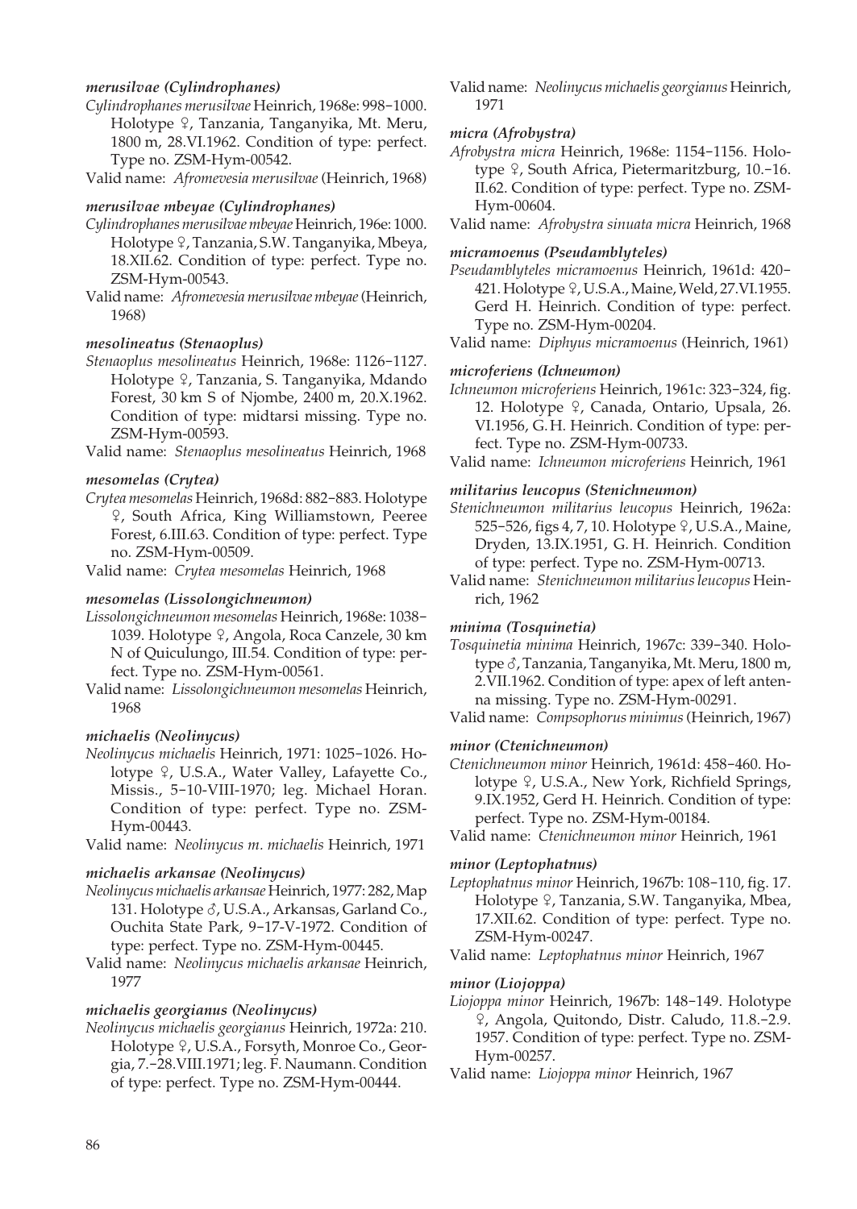***merusilvae (Cylindrophanes)***

*Cylindrophanes merusilvae* Heinrich, 1968e: 998–1000. Holotype ♀, Tanzania, Tanganyika, Mt. Meru, 1800 m, 28.VI.1962. Condition of type: perfect. Type no. ZSM-Hym-00542.

Valid name: *Afromevesia merusilvae* (Heinrich, 1968)

***merusilvae mbeyae (Cylindrophanes)***

*Cylindrophanes merusilvae mbeyae* Heinrich, 196e: 1000. Holotype ♀, Tanzania, S.W. Tanganyika, Mbeya, 18.XII.62. Condition of type: perfect. Type no. ZSM-Hym-00543.

Valid name: *Afromevesia merusilvae mbeyae* (Heinrich, 1968)

***mesolineatus (Stenaoplus)***

*Stenaoplus mesolineatus* Heinrich, 1968e: 1126–1127. Holotype ♀, Tanzania, S. Tanganyika, Mdando Forest, 30 km S of Njombe, 2400 m, 20.X.1962. Condition of type: midtarsi missing. Type no. ZSM-Hym-00593.

Valid name: *Stenaoplus mesolineatus* Heinrich, 1968

***mesomelas (Crytea)***

*Crytea mesomelas* Heinrich, 1968d: 882–883. Holotype ♀, South Africa, King Williamstown, Peeree Forest, 6.III.63. Condition of type: perfect. Type no. ZSM-Hym-00509.

Valid name: *Crytea mesomelas* Heinrich, 1968

***mesomelas (Lissolongichneumon)***

*Lissolongichneumon mesomelas* Heinrich, 1968e: 1038–1039. Holotype ♀, Angola, Roca Canzele, 30 km N of Quiculungo, III.54. Condition of type: perfect. Type no. ZSM-Hym-00561.

Valid name: *Lissolongichneumon mesomelas* Heinrich, 1968

***michaelis (Neolinycus)***

*Neolinycus michaelis* Heinrich, 1971: 1025–1026. Holotype ♀, U.S.A., Water Valley, Lafayette Co., Missis., 5–10-VIII-1970; leg. Michael Horan. Condition of type: perfect. Type no. ZSM-Hym-00443.

Valid name: *Neolinycus m. michaelis* Heinrich, 1971

***michaelis arkansae (Neolinycus)***

*Neolinycus michaelis arkansae* Heinrich, 1977: 282, Map 131. Holotype ♂, U.S.A., Arkansas, Garland Co., Ouchita State Park, 9–17-V-1972. Condition of type: perfect. Type no. ZSM-Hym-00445.

Valid name: *Neolinycus michaelis arkansae* Heinrich, 1977

***michaelis georgianus (Neolinycus)***

*Neolinycus michaelis georgianus* Heinrich, 1972a: 210. Holotype ♀, U.S.A., Forsyth, Monroe Co., Georgia, 7.–28.VIII.1971; leg. F. Naumann. Condition of type: perfect. Type no. ZSM-Hym-00444.

Valid name: *Neolinycus michaelis georgianus* Heinrich, 1971

***micra (Afrobystra)***

*Afrobystra micra* Heinrich, 1968e: 1154–1156. Holotype ♀, South Africa, Pietermaritzburg, 10.–16. II.62. Condition of type: perfect. Type no. ZSM-Hym-00604.

Valid name: *Afrobystra sinuata micra* Heinrich, 1968

***micramoenus (Pseudamblyteles)***

*Pseudamblyteles micramoenus* Heinrich, 1961d: 420–421. Holotype ♀, U.S.A., Maine, Weld, 27.VI.1955. Gerd H. Heinrich. Condition of type: perfect. Type no. ZSM-Hym-00204.

Valid name: *Diphyus micramoenus* (Heinrich, 1961)

***microferiens (Ichneumon)***

*Ichneumon microferiens* Heinrich, 1961c: 323–324, fig. 12. Holotype ♀, Canada, Ontario, Upsala, 26. VI.1956, G. H. Heinrich. Condition of type: perfect. Type no. ZSM-Hym-00733.

Valid name: *Ichneumon microferiens* Heinrich, 1961

***militarius leucopus (Stenichneumon)***

*Stenichneumon militarius leucopus* Heinrich, 1962a: 525–526, figs 4, 7, 10. Holotype ♀, U.S.A., Maine, Dryden, 13.IX.1951, G. H. Heinrich. Condition of type: perfect. Type no. ZSM-Hym-00713.

Valid name: *Stenichneumon militarius leucopus* Heinrich, 1962

***minima (Tosquinetia)***

*Tosquinetia minima* Heinrich, 1967c: 339–340. Holotype ♂, Tanzania, Tanganyika, Mt. Meru, 1800 m, 2.VII.1962. Condition of type: apex of left antenna missing. Type no. ZSM-Hym-00291.

Valid name: *Compsophorus minimus* (Heinrich, 1967)

***minor (Ctenichneumon)***

*Ctenichneumon minor* Heinrich, 1961d: 458–460. Holotype ♀, U.S.A., New York, Richfield Springs, 9.IX.1952, Gerd H. Heinrich. Condition of type: perfect. Type no. ZSM-Hym-00184.

Valid name: *Ctenichneumon minor* Heinrich, 1961

***minor (Leptophatnus)***

*Leptophatnus minor* Heinrich, 1967b: 108–110, fig. 17. Holotype ♀, Tanzania, S.W. Tanganyika, Mbea, 17.XII.62. Condition of type: perfect. Type no. ZSM-Hym-00247.

Valid name: *Leptophatnus minor* Heinrich, 1967

***minor (Liojoppa)***

*Liojoppa minor* Heinrich, 1967b: 148–149. Holotype ♀, Angola, Quitondo, Distr. Caludo, 11.8.–2.9. 1957. Condition of type: perfect. Type no. ZSM-Hym-00257.

Valid name: *Liojoppa minor* Heinrich, 1967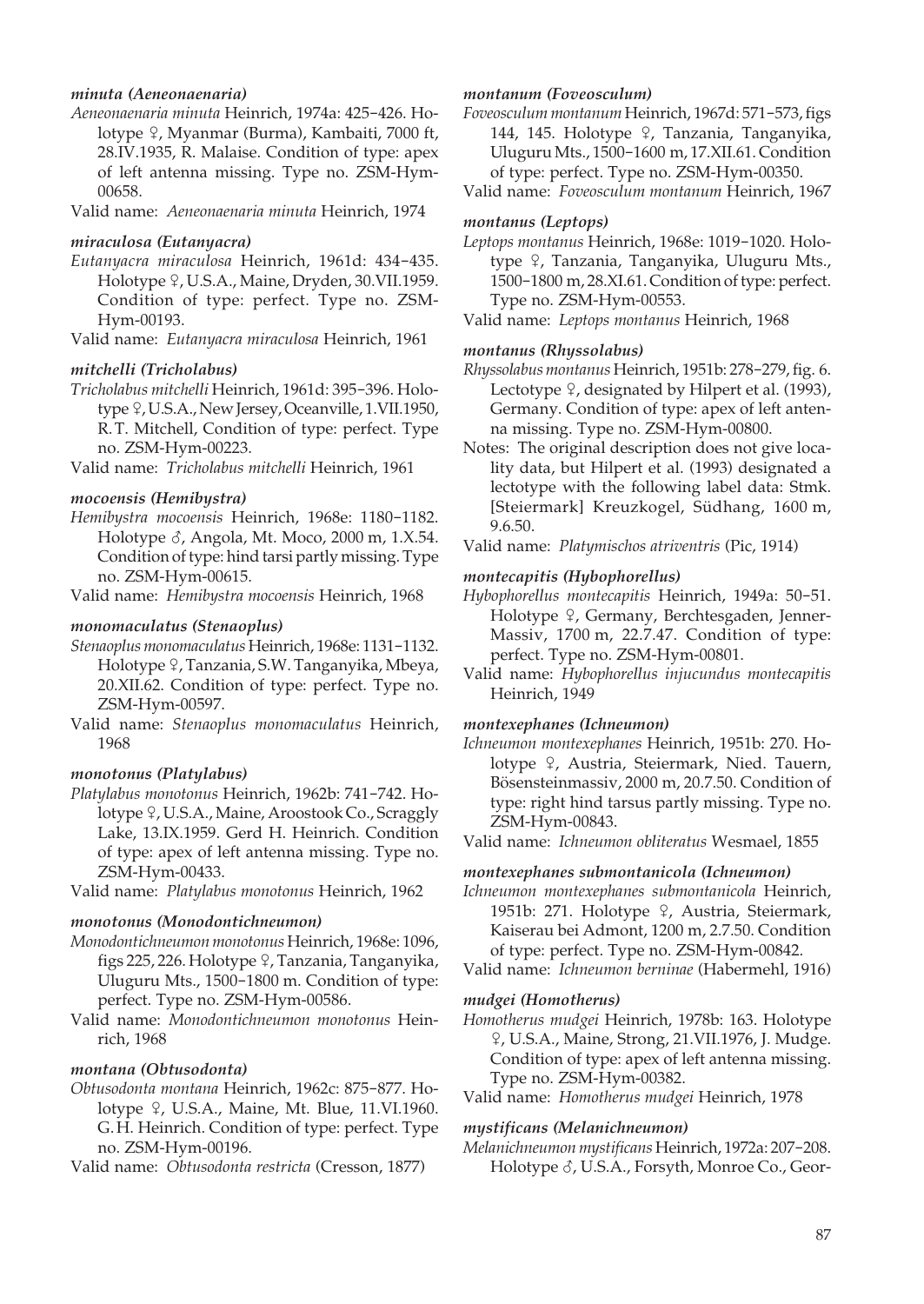#### *minuta (Aeneonaenaria)*

*Aeneonaenaria minuta* Heinrich, 1974a: 425–426. Holotype ♀, Myanmar (Burma), Kambaiti, 7000 ft, 28.IV.1935, R. Malaise. Condition of type: apex of left antenna missing. Type no. ZSM-Hym-00658.

Valid name: *Aeneonaenaria minuta* Heinrich, 1974

#### *miraculosa (Eutanyacra)*

*Eutanyacra miraculosa* Heinrich, 1961d: 434–435. Holotype ♀, U.S.A., Maine, Dryden, 30.VII.1959. Condition of type: perfect. Type no. ZSM-Hym-00193.

Valid name: *Eutanyacra miraculosa* Heinrich, 1961

#### *mitchelli (Tricholabus)*

*Tricholabus mitchelli* Heinrich, 1961d: 395–396. Holotype ♀, U.S.A., New Jersey, Oceanville, 1.VII.1950, R.T. Mitchell, Condition of type: perfect. Type no. ZSM-Hym-00223.

Valid name: *Tricholabus mitchelli* Heinrich, 1961

#### *mocoensis (Hemibystra)*

*Hemibystra mocoensis* Heinrich, 1968e: 1180–1182. Holotype ♂, Angola, Mt. Moco, 2000 m, 1.X.54. Condition of type: hind tarsi partly missing. Type no. ZSM-Hym-00615.

Valid name: *Hemibystra mocoensis* Heinrich, 1968

#### *monomaculatus (Stenaoplus)*

*Stenaoplus monomaculatus* Heinrich, 1968e: 1131–1132. Holotype ♀, Tanzania, S.W. Tanganyika, Mbeya, 20.XII.62. Condition of type: perfect. Type no. ZSM-Hym-00597.

Valid name: *Stenaoplus monomaculatus* Heinrich, 1968

#### *monotonus (Platylabus)*

*Platylabus monotonus* Heinrich, 1962b: 741–742. Holotype ♀, U.S.A., Maine, Aroostook Co., Scraggly Lake, 13.IX.1959. Gerd H. Heinrich. Condition of type: apex of left antenna missing. Type no. ZSM-Hym-00433.

Valid name: *Platylabus monotonus* Heinrich, 1962

#### *monotonus (Monodontichneumon)*

*Monodontichneumon monotonus* Heinrich, 1968e: 1096, figs 225, 226. Holotype ♀, Tanzania, Tanganyika, Uluguru Mts., 1500–1800 m. Condition of type: perfect. Type no. ZSM-Hym-00586.

Valid name: *Monodontichneumon monotonus* Heinrich, 1968

#### *montana (Obtusodonta)*

*Obtusodonta montana* Heinrich, 1962c: 875–877. Holotype ♀, U.S.A., Maine, Mt. Blue, 11.VI.1960. G.H. Heinrich. Condition of type: perfect. Type no. ZSM-Hym-00196.

Valid name: *Obtusodonta restricta* (Cresson, 1877)

#### *montanum (Foveosculum)*

*Foveosculum montanum* Heinrich, 1967d: 571–573, figs 144, 145. Holotype ♀, Tanzania, Tanganyika, Uluguru Mts., 1500–1600 m, 17.XII.61. Condition of type: perfect. Type no. ZSM-Hym-00350.

Valid name: *Foveosculum montanum* Heinrich, 1967

#### *montanus (Leptops)*

*Leptops montanus* Heinrich, 1968e: 1019–1020. Holotype ♀, Tanzania, Tanganyika, Uluguru Mts., 1500–1800 m, 28.XI.61. Condition of type: perfect. Type no. ZSM-Hym-00553.

Valid name: *Leptops montanus* Heinrich, 1968

#### *montanus (Rhyssolabus)*

*Rhyssolabus montanus* Heinrich, 1951b: 278–279, fig. 6. Lectotype ♀, designated by Hilpert et al. (1993), Germany. Condition of type: apex of left antenna missing. Type no. ZSM-Hym-00800.

Notes: The original description does not give locality data, but Hilpert et al. (1993) designated a lectotype with the following label data: Stmk. [Steiermark] Kreuzkogel, Südhang, 1600 m, 9.6.50.

Valid name: *Platymischos atriventris* (Pic, 1914)

#### *montecapitis (Hybophorellus)*

*Hybophorellus montecapitis* Heinrich, 1949a: 50–51. Holotype ♀, Germany, Berchtesgaden, Jenner-Massiv, 1700 m, 22.7.47. Condition of type: perfect. Type no. ZSM-Hym-00801.

Valid name: *Hybophorellus injucundus montecapitis* Heinrich, 1949

#### *montexephanes (Ichneumon)*

*Ichneumon montexephanes* Heinrich, 1951b: 270. Holotype ♀, Austria, Steiermark, Nied. Tauern, Bösensteinmassiv, 2000 m, 20.7.50. Condition of type: right hind tarsus partly missing. Type no. ZSM-Hym-00843.

Valid name: *Ichneumon obliteratus* Wesmael, 1855

#### *montexephanes submontanicola (Ichneumon)*

*Ichneumon montexephanes submontanicola* Heinrich, 1951b: 271. Holotype ♀, Austria, Steiermark, Kaiserau bei Admont, 1200 m, 2.7.50. Condition of type: perfect. Type no. ZSM-Hym-00842.

Valid name: *Ichneumon berninae* (Habermehl, 1916)

#### *mudgei (Homotherus)*

*Homotherus mudgei* Heinrich, 1978b: 163. Holotype ♀, U.S.A., Maine, Strong, 21.VII.1976, J. Mudge. Condition of type: apex of left antenna missing. Type no. ZSM-Hym-00382.

Valid name: *Homotherus mudgei* Heinrich, 1978

#### *mystificans (Melanichneumon)*

*Melanichneumon mystificans* Heinrich, 1972a: 207–208. Holotype ♂, U.S.A., Forsyth, Monroe Co., Geor-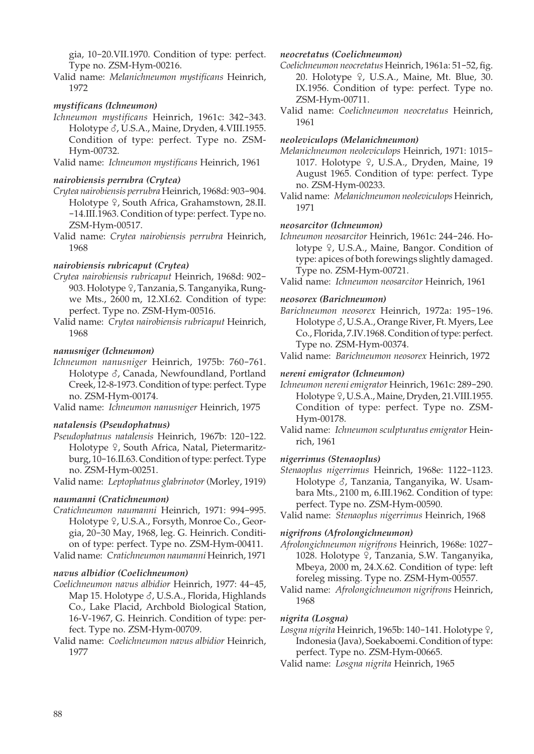gia, 10–20.VII.1970. Condition of type: perfect. Type no. ZSM-Hym-00216.

Valid name: *Melanichneumon mystificans* Heinrich, 1972

***mystificans (Ichneumon)***

*Ichneumon mystificans* Heinrich, 1961c: 342–343. Holotype ♂, U.S.A., Maine, Dryden, 4.VIII.1955. Condition of type: perfect. Type no. ZSM-Hym-00732.

Valid name: *Ichneumon mystificans* Heinrich, 1961

***nairobiensis perrubra (Crytea)***

*Crytea nairobiensis perrubra* Heinrich, 1968d: 903–904. Holotype ♀, South Africa, Grahamstown, 28.II.–14.III.1963. Condition of type: perfect. Type no. ZSM-Hym-00517.

Valid name: *Crytea nairobiensis perrubra* Heinrich, 1968

***nairobiensis rubricaput (Crytea)***

*Crytea nairobiensis rubricaput* Heinrich, 1968d: 902–903. Holotype ♀, Tanzania, S. Tanganyika, Rungwe Mts., 2600 m, 12.XI.62. Condition of type: perfect. Type no. ZSM-Hym-00516.

Valid name: *Crytea nairobiensis rubricaput* Heinrich, 1968

***nanusniger (Ichneumon)***

*Ichneumon nanusniger* Heinrich, 1975b: 760–761. Holotype ♂, Canada, Newfoundland, Portland Creek, 12-8-1973. Condition of type: perfect. Type no. ZSM-Hym-00174.

Valid name: *Ichneumon nanusniger* Heinrich, 1975

***natalensis (Pseudophatnus)***

*Pseudophatnus natalensis* Heinrich, 1967b: 120–122. Holotype ♀, South Africa, Natal, Pietermaritzburg, 10–16.II.63. Condition of type: perfect. Type no. ZSM-Hym-00251.

Valid name: *Leptophatnus glabrinotor* (Morley, 1919)

***naumanni (Cratichneumon)***

*Cratichneumon naumanni* Heinrich, 1971: 994–995. Holotype ♀, U.S.A., Forsyth, Monroe Co., Georgia, 20–30 May, 1968, leg. G. Heinrich. Condition of type: perfect. Type no. ZSM-Hym-00411.

Valid name: *Cratichneumon naumanni* Heinrich, 1971

***navus albidior (Coelichneumon)***

*Coelichneumon navus albidior* Heinrich, 1977: 44–45, Map 15. Holotype ♂, U.S.A., Florida, Highlands Co., Lake Placid, Archbold Biological Station, 16-V-1967, G. Heinrich. Condition of type: perfect. Type no. ZSM-Hym-00709.

Valid name: *Coelichneumon navus albidior* Heinrich, 1977

***neocretatus (Coelichneumon)***

*Coelichneumon neocretatus* Heinrich, 1961a: 51–52, fig. 20. Holotype ♀, U.S.A., Maine, Mt. Blue, 30.IX.1956. Condition of type: perfect. Type no. ZSM-Hym-00711.

Valid name: *Coelichneumon neocretatus* Heinrich, 1961

***neoleviculops (Melanichneumon)***

*Melanichneumon neoleviculops* Heinrich, 1971: 1015–1017. Holotype ♀, U.S.A., Dryden, Maine, 19 August 1965. Condition of type: perfect. Type no. ZSM-Hym-00233.

Valid name: *Melanichneumon neoleviculops* Heinrich, 1971

***neosarcitor (Ichneumon)***

*Ichneumon neosarcitor* Heinrich, 1961c: 244–246. Holotype ♀, U.S.A., Maine, Bangor. Condition of type: apices of both forewings slightly damaged. Type no. ZSM-Hym-00721.

Valid name: *Ichneumon neosarcitor* Heinrich, 1961

***neosorex (Barichneumon)***

*Barichneumon neosorex* Heinrich, 1972a: 195–196. Holotype ♂, U.S.A., Orange River, Ft. Myers, Lee Co., Florida, 7.IV.1968. Condition of type: perfect. Type no. ZSM-Hym-00374.

Valid name: *Barichneumon neosorex* Heinrich, 1972

***nereni emigrator (Ichneumon)***

*Ichneumon nereni emigrator* Heinrich, 1961c: 289–290. Holotype ♀, U.S.A., Maine, Dryden, 21.VIII.1955. Condition of type: perfect. Type no. ZSM-Hym-00178.

Valid name: *Ichneumon sculpturatus emigrator* Heinrich, 1961

***nigerrimus (Stenaoplus)***

*Stenaoplus nigerrimus* Heinrich, 1968e: 1122–1123. Holotype ♂, Tanzania, Tanganyika, W. Usambara Mts., 2100 m, 6.III.1962. Condition of type: perfect. Type no. ZSM-Hym-00590.

Valid name: *Stenaoplus nigerrimus* Heinrich, 1968

***nigrifrons (Afrolongichneumon)***

*Afrolongichneumon nigrifrons* Heinrich, 1968e: 1027–1028. Holotype ♀, Tanzania, S.W. Tanganyika, Mbeya, 2000 m, 24.X.62. Condition of type: left foreleg missing. Type no. ZSM-Hym-00557.

Valid name: *Afrolongichneumon nigrifrons* Heinrich, 1968

***nigrita (Losgna)***

*Losgna nigrita* Heinrich, 1965b: 140–141. Holotype ♀, Indonesia (Java), Soekaboemi. Condition of type: perfect. Type no. ZSM-Hym-00665.

Valid name: *Losgna nigrita* Heinrich, 1965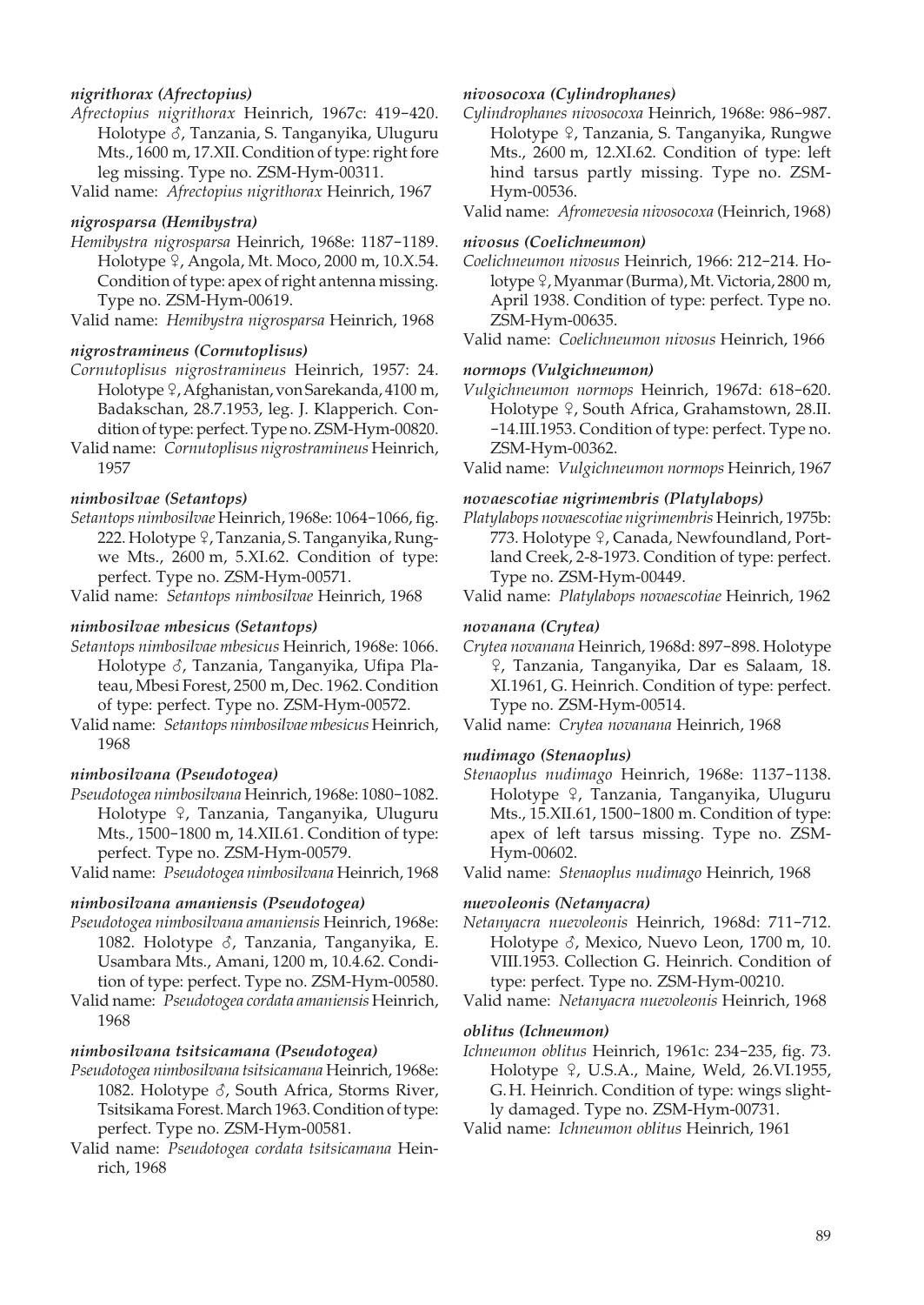#### *nigrithorax (Afrectopius)*

*Afrectopius nigrithorax* Heinrich, 1967c: 419–420. Holotype ♂, Tanzania, S. Tanganyika, Uluguru Mts., 1600 m, 17.XII. Condition of type: right fore leg missing. Type no. ZSM-Hym-00311.

Valid name: *Afrectopius nigrithorax* Heinrich, 1967

#### *nigrosparsa (Hemibystra)*

*Hemibystra nigrosparsa* Heinrich, 1968e: 1187–1189. Holotype ♀, Angola, Mt. Moco, 2000 m, 10.X.54. Condition of type: apex of right antenna missing. Type no. ZSM-Hym-00619.

Valid name: *Hemibystra nigrosparsa* Heinrich, 1968

#### *nigrostramineus (Cornutoplisus)*

*Cornutoplisus nigrostramineus* Heinrich, 1957: 24. Holotype ♀, Afghanistan, von Sarekanda, 4100 m, Badakschan, 28.7.1953, leg. J. Klapperich. Condition of type: perfect. Type no. ZSM-Hym-00820.

Valid name: *Cornutoplisus nigrostramineus* Heinrich, 1957

#### *nimbosilvae (Setantops)*

*Setantops nimbosilvae* Heinrich, 1968e: 1064–1066, fig. 222. Holotype ♀, Tanzania, S. Tanganyika, Rungwe Mts., 2600 m, 5.XI.62. Condition of type: perfect. Type no. ZSM-Hym-00571.

Valid name: *Setantops nimbosilvae* Heinrich, 1968

#### *nimbosilvae mbesicus (Setantops)*

*Setantops nimbosilvae mbesicus* Heinrich, 1968e: 1066. Holotype ♂, Tanzania, Tanganyika, Ufipa Plateau, Mbesi Forest, 2500 m, Dec. 1962. Condition of type: perfect. Type no. ZSM-Hym-00572.

Valid name: *Setantops nimbosilvae mbesicus* Heinrich, 1968

#### *nimbosilvana (Pseudotogea)*

*Pseudotogea nimbosilvana* Heinrich, 1968e: 1080–1082. Holotype ♀, Tanzania, Tanganyika, Uluguru Mts., 1500–1800 m, 14.XII.61. Condition of type: perfect. Type no. ZSM-Hym-00579.

Valid name: *Pseudotogea nimbosilvana* Heinrich, 1968

#### *nimbosilvana amaniensis (Pseudotogea)*

*Pseudotogea nimbosilvana amaniensis* Heinrich, 1968e: 1082. Holotype ♂, Tanzania, Tanganyika, E. Usambara Mts., Amani, 1200 m, 10.4.62. Condition of type: perfect. Type no. ZSM-Hym-00580.

Valid name: *Pseudotogea cordata amaniensis* Heinrich, 1968

#### *nimbosilvana tsitsicamana (Pseudotogea)*

*Pseudotogea nimbosilvana tsitsicamana* Heinrich, 1968e: 1082. Holotype ♂, South Africa, Storms River, Tsitsikama Forest. March 1963. Condition of type: perfect. Type no. ZSM-Hym-00581.

Valid name: *Pseudotogea cordata tsitsicamana* Heinrich, 1968

#### *nivosocoxa (Cylindrophanes)*

*Cylindrophanes nivosocoxa* Heinrich, 1968e: 986–987. Holotype ♀, Tanzania, S. Tanganyika, Rungwe Mts., 2600 m, 12.XI.62. Condition of type: left hind tarsus partly missing. Type no. ZSM-Hym-00536.

Valid name: *Afromevesia nivosocoxa* (Heinrich, 1968)

#### *nivosus (Coelichneumon)*

*Coelichneumon nivosus* Heinrich, 1966: 212–214. Holotype ♀, Myanmar (Burma), Mt. Victoria, 2800 m, April 1938. Condition of type: perfect. Type no. ZSM-Hym-00635.

Valid name: *Coelichneumon nivosus* Heinrich, 1966

#### *normops (Vulgichneumon)*

*Vulgichneumon normops* Heinrich, 1967d: 618–620. Holotype ♀, South Africa, Grahamstown, 28.II. –14.III.1953. Condition of type: perfect. Type no. ZSM-Hym-00362.

Valid name: *Vulgichneumon normops* Heinrich, 1967

#### *novaescotiae nigrimembris (Platylabops)*

*Platylabops novaescotiae nigrimembris* Heinrich, 1975b: 773. Holotype ♀, Canada, Newfoundland, Portland Creek, 2-8-1973. Condition of type: perfect. Type no. ZSM-Hym-00449.

Valid name: *Platylabops novaescotiae* Heinrich, 1962

#### *novanana (Crytea)*

*Crytea novanana* Heinrich, 1968d: 897–898. Holotype ♀, Tanzania, Tanganyika, Dar es Salaam, 18. XI.1961, G. Heinrich. Condition of type: perfect. Type no. ZSM-Hym-00514.

Valid name: *Crytea novanana* Heinrich, 1968

#### *nudimago (Stenaoplus)*

*Stenaoplus nudimago* Heinrich, 1968e: 1137–1138. Holotype ♀, Tanzania, Tanganyika, Uluguru Mts., 15.XII.61, 1500–1800 m. Condition of type: apex of left tarsus missing. Type no. ZSM-Hym-00602.

Valid name: *Stenaoplus nudimago* Heinrich, 1968

#### *nuevoleonis (Netanyacra)*

*Netanyacra nuevoleonis* Heinrich, 1968d: 711–712. Holotype ♂, Mexico, Nuevo Leon, 1700 m, 10. VIII.1953. Collection G. Heinrich. Condition of type: perfect. Type no. ZSM-Hym-00210.

Valid name: *Netanyacra nuevoleonis* Heinrich, 1968

#### *oblitus (Ichneumon)*

*Ichneumon oblitus* Heinrich, 1961c: 234–235, fig. 73. Holotype ♀, U.S.A., Maine, Weld, 26.VI.1955, G. H. Heinrich. Condition of type: wings slightly damaged. Type no. ZSM-Hym-00731.

Valid name: *Ichneumon oblitus* Heinrich, 1961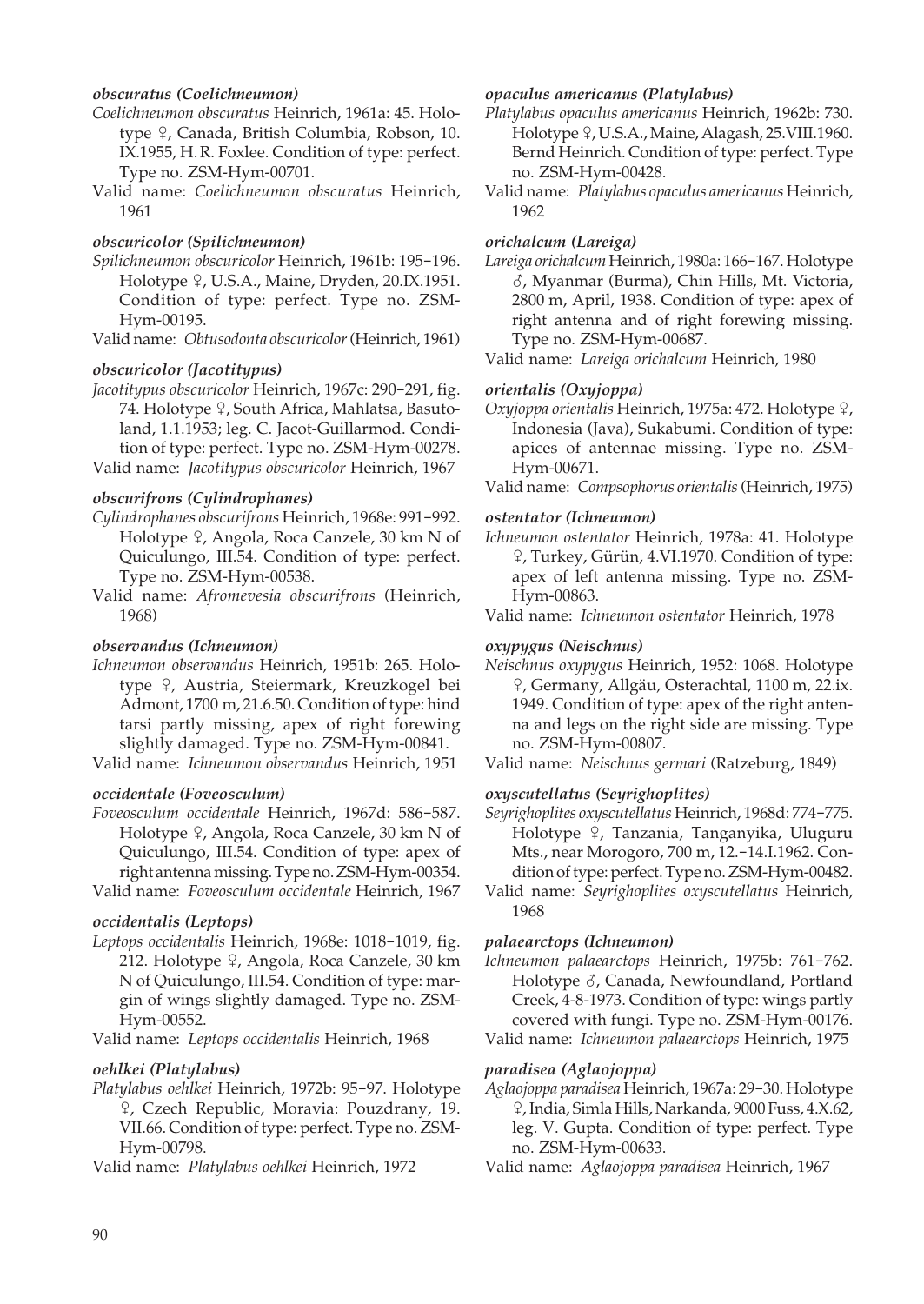#### *obscuratus (Coelichneumon)*

*Coelichneumon obscuratus* Heinrich, 1961a: 45. Holotype ♀, Canada, British Columbia, Robson, 10. IX.1955, H. R. Foxlee. Condition of type: perfect. Type no. ZSM-Hym-00701.

Valid name: *Coelichneumon obscuratus* Heinrich, 1961

#### *obscuricolor (Spilichneumon)*

*Spilichneumon obscuricolor* Heinrich, 1961b: 195–196. Holotype ♀, U.S.A., Maine, Dryden, 20.IX.1951. Condition of type: perfect. Type no. ZSM-Hym-00195.

Valid name: *Obtusodonta obscuricolor* (Heinrich, 1961)

#### *obscuricolor (Jacotitypus)*

*Jacotitypus obscuricolor* Heinrich, 1967c: 290–291, fig. 74. Holotype ♀, South Africa, Mahlatsa, Basutoland, 1.1.1953; leg. C. Jacot-Guillarmod. Condition of type: perfect. Type no. ZSM-Hym-00278.

Valid name: *Jacotitypus obscuricolor* Heinrich, 1967

#### *obscurifrons (Cylindrophanes)*

*Cylindrophanes obscurifrons* Heinrich, 1968e: 991–992. Holotype ♀, Angola, Roca Canzele, 30 km N of Quiculungo, III.54. Condition of type: perfect. Type no. ZSM-Hym-00538.

Valid name: *Afromevesia obscurifrons* (Heinrich, 1968)

#### *observandus (Ichneumon)*

*Ichneumon observandus* Heinrich, 1951b: 265. Holotype ♀, Austria, Steiermark, Kreuzkogel bei Admont, 1700 m, 21.6.50. Condition of type: hind tarsi partly missing, apex of right forewing slightly damaged. Type no. ZSM-Hym-00841.

Valid name: *Ichneumon observandus* Heinrich, 1951

#### *occidentale (Foveosculum)*

*Foveosculum occidentale* Heinrich, 1967d: 586–587. Holotype ♀, Angola, Roca Canzele, 30 km N of Quiculungo, III.54. Condition of type: apex of right antenna missing. Type no. ZSM-Hym-00354.

Valid name: *Foveosculum occidentale* Heinrich, 1967

#### *occidentalis (Leptops)*

*Leptops occidentalis* Heinrich, 1968e: 1018–1019, fig. 212. Holotype ♀, Angola, Roca Canzele, 30 km N of Quiculungo, III.54. Condition of type: margin of wings slightly damaged. Type no. ZSM-Hym-00552.

Valid name: *Leptops occidentalis* Heinrich, 1968

#### *oehlkei (Platylabus)*

*Platylabus oehlkei* Heinrich, 1972b: 95–97. Holotype ♀, Czech Republic, Moravia: Pouzdrany, 19. VII.66. Condition of type: perfect. Type no. ZSM-Hym-00798.

Valid name: *Platylabus oehlkei* Heinrich, 1972

#### *opaculus americanus (Platylabus)*

*Platylabus opaculus americanus* Heinrich, 1962b: 730. Holotype ♀, U.S.A., Maine, Alagash, 25.VIII.1960. Bernd Heinrich. Condition of type: perfect. Type no. ZSM-Hym-00428.

Valid name: *Platylabus opaculus americanus* Heinrich, 1962

#### *orichalcum (Lareiga)*

*Lareiga orichalcum* Heinrich, 1980a: 166–167. Holotype ♂, Myanmar (Burma), Chin Hills, Mt. Victoria, 2800 m, April, 1938. Condition of type: apex of right antenna and of right forewing missing. Type no. ZSM-Hym-00687.

Valid name: *Lareiga orichalcum* Heinrich, 1980

#### *orientalis (Oxyjoppa)*

*Oxyjoppa orientalis* Heinrich, 1975a: 472. Holotype ♀, Indonesia (Java), Sukabumi. Condition of type: apices of antennae missing. Type no. ZSM-Hym-00671.

Valid name: *Compsophorus orientalis* (Heinrich, 1975)

#### *ostentator (Ichneumon)*

*Ichneumon ostentator* Heinrich, 1978a: 41. Holotype ♀, Turkey, Gürün, 4.VI.1970. Condition of type: apex of left antenna missing. Type no. ZSM-Hym-00863.

Valid name: *Ichneumon ostentator* Heinrich, 1978

#### *oxypygus (Neischnus)*

*Neischnus oxypygus* Heinrich, 1952: 1068. Holotype ♀, Germany, Allgäu, Osterachtal, 1100 m, 22.ix. 1949. Condition of type: apex of the right antenna and legs on the right side are missing. Type no. ZSM-Hym-00807.

Valid name: *Neischnus germari* (Ratzeburg, 1849)

#### *oxyscutellatus (Seyrighoplites)*

*Seyrighoplites oxyscutellatus* Heinrich, 1968d: 774–775. Holotype ♀, Tanzania, Tanganyika, Uluguru Mts., near Morogoro, 700 m, 12.–14.I.1962. Condition of type: perfect. Type no. ZSM-Hym-00482.

Valid name: *Seyrighoplites oxyscutellatus* Heinrich, 1968

#### *palaearctops (Ichneumon)*

*Ichneumon palaearctops* Heinrich, 1975b: 761–762. Holotype ♂, Canada, Newfoundland, Portland Creek, 4-8-1973. Condition of type: wings partly covered with fungi. Type no. ZSM-Hym-00176.

Valid name: *Ichneumon palaearctops* Heinrich, 1975

#### *paradisea (Aglaojoppa)*

*Aglaojoppa paradisea* Heinrich, 1967a: 29–30. Holotype ♀, India, Simla Hills, Narkanda, 9000 Fuss, 4.X.62, leg. V. Gupta. Condition of type: perfect. Type no. ZSM-Hym-00633.

Valid name: *Aglaojoppa paradisea* Heinrich, 1967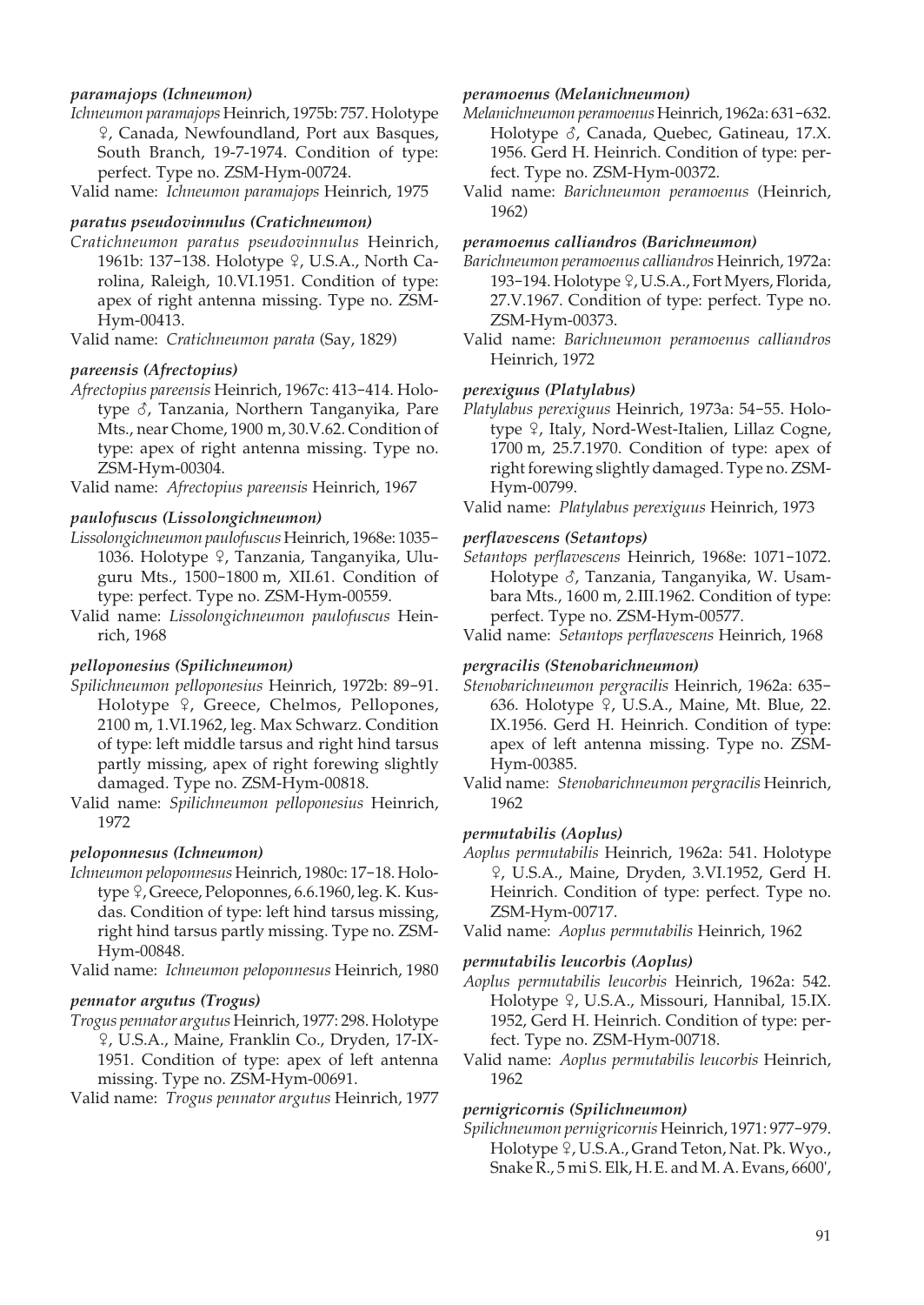***paramajops (Ichneumon)***

*Ichneumon paramajops* Heinrich, 1975b: 757. Holotype ♀, Canada, Newfoundland, Port aux Basques, South Branch, 19-7-1974. Condition of type: perfect. Type no. ZSM-Hym-00724.

Valid name: *Ichneumon paramajops* Heinrich, 1975

***paratus pseudovinnulus (Cratichneumon)***

*Cratichneumon paratus pseudovinnulus* Heinrich, 1961b: 137–138. Holotype ♀, U.S.A., North Carolina, Raleigh, 10.VI.1951. Condition of type: apex of right antenna missing. Type no. ZSM-Hym-00413.

Valid name: *Cratichneumon parata* (Say, 1829)

***pareensis (Afrectopius)***

*Afrectopius pareensis* Heinrich, 1967c: 413–414. Holotype ♂, Tanzania, Northern Tanganyika, Pare Mts., near Chome, 1900 m, 30.V.62. Condition of type: apex of right antenna missing. Type no. ZSM-Hym-00304.

Valid name: *Afrectopius pareensis* Heinrich, 1967

***paulofuscus (Lissolongichneumon)***

*Lissolongichneumon paulofuscus* Heinrich, 1968e: 1035–1036. Holotype ♀, Tanzania, Tanganyika, Uluguru Mts., 1500–1800 m, XII.61. Condition of type: perfect. Type no. ZSM-Hym-00559.

Valid name: *Lissolongichneumon paulofuscus* Heinrich, 1968

***pelloponesius (Spilichneumon)***

*Spilichneumon pelloponesius* Heinrich, 1972b: 89–91. Holotype ♀, Greece, Chelmos, Pellopones, 2100 m, 1.VI.1962, leg. Max Schwarz. Condition of type: left middle tarsus and right hind tarsus partly missing, apex of right forewing slightly damaged. Type no. ZSM-Hym-00818.

Valid name: *Spilichneumon pelloponesius* Heinrich, 1972

***peloponnesus (Ichneumon)***

*Ichneumon peloponnesus* Heinrich, 1980c: 17–18. Holotype ♀, Greece, Peloponnes, 6.6.1960, leg. K. Kusdas. Condition of type: left hind tarsus missing, right hind tarsus partly missing. Type no. ZSM-Hym-00848.

Valid name: *Ichneumon peloponnesus* Heinrich, 1980

***pennator argutus (Trogus)***

*Trogus pennator argutus* Heinrich, 1977: 298. Holotype ♀, U.S.A., Maine, Franklin Co., Dryden, 17-IX-1951. Condition of type: apex of left antenna missing. Type no. ZSM-Hym-00691.

Valid name: *Trogus pennator argutus* Heinrich, 1977

***peramoenus (Melanichneumon)***

*Melanichneumon peramoenus* Heinrich, 1962a: 631–632. Holotype ♂, Canada, Quebec, Gatineau, 17.X. 1956. Gerd H. Heinrich. Condition of type: perfect. Type no. ZSM-Hym-00372.

Valid name: *Barichneumon peramoenus* (Heinrich, 1962)

***peramoenus calliandros (Barichneumon)***

*Barichneumon peramoenus calliandros* Heinrich, 1972a: 193–194. Holotype ♀, U.S.A., Fort Myers, Florida, 27.V.1967. Condition of type: perfect. Type no. ZSM-Hym-00373.

Valid name: *Barichneumon peramoenus calliandros* Heinrich, 1972

***perexiguus (Platylabus)***

*Platylabus perexiguus* Heinrich, 1973a: 54–55. Holotype ♀, Italy, Nord-West-Italien, Lillaz Cogne, 1700 m, 25.7.1970. Condition of type: apex of right forewing slightly damaged. Type no. ZSM-Hym-00799.

Valid name: *Platylabus perexiguus* Heinrich, 1973

***perflavescens (Setantops)***

*Setantops perflavescens* Heinrich, 1968e: 1071–1072. Holotype ♂, Tanzania, Tanganyika, W. Usambara Mts., 1600 m, 2.III.1962. Condition of type: perfect. Type no. ZSM-Hym-00577.

Valid name: *Setantops perflavescens* Heinrich, 1968

***pergracilis (Stenobarichneumon)***

*Stenobarichneumon pergracilis* Heinrich, 1962a: 635–636. Holotype ♀, U.S.A., Maine, Mt. Blue, 22. IX.1956. Gerd H. Heinrich. Condition of type: apex of left antenna missing. Type no. ZSM-Hym-00385.

Valid name: *Stenobarichneumon pergracilis* Heinrich, 1962

***permutabilis (Aoplus)***

*Aoplus permutabilis* Heinrich, 1962a: 541. Holotype ♀, U.S.A., Maine, Dryden, 3.VI.1952, Gerd H. Heinrich. Condition of type: perfect. Type no. ZSM-Hym-00717.

Valid name: *Aoplus permutabilis* Heinrich, 1962

***permutabilis leucorbis (Aoplus)***

*Aoplus permutabilis leucorbis* Heinrich, 1962a: 542. Holotype ♀, U.S.A., Missouri, Hannibal, 15.IX. 1952, Gerd H. Heinrich. Condition of type: perfect. Type no. ZSM-Hym-00718.

Valid name: *Aoplus permutabilis leucorbis* Heinrich, 1962

***pernigricornis (Spilichneumon)***

*Spilichneumon pernigricornis* Heinrich, 1971: 977–979. Holotype ♀, U.S.A., Grand Teton, Nat. Pk. Wyo., Snake R., 5 mi S. Elk, H. E. and M. A. Evans, 6600',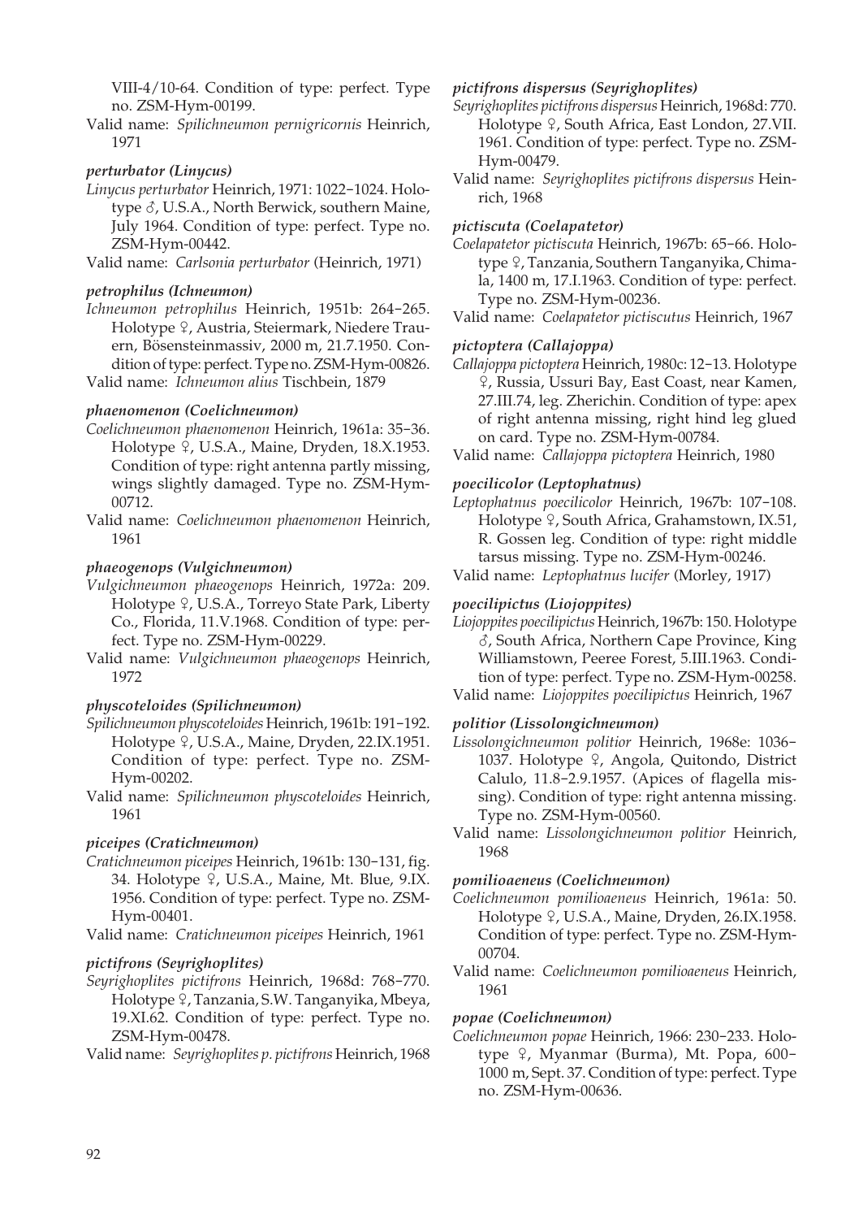VIII-4/10-64. Condition of type: perfect. Type no. ZSM-Hym-00199.

Valid name: *Spilichneumon pernigricornis* Heinrich, 1971

***perturbator (Linycus)***

*Linycus perturbator* Heinrich, 1971: 1022–1024. Holotype ♂, U.S.A., North Berwick, southern Maine, July 1964. Condition of type: perfect. Type no. ZSM-Hym-00442.

Valid name: *Carlsonia perturbator* (Heinrich, 1971)

***petrophilus (Ichneumon)***

*Ichneumon petrophilus* Heinrich, 1951b: 264–265. Holotype ♀, Austria, Steiermark, Niedere Trauern, Bösensteinmassiv, 2000 m, 21.7.1950. Condition of type: perfect. Type no. ZSM-Hym-00826.

Valid name: *Ichneumon alius* Tischbein, 1879

***phaenomenon (Coelichneumon)***

*Coelichneumon phaenomenon* Heinrich, 1961a: 35–36. Holotype ♀, U.S.A., Maine, Dryden, 18.X.1953. Condition of type: right antenna partly missing, wings slightly damaged. Type no. ZSM-Hym-00712.

Valid name: *Coelichneumon phaenomenon* Heinrich, 1961

***phaeogenops (Vulgichneumon)***

*Vulgichneumon phaeogenops* Heinrich, 1972a: 209. Holotype ♀, U.S.A., Torreyo State Park, Liberty Co., Florida, 11.V.1968. Condition of type: perfect. Type no. ZSM-Hym-00229.

Valid name: *Vulgichneumon phaeogenops* Heinrich, 1972

***physcoteloides (Spilichneumon)***

*Spilichneumon physcoteloides* Heinrich, 1961b: 191–192. Holotype ♀, U.S.A., Maine, Dryden, 22.IX.1951. Condition of type: perfect. Type no. ZSM-Hym-00202.

Valid name: *Spilichneumon physcoteloides* Heinrich, 1961

***piceipes (Cratichneumon)***

*Cratichneumon piceipes* Heinrich, 1961b: 130–131, fig. 34. Holotype ♀, U.S.A., Maine, Mt. Blue, 9.IX. 1956. Condition of type: perfect. Type no. ZSM-Hym-00401.

Valid name: *Cratichneumon piceipes* Heinrich, 1961

***pictifrons (Seyrighoplites)***

*Seyrighoplites pictifrons* Heinrich, 1968d: 768–770. Holotype ♀, Tanzania, S.W. Tanganyika, Mbeya, 19.XI.62. Condition of type: perfect. Type no. ZSM-Hym-00478.

Valid name: *Seyrighoplites p. pictifrons* Heinrich, 1968

***pictifrons dispersus (Seyrighoplites)***

*Seyrighoplites pictifrons dispersus* Heinrich, 1968d: 770. Holotype ♀, South Africa, East London, 27.VII. 1961. Condition of type: perfect. Type no. ZSM-Hym-00479.

Valid name: *Seyrighoplites pictifrons dispersus* Heinrich, 1968

***pictiscuta (Coelapatetor)***

*Coelapatetor pictiscuta* Heinrich, 1967b: 65–66. Holotype ♀, Tanzania, Southern Tanganyika, Chimala, 1400 m, 17.I.1963. Condition of type: perfect. Type no. ZSM-Hym-00236.

Valid name: *Coelapatetor pictiscutus* Heinrich, 1967

***pictoptera (Callajoppa)***

*Callajoppa pictoptera* Heinrich, 1980c: 12–13. Holotype ♀, Russia, Ussuri Bay, East Coast, near Kamen, 27.III.74, leg. Zherichin. Condition of type: apex of right antenna missing, right hind leg glued on card. Type no. ZSM-Hym-00784.

Valid name: *Callajoppa pictoptera* Heinrich, 1980

***poecilicolor (Leptophatnus)***

*Leptophatnus poecilicolor* Heinrich, 1967b: 107–108. Holotype ♀, South Africa, Grahamstown, IX.51, R. Gossen leg. Condition of type: right middle tarsus missing. Type no. ZSM-Hym-00246.

Valid name: *Leptophatnus lucifer* (Morley, 1917)

***poecilipictus (Liojoppites)***

*Liojoppites poecilipictus* Heinrich, 1967b: 150. Holotype ♂, South Africa, Northern Cape Province, King Williamstown, Peeree Forest, 5.III.1963. Condition of type: perfect. Type no. ZSM-Hym-00258.

Valid name: *Liojoppites poecilipictus* Heinrich, 1967

***politior (Lissolongichneumon)***

*Lissolongichneumon politior* Heinrich, 1968e: 1036–1037. Holotype ♀, Angola, Quitondo, District Calulo, 11.8–2.9.1957. (Apices of flagella missing). Condition of type: right antenna missing. Type no. ZSM-Hym-00560.

Valid name: *Lissolongichneumon politior* Heinrich, 1968

***pomilioaeneus (Coelichneumon)***

*Coelichneumon pomilioaeneus* Heinrich, 1961a: 50. Holotype ♀, U.S.A., Maine, Dryden, 26.IX.1958. Condition of type: perfect. Type no. ZSM-Hym-00704.

Valid name: *Coelichneumon pomilioaeneus* Heinrich, 1961

***popae (Coelichneumon)***

*Coelichneumon popae* Heinrich, 1966: 230–233. Holotype ♀, Myanmar (Burma), Mt. Popa, 600–1000 m, Sept. 37. Condition of type: perfect. Type no. ZSM-Hym-00636.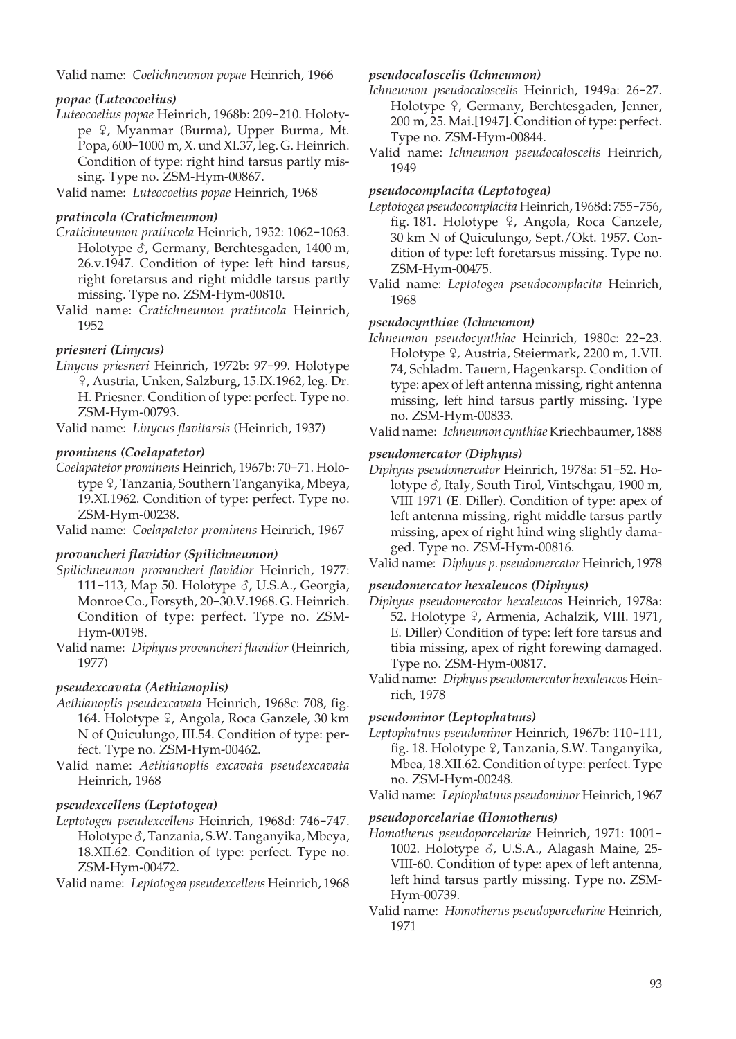Valid name: *Coelichneumon popae* Heinrich, 1966

#### *popae (Luteocoelius)*

*Luteocoelius popae* Heinrich, 1968b: 209–210. Holotype ♀, Myanmar (Burma), Upper Burma, Mt. Popa, 600–1000 m, X. und XI.37, leg. G. Heinrich. Condition of type: right hind tarsus partly missing. Type no. ZSM-Hym-00867.

Valid name: *Luteocoelius popae* Heinrich, 1968

#### *pratincola (Cratichneumon)*

*Cratichneumon pratincola* Heinrich, 1952: 1062–1063. Holotype ♂, Germany, Berchtesgaden, 1400 m, 26.v.1947. Condition of type: left hind tarsus, right foretarsus and right middle tarsus partly missing. Type no. ZSM-Hym-00810.

Valid name: *Cratichneumon pratincola* Heinrich, 1952

#### *priesneri (Linycus)*

*Linycus priesneri* Heinrich, 1972b: 97–99. Holotype ♀, Austria, Unken, Salzburg, 15.IX.1962, leg. Dr. H. Priesner. Condition of type: perfect. Type no. ZSM-Hym-00793.

Valid name: *Linycus flavitarsis* (Heinrich, 1937)

#### *prominens (Coelapatetor)*

*Coelapatetor prominens* Heinrich, 1967b: 70–71. Holotype ♀, Tanzania, Southern Tanganyika, Mbeya, 19.XI.1962. Condition of type: perfect. Type no. ZSM-Hym-00238.

Valid name: *Coelapatetor prominens* Heinrich, 1967

#### *provancheri flavidior (Spilichneumon)*

*Spilichneumon provancheri flavidior* Heinrich, 1977: 111–113, Map 50. Holotype ♂, U.S.A., Georgia, Monroe Co., Forsyth, 20–30.V.1968. G. Heinrich. Condition of type: perfect. Type no. ZSM-Hym-00198.

Valid name: *Diphyus provancheri flavidior* (Heinrich, 1977)

#### *pseudexcavata (Aethianoplis)*

*Aethianoplis pseudexcavata* Heinrich, 1968c: 708, fig. 164. Holotype ♀, Angola, Roca Ganzele, 30 km N of Quiculungo, III.54. Condition of type: perfect. Type no. ZSM-Hym-00462.

Valid name: *Aethianoplis excavata pseudexcavata* Heinrich, 1968

#### *pseudexcellens (Leptotogea)*

*Leptotogea pseudexcellens* Heinrich, 1968d: 746–747. Holotype ♂, Tanzania, S.W. Tanganyika, Mbeya, 18.XII.62. Condition of type: perfect. Type no. ZSM-Hym-00472.

Valid name: *Leptotogea pseudexcellens* Heinrich, 1968

#### *pseudocaloscelis (Ichneumon)*

*Ichneumon pseudocaloscelis* Heinrich, 1949a: 26–27. Holotype ♀, Germany, Berchtesgaden, Jenner, 200 m, 25. Mai.[1947]. Condition of type: perfect. Type no. ZSM-Hym-00844.

Valid name: *Ichneumon pseudocaloscelis* Heinrich, 1949

#### *pseudocomplacita (Leptotogea)*

*Leptotogea pseudocomplacita* Heinrich, 1968d: 755–756, fig. 181. Holotype ♀, Angola, Roca Canzele, 30 km N of Quiculungo, Sept./Okt. 1957. Condition of type: left foretarsus missing. Type no. ZSM-Hym-00475.

Valid name: *Leptotogea pseudocomplacita* Heinrich, 1968

#### *pseudocynthiae (Ichneumon)*

*Ichneumon pseudocynthiae* Heinrich, 1980c: 22–23. Holotype ♀, Austria, Steiermark, 2200 m, 1.VII. 74, Schladm. Tauern, Hagenkarsp. Condition of type: apex of left antenna missing, right antenna missing, left hind tarsus partly missing. Type no. ZSM-Hym-00833.

Valid name: *Ichneumon cynthiae* Kriechbaumer, 1888

#### *pseudomercator (Diphyus)*

*Diphyus pseudomercator* Heinrich, 1978a: 51–52. Holotype ♂, Italy, South Tirol, Vintschgau, 1900 m, VIII 1971 (E. Diller). Condition of type: apex of left antenna missing, right middle tarsus partly missing, apex of right hind wing slightly damaged. Type no. ZSM-Hym-00816.

Valid name: *Diphyus p. pseudomercator* Heinrich, 1978

#### *pseudomercator hexaleucos (Diphyus)*

*Diphyus pseudomercator hexaleucos* Heinrich, 1978a: 52. Holotype ♀, Armenia, Achalzik, VIII. 1971, E. Diller) Condition of type: left fore tarsus and tibia missing, apex of right forewing damaged. Type no. ZSM-Hym-00817.

Valid name: *Diphyus pseudomercator hexaleucos* Heinrich, 1978

#### *pseudominor (Leptophatnus)*

*Leptophatnus pseudominor* Heinrich, 1967b: 110–111, fig. 18. Holotype ♀, Tanzania, S.W. Tanganyika, Mbea, 18.XII.62. Condition of type: perfect. Type no. ZSM-Hym-00248.

Valid name: *Leptophatnus pseudominor* Heinrich, 1967

#### *pseudoporcelariae (Homotherus)*

*Homotherus pseudoporcelariae* Heinrich, 1971: 1001–1002. Holotype ♂, U.S.A., Alagash Maine, 25-VIII-60. Condition of type: apex of left antenna, left hind tarsus partly missing. Type no. ZSM-Hym-00739.

Valid name: *Homotherus pseudoporcelariae* Heinrich, 1971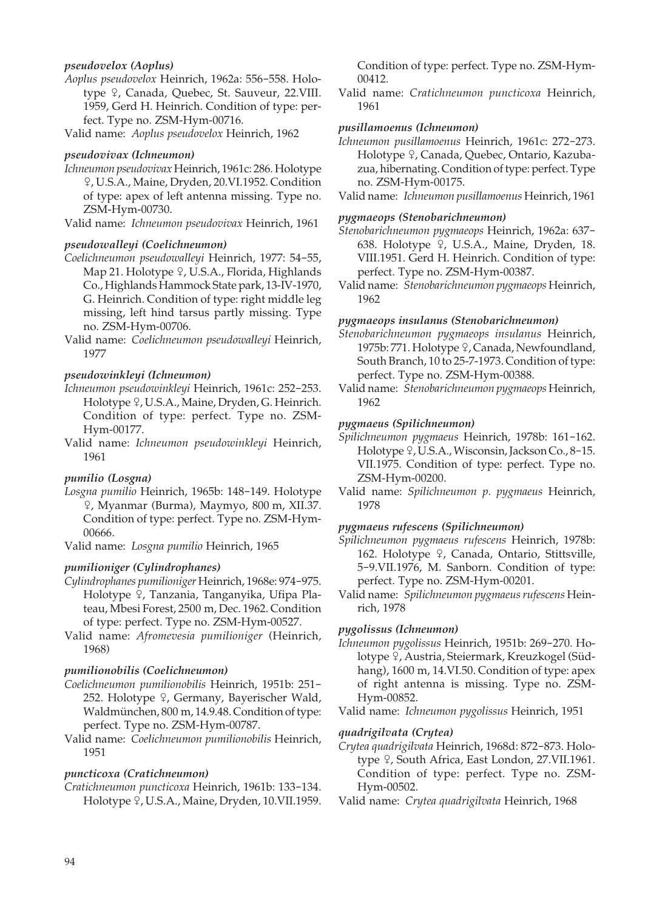***pseudovelox (Aoplus)***

*Aoplus pseudovelox* Heinrich, 1962a: 556–558. Holotype ♀, Canada, Quebec, St. Sauveur, 22.VIII. 1959, Gerd H. Heinrich. Condition of type: perfect. Type no. ZSM-Hym-00716.

Valid name: *Aoplus pseudovelox* Heinrich, 1962

***pseudovivax (Ichneumon)***

*Ichneumon pseudovivax* Heinrich, 1961c: 286. Holotype ♀, U.S.A., Maine, Dryden, 20.VI.1952. Condition of type: apex of left antenna missing. Type no. ZSM-Hym-00730.

Valid name: *Ichneumon pseudovivax* Heinrich, 1961

***pseudowalleyi (Coelichneumon)***

*Coelichneumon pseudowalleyi* Heinrich, 1977: 54–55, Map 21. Holotype ♀, U.S.A., Florida, Highlands Co., Highlands Hammock State park, 13-IV-1970, G. Heinrich. Condition of type: right middle leg missing, left hind tarsus partly missing. Type no. ZSM-Hym-00706.

Valid name: *Coelichneumon pseudowalleyi* Heinrich, 1977

***pseudowinkleyi (Ichneumon)***

*Ichneumon pseudowinkleyi* Heinrich, 1961c: 252–253. Holotype ♀, U.S.A., Maine, Dryden, G. Heinrich. Condition of type: perfect. Type no. ZSM-Hym-00177.

Valid name: *Ichneumon pseudowinkleyi* Heinrich, 1961

***pumilio (Losgna)***

*Losgna pumilio* Heinrich, 1965b: 148–149. Holotype ♀, Myanmar (Burma), Maymyo, 800 m, XII.37. Condition of type: perfect. Type no. ZSM-Hym-00666.

Valid name: *Losgna pumilio* Heinrich, 1965

***pumilioniger (Cylindrophanes)***

*Cylindrophanes pumilioniger* Heinrich, 1968e: 974–975. Holotype ♀, Tanzania, Tanganyika, Ufipa Plateau, Mbesi Forest, 2500 m, Dec. 1962. Condition of type: perfect. Type no. ZSM-Hym-00527.

Valid name: *Afromevesia pumilioniger* (Heinrich, 1968)

***pumilionobilis (Coelichneumon)***

*Coelichneumon pumilionobilis* Heinrich, 1951b: 251–252. Holotype ♀, Germany, Bayerischer Wald, Waldmünchen, 800 m, 14.9.48. Condition of type: perfect. Type no. ZSM-Hym-00787.

Valid name: *Coelichneumon pumilionobilis* Heinrich, 1951

***puncticoxa (Cratichneumon)***

*Cratichneumon puncticoxa* Heinrich, 1961b: 133–134. Holotype ♀, U.S.A., Maine, Dryden, 10.VII.1959. Condition of type: perfect. Type no. ZSM-Hym-00412.

Valid name: *Cratichneumon puncticoxa* Heinrich, 1961

***pusillamoenus (Ichneumon)***

*Ichneumon pusillamoenus* Heinrich, 1961c: 272–273. Holotype ♀, Canada, Quebec, Ontario, Kazubazua, hibernating. Condition of type: perfect. Type no. ZSM-Hym-00175.

Valid name: *Ichneumon pusillamoenus* Heinrich, 1961

***pygmaeops (Stenobarichneumon)***

*Stenobarichneumon pygmaeops* Heinrich, 1962a: 637–638. Holotype ♀, U.S.A., Maine, Dryden, 18. VIII.1951. Gerd H. Heinrich. Condition of type: perfect. Type no. ZSM-Hym-00387.

Valid name: *Stenobarichneumon pygmaeops* Heinrich, 1962

***pygmaeops insulanus (Stenobarichneumon)***

*Stenobarichneumon pygmaeops insulanus* Heinrich, 1975b: 771. Holotype ♀, Canada, Newfoundland, South Branch, 10 to 25-7-1973. Condition of type: perfect. Type no. ZSM-Hym-00388.

Valid name: *Stenobarichneumon pygmaeops* Heinrich, 1962

***pygmaeus (Spilichneumon)***

*Spilichneumon pygmaeus* Heinrich, 1978b: 161–162. Holotype ♀, U.S.A., Wisconsin, Jackson Co., 8–15. VII.1975. Condition of type: perfect. Type no. ZSM-Hym-00200.

Valid name: *Spilichneumon p. pygmaeus* Heinrich, 1978

***pygmaeus rufescens (Spilichneumon)***

*Spilichneumon pygmaeus rufescens* Heinrich, 1978b: 162. Holotype ♀, Canada, Ontario, Stittsville, 5–9.VII.1976, M. Sanborn. Condition of type: perfect. Type no. ZSM-Hym-00201.

Valid name: *Spilichneumon pygmaeus rufescens* Heinrich, 1978

***pygolissus (Ichneumon)***

*Ichneumon pygolissus* Heinrich, 1951b: 269–270. Holotype ♀, Austria, Steiermark, Kreuzkogel (Südhang), 1600 m, 14.VI.50. Condition of type: apex of right antenna is missing. Type no. ZSM-Hym-00852.

Valid name: *Ichneumon pygolissus* Heinrich, 1951

***quadrigilvata (Crytea)***

*Crytea quadrigilvata* Heinrich, 1968d: 872–873. Holotype ♀, South Africa, East London, 27.VII.1961. Condition of type: perfect. Type no. ZSM-Hym-00502.

Valid name: *Crytea quadrigilvata* Heinrich, 1968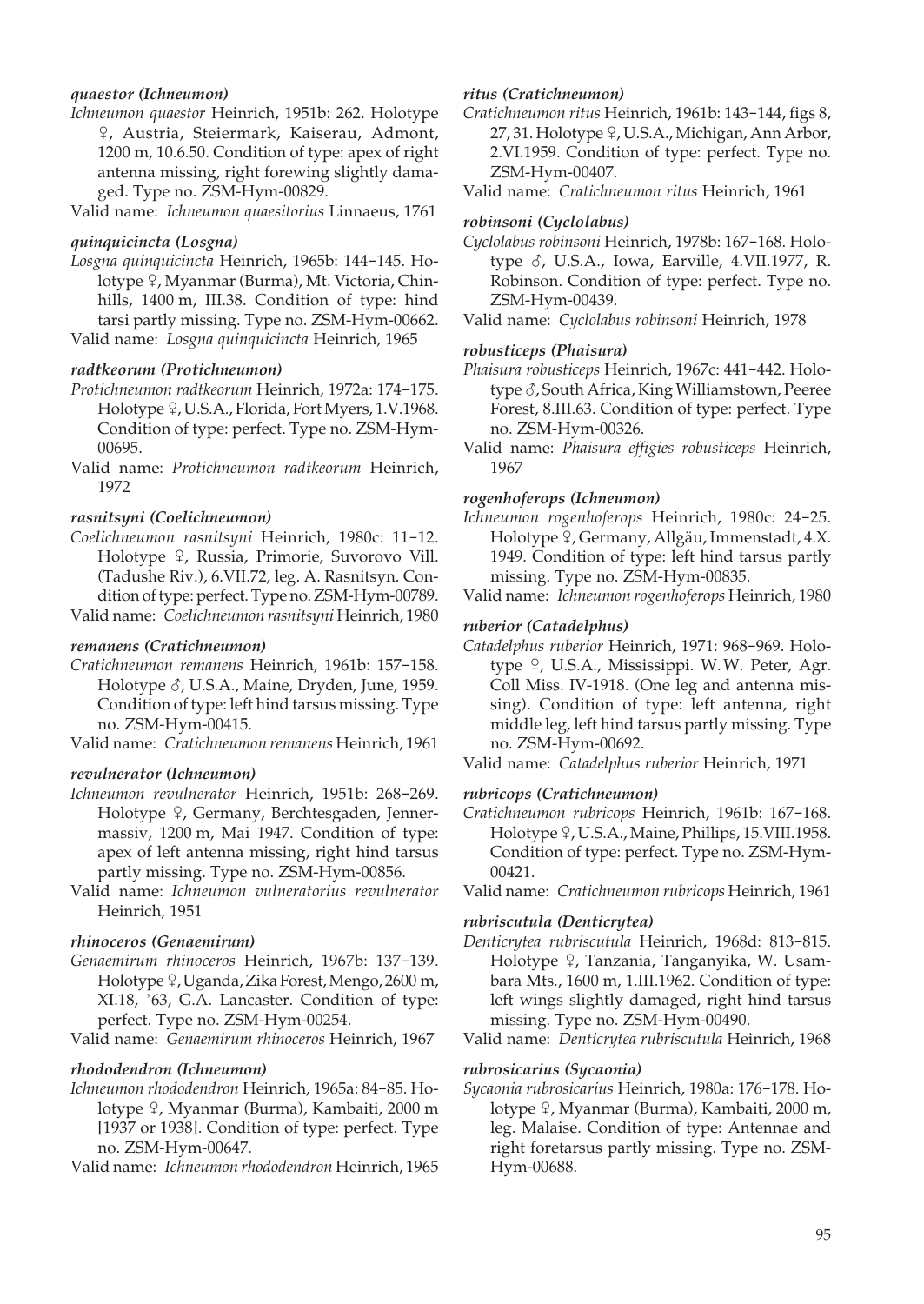***quaestor (Ichneumon)***

*Ichneumon quaestor* Heinrich, 1951b: 262. Holotype ♀, Austria, Steiermark, Kaiserau, Admont, 1200 m, 10.6.50. Condition of type: apex of right antenna missing, right forewing slightly damaged. Type no. ZSM-Hym-00829.

Valid name: *Ichneumon quaesitorius* Linnaeus, 1761

***quinquicincta (Losgna)***

*Losgna quinquicincta* Heinrich, 1965b: 144–145. Holotype ♀, Myanmar (Burma), Mt. Victoria, Chinhills, 1400 m, III.38. Condition of type: hind tarsi partly missing. Type no. ZSM-Hym-00662.

Valid name: *Losgna quinquicincta* Heinrich, 1965

***radtkeorum (Protichneumon)***

*Protichneumon radtkeorum* Heinrich, 1972a: 174–175. Holotype ♀, U.S.A., Florida, Fort Myers, 1.V.1968. Condition of type: perfect. Type no. ZSM-Hym-00695.

Valid name: *Protichneumon radtkeorum* Heinrich, 1972

***rasnitsyni (Coelichneumon)***

*Coelichneumon rasnitsyni* Heinrich, 1980c: 11–12. Holotype ♀, Russia, Primorie, Suvorovo Vill. (Tadushe Riv.), 6.VII.72, leg. A. Rasnitsyn. Condition of type: perfect. Type no. ZSM-Hym-00789.

Valid name: *Coelichneumon rasnitsyni* Heinrich, 1980

***remanens (Cratichneumon)***

*Cratichneumon remanens* Heinrich, 1961b: 157–158. Holotype ♂, U.S.A., Maine, Dryden, June, 1959. Condition of type: left hind tarsus missing. Type no. ZSM-Hym-00415.

Valid name: *Cratichneumon remanens* Heinrich, 1961

***revulnerator (Ichneumon)***

*Ichneumon revulnerator* Heinrich, 1951b: 268–269. Holotype ♀, Germany, Berchtesgaden, Jennermassiv, 1200 m, Mai 1947. Condition of type: apex of left antenna missing, right hind tarsus partly missing. Type no. ZSM-Hym-00856.

Valid name: *Ichneumon vulneratorius revulnerator* Heinrich, 1951

***rhinoceros (Genaemirum)***

*Genaemirum rhinoceros* Heinrich, 1967b: 137–139. Holotype ♀, Uganda, Zika Forest, Mengo, 2600 m, XI.18, '63, G.A. Lancaster. Condition of type: perfect. Type no. ZSM-Hym-00254.

Valid name: *Genaemirum rhinoceros* Heinrich, 1967

***rhododendron (Ichneumon)***

*Ichneumon rhododendron* Heinrich, 1965a: 84–85. Holotype ♀, Myanmar (Burma), Kambaiti, 2000 m [1937 or 1938]. Condition of type: perfect. Type no. ZSM-Hym-00647.

Valid name: *Ichneumon rhododendron* Heinrich, 1965

***ritus (Cratichneumon)***

*Cratichneumon ritus* Heinrich, 1961b: 143–144, figs 8, 27, 31. Holotype ♀, U.S.A., Michigan, Ann Arbor, 2.VI.1959. Condition of type: perfect. Type no. ZSM-Hym-00407.

Valid name: *Cratichneumon ritus* Heinrich, 1961

***robinsoni (Cyclolabus)***

*Cyclolabus robinsoni* Heinrich, 1978b: 167–168. Holotype ♂, U.S.A., Iowa, Earville, 4.VII.1977, R. Robinson. Condition of type: perfect. Type no. ZSM-Hym-00439.

Valid name: *Cyclolabus robinsoni* Heinrich, 1978

***robusticeps (Phaisura)***

*Phaisura robusticeps* Heinrich, 1967c: 441–442. Holotype ♂, South Africa, King Williamstown, Peeree Forest, 8.III.63. Condition of type: perfect. Type no. ZSM-Hym-00326.

Valid name: *Phaisura effigies robusticeps* Heinrich, 1967

***rogenhoferops (Ichneumon)***

*Ichneumon rogenhoferops* Heinrich, 1980c: 24–25. Holotype ♀, Germany, Allgäu, Immenstadt, 4.X. 1949. Condition of type: left hind tarsus partly missing. Type no. ZSM-Hym-00835.

Valid name: *Ichneumon rogenhoferops* Heinrich, 1980

***ruberior (Catadelphus)***

*Catadelphus ruberior* Heinrich, 1971: 968–969. Holotype ♀, U.S.A., Mississippi. W.W. Peter, Agr. Coll Miss. IV-1918. (One leg and antenna missing). Condition of type: left antenna, right middle leg, left hind tarsus partly missing. Type no. ZSM-Hym-00692.

Valid name: *Catadelphus ruberior* Heinrich, 1971

***rubricops (Cratichneumon)***

*Cratichneumon rubricops* Heinrich, 1961b: 167–168. Holotype ♀, U.S.A., Maine, Phillips, 15.VIII.1958. Condition of type: perfect. Type no. ZSM-Hym-00421.

Valid name: *Cratichneumon rubricops* Heinrich, 1961

***rubriscutula (Denticrytea)***

*Denticrytea rubriscutula* Heinrich, 1968d: 813–815. Holotype ♀, Tanzania, Tanganyika, W. Usambara Mts., 1600 m, 1.III.1962. Condition of type: left wings slightly damaged, right hind tarsus missing. Type no. ZSM-Hym-00490.

Valid name: *Denticrytea rubriscutula* Heinrich, 1968

***rubrosicarius (Sycaonia)***

*Sycaonia rubrosicarius* Heinrich, 1980a: 176–178. Holotype ♀, Myanmar (Burma), Kambaiti, 2000 m, leg. Malaise. Condition of type: Antennae and right foretarsus partly missing. Type no. ZSM-Hym-00688.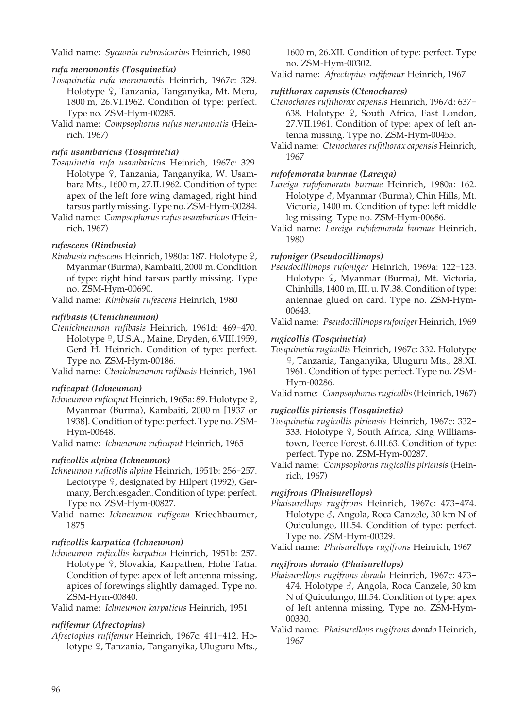Valid name: *Sycaonia rubrosicarius* Heinrich, 1980

### *rufa merumontis (Tosquinetia)*

*Tosquinetia rufa merumontis* Heinrich, 1967c: 329. Holotype ♀, Tanzania, Tanganyika, Mt. Meru, 1800 m, 26.VI.1962. Condition of type: perfect. Type no. ZSM-Hym-00285.

Valid name: *Compsophorus rufus merumontis* (Heinrich, 1967)

### *rufa usambaricus (Tosquinetia)*

*Tosquinetia rufa usambaricus* Heinrich, 1967c: 329. Holotype ♀, Tanzania, Tanganyika, W. Usambara Mts., 1600 m, 27.II.1962. Condition of type: apex of the left fore wing damaged, right hind tarsus partly missing. Type no. ZSM-Hym-00284.

Valid name: *Compsophorus rufus usambaricus* (Heinrich, 1967)

### *rufescens (Rimbusia)*

*Rimbusia rufescens* Heinrich, 1980a: 187. Holotype ♀, Myanmar (Burma), Kambaiti, 2000 m. Condition of type: right hind tarsus partly missing. Type no. ZSM-Hym-00690.

Valid name: *Rimbusia rufescens* Heinrich, 1980

### *rufibasis (Ctenichneumon)*

*Ctenichneumon rufibasis* Heinrich, 1961d: 469–470. Holotype ♀, U.S.A., Maine, Dryden, 6.VIII.1959, Gerd H. Heinrich. Condition of type: perfect. Type no. ZSM-Hym-00186.

Valid name: *Ctenichneumon rufibasis* Heinrich, 1961

### *ruficaput (Ichneumon)*

*Ichneumon ruficaput* Heinrich, 1965a: 89. Holotype ♀, Myanmar (Burma), Kambaiti, 2000 m [1937 or 1938]. Condition of type: perfect. Type no. ZSM-Hym-00648.

Valid name: *Ichneumon ruficaput* Heinrich, 1965

### *ruficollis alpina (Ichneumon)*

*Ichneumon ruficollis alpina* Heinrich, 1951b: 256–257. Lectotype ♀, designated by Hilpert (1992), Germany, Berchtesgaden. Condition of type: perfect. Type no. ZSM-Hym-00827.

Valid name: *Ichneumon rufigena* Kriechbaumer, 1875

### *ruficollis karpatica (Ichneumon)*

*Ichneumon ruficollis karpatica* Heinrich, 1951b: 257. Holotype ♀, Slovakia, Karpathen, Hohe Tatra. Condition of type: apex of left antenna missing, apices of forewings slightly damaged. Type no. ZSM-Hym-00840.

Valid name: *Ichneumon karpaticus* Heinrich, 1951

### *rufifemur (Afrectopius)*

*Afrectopius rufifemur* Heinrich, 1967c: 411–412. Holotype ♀, Tanzania, Tanganyika, Uluguru Mts., 1600 m, 26.XII. Condition of type: perfect. Type no. ZSM-Hym-00302.

Valid name: *Afrectopius rufifemur* Heinrich, 1967

### *rufithorax capensis (Ctenochares)*

*Ctenochares rufithorax capensis* Heinrich, 1967d: 637–638. Holotype ♀, South Africa, East London, 27.VII.1961. Condition of type: apex of left antenna missing. Type no. ZSM-Hym-00455.

Valid name: *Ctenochares rufithorax capensis* Heinrich, 1967

### *rufofemorata burmae (Lareiga)*

*Lareiga rufofemorata burmae* Heinrich, 1980a: 162. Holotype ♂, Myanmar (Burma), Chin Hills, Mt. Victoria, 1400 m. Condition of type: left middle leg missing. Type no. ZSM-Hym-00686.

Valid name: *Lareiga rufofemorata burmae* Heinrich, 1980

### *rufoniger (Pseudocillimops)*

*Pseudocillimops rufoniger* Heinrich, 1969a: 122–123. Holotype ♀, Myanmar (Burma), Mt. Victoria, Chinhills, 1400 m, III. u. IV.38. Condition of type: antennae glued on card. Type no. ZSM-Hym-00643.

Valid name: *Pseudocillimops rufoniger* Heinrich, 1969

### *rugicollis (Tosquinetia)*

*Tosquinetia rugicollis* Heinrich, 1967c: 332. Holotype ♀, Tanzania, Tanganyika, Uluguru Mts., 28.XI. 1961. Condition of type: perfect. Type no. ZSM-Hym-00286.

Valid name: *Compsophorus rugicollis* (Heinrich, 1967)

### *rugicollis piriensis (Tosquinetia)*

*Tosquinetia rugicollis piriensis* Heinrich, 1967c: 332–333. Holotype ♀, South Africa, King Williamstown, Peeree Forest, 6.III.63. Condition of type: perfect. Type no. ZSM-Hym-00287.

Valid name: *Compsophorus rugicollis piriensis* (Heinrich, 1967)

### *rugifrons (Phaisurellops)*

*Phaisurellops rugifrons* Heinrich, 1967c: 473–474. Holotype ♂, Angola, Roca Canzele, 30 km N of Quiculungo, III.54. Condition of type: perfect. Type no. ZSM-Hym-00329.

Valid name: *Phaisurellops rugifrons* Heinrich, 1967

### *rugifrons dorado (Phaisurellops)*

*Phaisurellops rugifrons dorado* Heinrich, 1967c: 473–474. Holotype ♂, Angola, Roca Canzele, 30 km N of Quiculungo, III.54. Condition of type: apex of left antenna missing. Type no. ZSM-Hym-00330.

Valid name: *Phaisurellops rugifrons dorado* Heinrich, 1967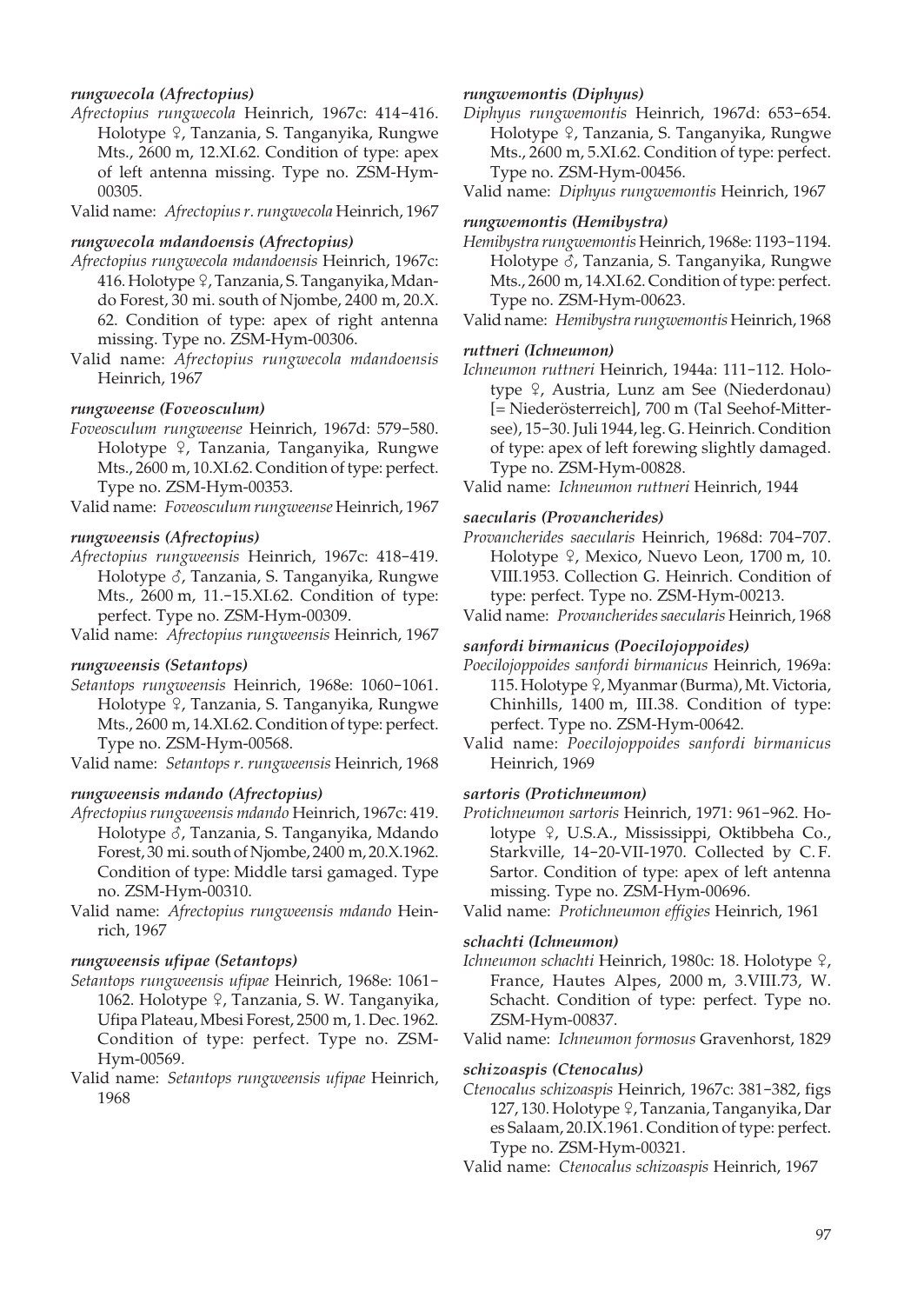#### *rungwecola (Afrectopius)*

*Afrectopius rungwecola* Heinrich, 1967c: 414–416. Holotype ♀, Tanzania, S. Tanganyika, Rungwe Mts., 2600 m, 12.XI.62. Condition of type: apex of left antenna missing. Type no. ZSM-Hym-00305.

Valid name: *Afrectopius r. rungwecola* Heinrich, 1967

#### *rungwecola mdandoensis (Afrectopius)*

*Afrectopius rungwecola mdandoensis* Heinrich, 1967c: 416. Holotype ♀, Tanzania, S. Tanganyika, Mdando Forest, 30 mi. south of Njombe, 2400 m, 20.X. 62. Condition of type: apex of right antenna missing. Type no. ZSM-Hym-00306.

Valid name: *Afrectopius rungwecola mdandoensis* Heinrich, 1967

#### *rungweense (Foveosculum)*

*Foveosculum rungweense* Heinrich, 1967d: 579–580. Holotype ♀, Tanzania, Tanganyika, Rungwe Mts., 2600 m, 10.XI.62. Condition of type: perfect. Type no. ZSM-Hym-00353.

Valid name: *Foveosculum rungweense* Heinrich, 1967

#### *rungweensis (Afrectopius)*

*Afrectopius rungweensis* Heinrich, 1967c: 418–419. Holotype ♂, Tanzania, S. Tanganyika, Rungwe Mts., 2600 m, 11.–15.XI.62. Condition of type: perfect. Type no. ZSM-Hym-00309.

Valid name: *Afrectopius rungweensis* Heinrich, 1967

#### *rungweensis (Setantops)*

*Setantops rungweensis* Heinrich, 1968e: 1060–1061. Holotype ♀, Tanzania, S. Tanganyika, Rungwe Mts., 2600 m, 14.XI.62. Condition of type: perfect. Type no. ZSM-Hym-00568.

Valid name: *Setantops r. rungweensis* Heinrich, 1968

#### *rungweensis mdando (Afrectopius)*

*Afrectopius rungweensis mdando* Heinrich, 1967c: 419. Holotype ♂, Tanzania, S. Tanganyika, Mdando Forest, 30 mi. south of Njombe, 2400 m, 20.X.1962. Condition of type: Middle tarsi gamaged. Type no. ZSM-Hym-00310.

Valid name: *Afrectopius rungweensis mdando* Heinrich, 1967

#### *rungweensis ufipae (Setantops)*

*Setantops rungweensis ufipae* Heinrich, 1968e: 1061–1062. Holotype ♀, Tanzania, S. W. Tanganyika, Ufipa Plateau, Mbesi Forest, 2500 m, 1. Dec. 1962. Condition of type: perfect. Type no. ZSM-Hym-00569.

Valid name: *Setantops rungweensis ufipae* Heinrich, 1968

#### *rungwemontis (Diphyus)*

*Diphyus rungwemontis* Heinrich, 1967d: 653–654. Holotype ♀, Tanzania, S. Tanganyika, Rungwe Mts., 2600 m, 5.XI.62. Condition of type: perfect. Type no. ZSM-Hym-00456.

Valid name: *Diphyus rungwemontis* Heinrich, 1967

#### *rungwemontis (Hemibystra)*

*Hemibystra rungwemontis* Heinrich, 1968e: 1193–1194. Holotype ♂, Tanzania, S. Tanganyika, Rungwe Mts., 2600 m, 14.XI.62. Condition of type: perfect. Type no. ZSM-Hym-00623.

Valid name: *Hemibystra rungwemontis* Heinrich, 1968

#### *ruttneri (Ichneumon)*

*Ichneumon ruttneri* Heinrich, 1944a: 111–112. Holotype ♀, Austria, Lunz am See (Niederdonau) [= Niederösterreich], 700 m (Tal Seehof-Mittersee), 15–30. Juli 1944, leg. G. Heinrich. Condition of type: apex of left forewing slightly damaged. Type no. ZSM-Hym-00828.

Valid name: *Ichneumon ruttneri* Heinrich, 1944

#### *saecularis (Provancherides)*

*Provancherides saecularis* Heinrich, 1968d: 704–707. Holotype ♀, Mexico, Nuevo Leon, 1700 m, 10. VIII.1953. Collection G. Heinrich. Condition of type: perfect. Type no. ZSM-Hym-00213.

Valid name: *Provancherides saecularis* Heinrich, 1968

#### *sanfordi birmanicus (Poecilojoppoides)*

*Poecilojoppoides sanfordi birmanicus* Heinrich, 1969a: 115. Holotype ♀, Myanmar (Burma), Mt. Victoria, Chinhills, 1400 m, III.38. Condition of type: perfect. Type no. ZSM-Hym-00642.

Valid name: *Poecilojoppoides sanfordi birmanicus* Heinrich, 1969

#### *sartoris (Protichneumon)*

*Protichneumon sartoris* Heinrich, 1971: 961–962. Holotype ♀, U.S.A., Mississippi, Oktibbeha Co., Starkville, 14–20-VII-1970. Collected by C. F. Sartor. Condition of type: apex of left antenna missing. Type no. ZSM-Hym-00696.

Valid name: *Protichneumon effigies* Heinrich, 1961

#### *schachti (Ichneumon)*

*Ichneumon schachti* Heinrich, 1980c: 18. Holotype ♀, France, Hautes Alpes, 2000 m, 3.VIII.73, W. Schacht. Condition of type: perfect. Type no. ZSM-Hym-00837.

Valid name: *Ichneumon formosus* Gravenhorst, 1829

#### *schizoaspis (Ctenocalus)*

*Ctenocalus schizoaspis* Heinrich, 1967c: 381–382, figs 127, 130. Holotype ♀, Tanzania, Tanganyika, Dar es Salaam, 20.IX.1961. Condition of type: perfect. Type no. ZSM-Hym-00321.

Valid name: *Ctenocalus schizoaspis* Heinrich, 1967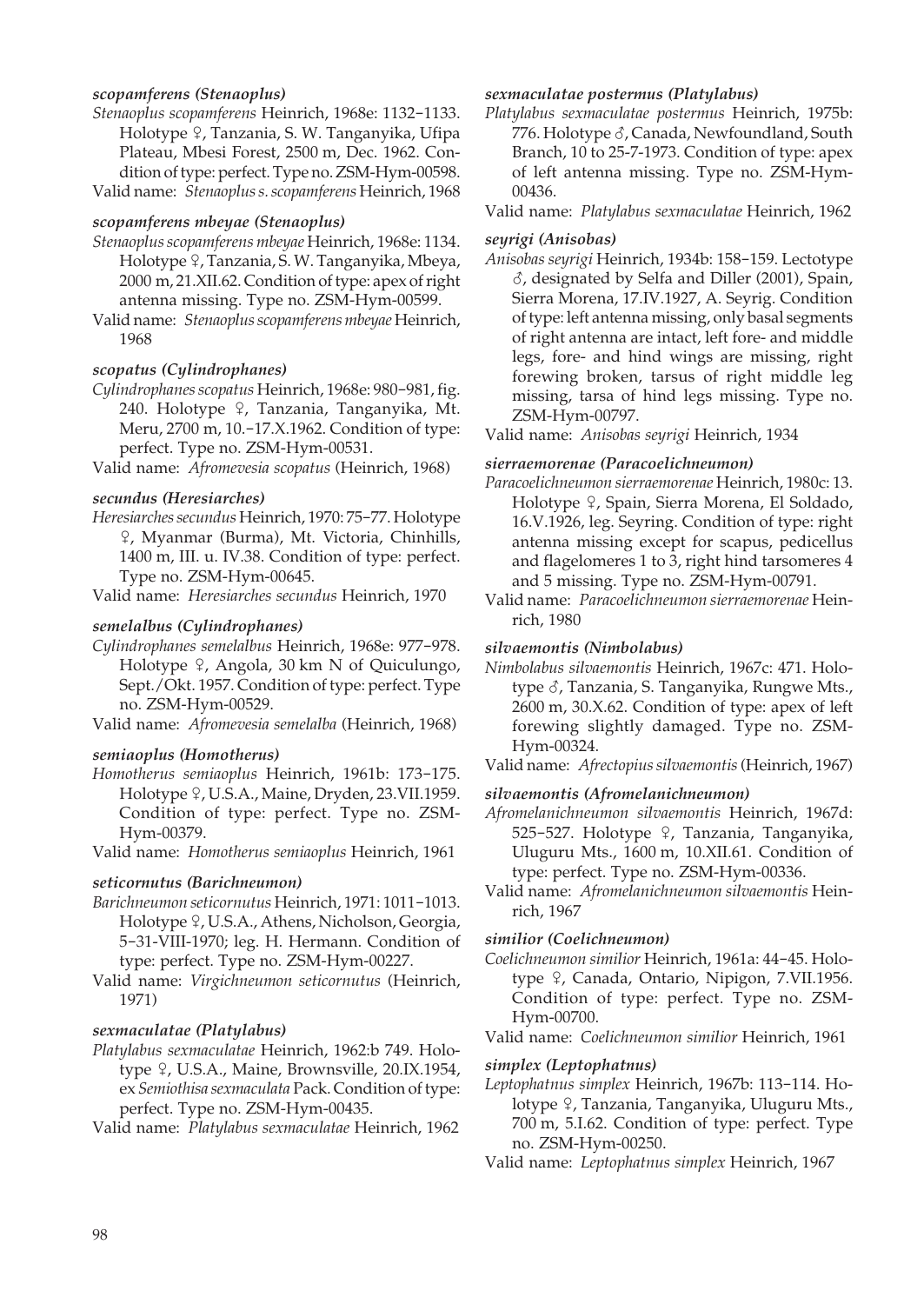#### *scopamferens (Stenaoplus)*

*Stenaoplus scopamferens* Heinrich, 1968e: 1132–1133. Holotype ♀, Tanzania, S. W. Tanganyika, Ufipa Plateau, Mbesi Forest, 2500 m, Dec. 1962. Condition of type: perfect. Type no. ZSM-Hym-00598.

Valid name: *Stenaoplus s. scopamferens* Heinrich, 1968

#### *scopamferens mbeyae (Stenaoplus)*

*Stenaoplus scopamferens mbeyae* Heinrich, 1968e: 1134. Holotype ♀, Tanzania, S. W. Tanganyika, Mbeya, 2000 m, 21.XII.62. Condition of type: apex of right antenna missing. Type no. ZSM-Hym-00599.

Valid name: *Stenaoplus scopamferens mbeyae* Heinrich, 1968

#### *scopatus (Cylindrophanes)*

*Cylindrophanes scopatus* Heinrich, 1968e: 980–981, fig. 240. Holotype ♀, Tanzania, Tanganyika, Mt. Meru, 2700 m, 10.–17.X.1962. Condition of type: perfect. Type no. ZSM-Hym-00531.

Valid name: *Afromevesia scopatus* (Heinrich, 1968)

#### *secundus (Heresiarches)*

*Heresiarches secundus* Heinrich, 1970: 75–77. Holotype ♀, Myanmar (Burma), Mt. Victoria, Chinhills, 1400 m, III. u. IV.38. Condition of type: perfect. Type no. ZSM-Hym-00645.

Valid name: *Heresiarches secundus* Heinrich, 1970

#### *semelalbus (Cylindrophanes)*

*Cylindrophanes semelalbus* Heinrich, 1968e: 977–978. Holotype ♀, Angola, 30 km N of Quiculungo, Sept./Okt. 1957. Condition of type: perfect. Type no. ZSM-Hym-00529.

Valid name: *Afromevesia semelalba* (Heinrich, 1968)

#### *semiaoplus (Homotherus)*

*Homotherus semiaoplus* Heinrich, 1961b: 173–175. Holotype ♀, U.S.A., Maine, Dryden, 23.VII.1959. Condition of type: perfect. Type no. ZSM-Hym-00379.

Valid name: *Homotherus semiaoplus* Heinrich, 1961

#### *seticornutus (Barichneumon)*

*Barichneumon seticornutus* Heinrich, 1971: 1011–1013. Holotype ♀, U.S.A., Athens, Nicholson, Georgia, 5–31-VIII-1970; leg. H. Hermann. Condition of type: perfect. Type no. ZSM-Hym-00227.

Valid name: *Virgichneumon seticornutus* (Heinrich, 1971)

#### *sexmaculatae (Platylabus)*

*Platylabus sexmaculatae* Heinrich, 1962:b 749. Holotype ♀, U.S.A., Maine, Brownsville, 20.IX.1954, ex *Semiothisa sexmaculata* Pack. Condition of type: perfect. Type no. ZSM-Hym-00435.

Valid name: *Platylabus sexmaculatae* Heinrich, 1962

#### *sexmaculatae postermus (Platylabus)*

*Platylabus sexmaculatae postermus* Heinrich, 1975b: 776. Holotype ♂, Canada, Newfoundland, South Branch, 10 to 25-7-1973. Condition of type: apex of left antenna missing. Type no. ZSM-Hym-00436.

Valid name: *Platylabus sexmaculatae* Heinrich, 1962

#### *seyrigi (Anisobas)*

*Anisobas seyrigi* Heinrich, 1934b: 158–159. Lectotype ♂, designated by Selfa and Diller (2001), Spain, Sierra Morena, 17.IV.1927, A. Seyrig. Condition of type: left antenna missing, only basal segments of right antenna are intact, left fore- and middle legs, fore- and hind wings are missing, right forewing broken, tarsus of right middle leg missing, tarsa of hind legs missing. Type no. ZSM-Hym-00797.

Valid name: *Anisobas seyrigi* Heinrich, 1934

#### *sierraemorenae (Paracoelichneumon)*

*Paracoelichneumon sierraemorenae* Heinrich, 1980c: 13. Holotype ♀, Spain, Sierra Morena, El Soldado, 16.V.1926, leg. Seyring. Condition of type: right antenna missing except for scapus, pedicellus and flagelomeres 1 to 3, right hind tarsomeres 4 and 5 missing. Type no. ZSM-Hym-00791.

Valid name: *Paracoelichneumon sierraemorenae* Heinrich, 1980

#### *silvaemontis (Nimbolabus)*

*Nimbolabus silvaemontis* Heinrich, 1967c: 471. Holotype ♂, Tanzania, S. Tanganyika, Rungwe Mts., 2600 m, 30.X.62. Condition of type: apex of left forewing slightly damaged. Type no. ZSM-Hym-00324.

Valid name: *Afrectopius silvaemontis* (Heinrich, 1967)

#### *silvaemontis (Afromelanichneumon)*

*Afromelanichneumon silvaemontis* Heinrich, 1967d: 525–527. Holotype ♀, Tanzania, Tanganyika, Uluguru Mts., 1600 m, 10.XII.61. Condition of type: perfect. Type no. ZSM-Hym-00336.

Valid name: *Afromelanichneumon silvaemontis* Heinrich, 1967

#### *similior (Coelichneumon)*

*Coelichneumon similior* Heinrich, 1961a: 44–45. Holotype ♀, Canada, Ontario, Nipigon, 7.VII.1956. Condition of type: perfect. Type no. ZSM-Hym-00700.

Valid name: *Coelichneumon similior* Heinrich, 1961

#### *simplex (Leptophatnus)*

*Leptophatnus simplex* Heinrich, 1967b: 113–114. Holotype ♀, Tanzania, Tanganyika, Uluguru Mts., 700 m, 5.I.62. Condition of type: perfect. Type no. ZSM-Hym-00250.

Valid name: *Leptophatnus simplex* Heinrich, 1967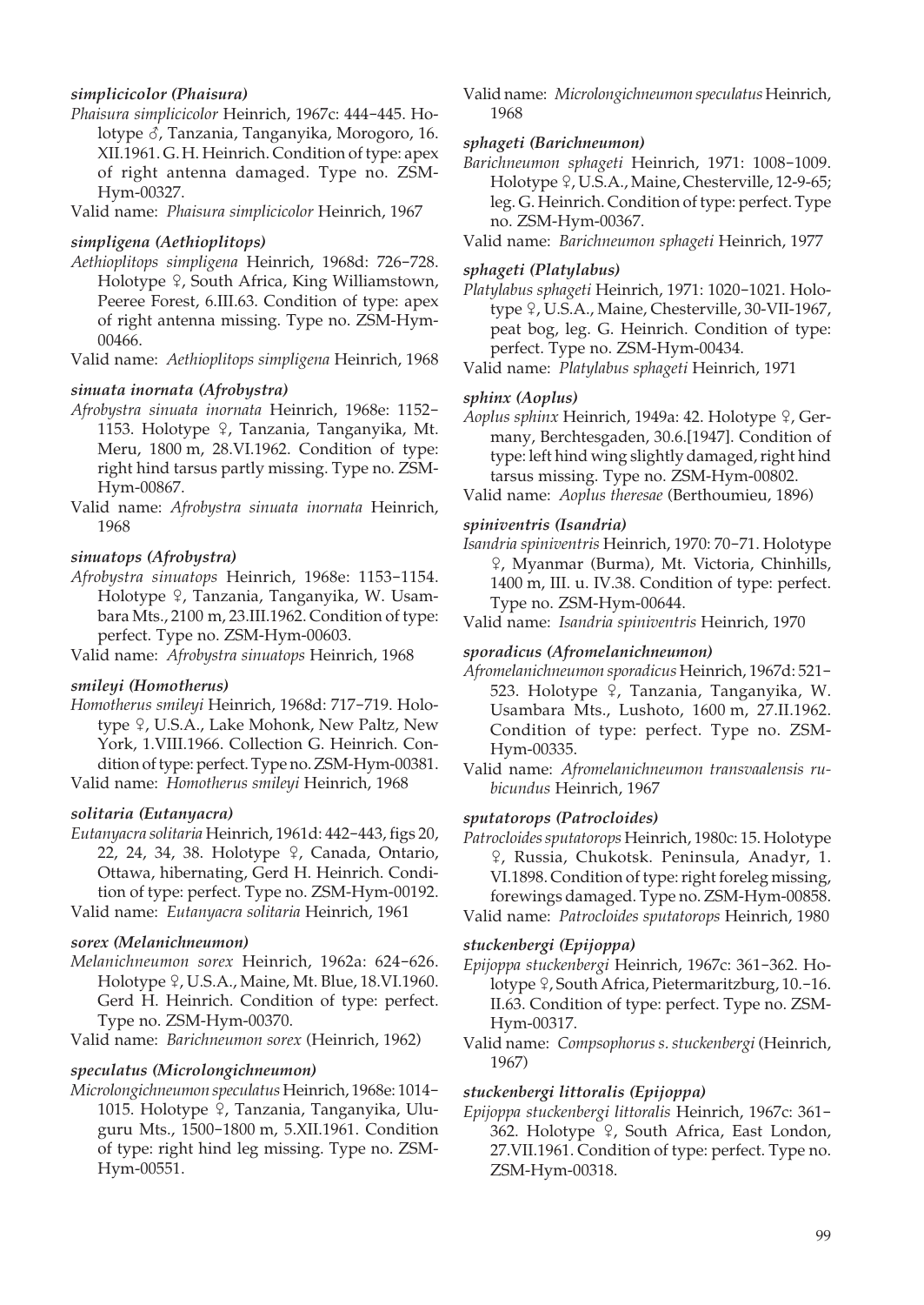#### *simplicicolor (Phaisura)*

*Phaisura simplicicolor* Heinrich, 1967c: 444–445. Holotype ♂, Tanzania, Tanganyika, Morogoro, 16. XII.1961. G. H. Heinrich. Condition of type: apex of right antenna damaged. Type no. ZSM-Hym-00327.

Valid name: *Phaisura simplicicolor* Heinrich, 1967

#### *simpligena (Aethioplitops)*

*Aethioplitops simpligena* Heinrich, 1968d: 726–728. Holotype ♀, South Africa, King Williamstown, Peeree Forest, 6.III.63. Condition of type: apex of right antenna missing. Type no. ZSM-Hym-00466.

Valid name: *Aethioplitops simpligena* Heinrich, 1968

#### *sinuata inornata (Afrobystra)*

*Afrobystra sinuata inornata* Heinrich, 1968e: 1152–1153. Holotype ♀, Tanzania, Tanganyika, Mt. Meru, 1800 m, 28.VI.1962. Condition of type: right hind tarsus partly missing. Type no. ZSM-Hym-00867.

Valid name: *Afrobystra sinuata inornata* Heinrich, 1968

#### *sinuatops (Afrobystra)*

*Afrobystra sinuatops* Heinrich, 1968e: 1153–1154. Holotype ♀, Tanzania, Tanganyika, W. Usambara Mts., 2100 m, 23.III.1962. Condition of type: perfect. Type no. ZSM-Hym-00603.

Valid name: *Afrobystra sinuatops* Heinrich, 1968

#### *smileyi (Homotherus)*

*Homotherus smileyi* Heinrich, 1968d: 717–719. Holotype ♀, U.S.A., Lake Mohonk, New Paltz, New York, 1.VIII.1966. Collection G. Heinrich. Condition of type: perfect. Type no. ZSM-Hym-00381.

Valid name: *Homotherus smileyi* Heinrich, 1968

#### *solitaria (Eutanyacra)*

*Eutanyacra solitaria* Heinrich, 1961d: 442–443, figs 20, 22, 24, 34, 38. Holotype ♀, Canada, Ontario, Ottawa, hibernating, Gerd H. Heinrich. Condition of type: perfect. Type no. ZSM-Hym-00192.

Valid name: *Eutanyacra solitaria* Heinrich, 1961

#### *sorex (Melanichneumon)*

*Melanichneumon sorex* Heinrich, 1962a: 624–626. Holotype ♀, U.S.A., Maine, Mt. Blue, 18.VI.1960. Gerd H. Heinrich. Condition of type: perfect. Type no. ZSM-Hym-00370.

Valid name: *Barichneumon sorex* (Heinrich, 1962)

#### *speculatus (Microlongichneumon)*

*Microlongichneumon speculatus* Heinrich, 1968e: 1014–1015. Holotype ♀, Tanzania, Tanganyika, Uluguru Mts., 1500–1800 m, 5.XII.1961. Condition of type: right hind leg missing. Type no. ZSM-Hym-00551.

Valid name: *Microlongichneumon speculatus* Heinrich, 1968

#### *sphageti (Barichneumon)*

*Barichneumon sphageti* Heinrich, 1971: 1008–1009. Holotype ♀, U.S.A., Maine, Chesterville, 12-9-65; leg. G. Heinrich. Condition of type: perfect. Type no. ZSM-Hym-00367.

Valid name: *Barichneumon sphageti* Heinrich, 1977

#### *sphageti (Platylabus)*

*Platylabus sphageti* Heinrich, 1971: 1020–1021. Holotype ♀, U.S.A., Maine, Chesterville, 30-VII-1967, peat bog, leg. G. Heinrich. Condition of type: perfect. Type no. ZSM-Hym-00434.

Valid name: *Platylabus sphageti* Heinrich, 1971

#### *sphinx (Aoplus)*

*Aoplus sphinx* Heinrich, 1949a: 42. Holotype ♀, Germany, Berchtesgaden, 30.6.[1947]. Condition of type: left hind wing slightly damaged, right hind tarsus missing. Type no. ZSM-Hym-00802.

Valid name: *Aoplus theresae* (Berthoumieu, 1896)

#### *spiniventris (Isandria)*

*Isandria spiniventris* Heinrich, 1970: 70–71. Holotype ♀, Myanmar (Burma), Mt. Victoria, Chinhills, 1400 m, III. u. IV.38. Condition of type: perfect. Type no. ZSM-Hym-00644.

Valid name: *Isandria spiniventris* Heinrich, 1970

#### *sporadicus (Afromelanichneumon)*

*Afromelanichneumon sporadicus* Heinrich, 1967d: 521–523. Holotype ♀, Tanzania, Tanganyika, W. Usambara Mts., Lushoto, 1600 m, 27.II.1962. Condition of type: perfect. Type no. ZSM-Hym-00335.

Valid name: *Afromelanichneumon transvaalensis rubicundus* Heinrich, 1967

#### *sputatorops (Patrocloides)*

*Patrocloides sputatorops* Heinrich, 1980c: 15. Holotype ♀, Russia, Chukotsk. Peninsula, Anadyr, 1. VI.1898. Condition of type: right foreleg missing, forewings damaged. Type no. ZSM-Hym-00858.

Valid name: *Patrocloides sputatorops* Heinrich, 1980

#### *stuckenbergi (Epijoppa)*

*Epijoppa stuckenbergi* Heinrich, 1967c: 361–362. Holotype ♀, South Africa, Pietermaritzburg, 10.–16. II.63. Condition of type: perfect. Type no. ZSM-Hym-00317.

Valid name: *Compsophorus s. stuckenbergi* (Heinrich, 1967)

#### *stuckenbergi littoralis (Epijoppa)*

*Epijoppa stuckenbergi littoralis* Heinrich, 1967c: 361–362. Holotype ♀, South Africa, East London, 27.VII.1961. Condition of type: perfect. Type no. ZSM-Hym-00318.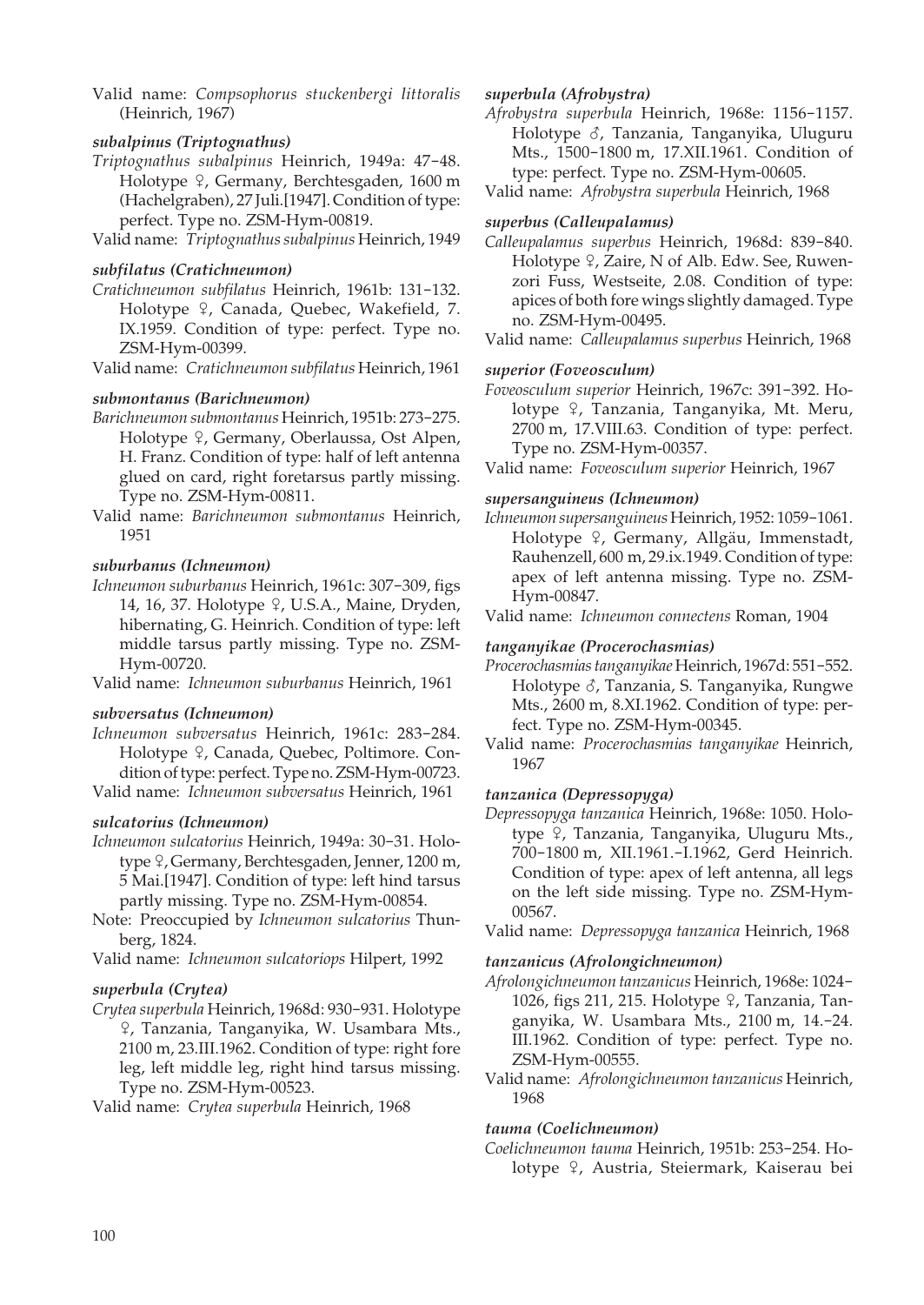Valid name: *Compsophorus stuckenbergi littoralis* (Heinrich, 1967)

***subalpinus (Triptognathus)***

*Triptognathus subalpinus* Heinrich, 1949a: 47–48. Holotype ♀, Germany, Berchtesgaden, 1600 m (Hachelgraben), 27 Juli.[1947]. Condition of type: perfect. Type no. ZSM-Hym-00819.

Valid name: *Triptognathus subalpinus* Heinrich, 1949

***subfilatus (Cratichneumon)***

*Cratichneumon subfilatus* Heinrich, 1961b: 131–132. Holotype ♀, Canada, Quebec, Wakefield, 7. IX.1959. Condition of type: perfect. Type no. ZSM-Hym-00399.

Valid name: *Cratichneumon subfilatus* Heinrich, 1961

***submontanus (Barichneumon)***

*Barichneumon submontanus* Heinrich, 1951b: 273–275. Holotype ♀, Germany, Oberlaussa, Ost Alpen, H. Franz. Condition of type: half of left antenna glued on card, right foretarsus partly missing. Type no. ZSM-Hym-00811.

Valid name: *Barichneumon submontanus* Heinrich, 1951

***suburbanus (Ichneumon)***

*Ichneumon suburbanus* Heinrich, 1961c: 307–309, figs 14, 16, 37. Holotype ♀, U.S.A., Maine, Dryden, hibernating, G. Heinrich. Condition of type: left middle tarsus partly missing. Type no. ZSM-Hym-00720.

Valid name: *Ichneumon suburbanus* Heinrich, 1961

***subversatus (Ichneumon)***

*Ichneumon subversatus* Heinrich, 1961c: 283–284. Holotype ♀, Canada, Quebec, Poltimore. Condition of type: perfect. Type no. ZSM-Hym-00723.

Valid name: *Ichneumon subversatus* Heinrich, 1961

***sulcatorius (Ichneumon)***

*Ichneumon sulcatorius* Heinrich, 1949a: 30–31. Holotype ♀, Germany, Berchtesgaden, Jenner, 1200 m, 5 Mai.[1947]. Condition of type: left hind tarsus partly missing. Type no. ZSM-Hym-00854.

Note: Preoccupied by *Ichneumon sulcatorius* Thunberg, 1824.

Valid name: *Ichneumon sulcatoriops* Hilpert, 1992

***superbula (Crytea)***

*Crytea superbula* Heinrich, 1968d: 930–931. Holotype ♀, Tanzania, Tanganyika, W. Usambara Mts., 2100 m, 23.III.1962. Condition of type: right fore leg, left middle leg, right hind tarsus missing. Type no. ZSM-Hym-00523.

Valid name: *Crytea superbula* Heinrich, 1968

***superbula (Afrobystra)***

*Afrobystra superbula* Heinrich, 1968e: 1156–1157. Holotype ♂, Tanzania, Tanganyika, Uluguru Mts., 1500–1800 m, 17.XII.1961. Condition of type: perfect. Type no. ZSM-Hym-00605.

Valid name: *Afrobystra superbula* Heinrich, 1968

***superbus (Calleupalamus)***

*Calleupalamus superbus* Heinrich, 1968d: 839–840. Holotype ♀, Zaire, N of Alb. Edw. See, Ruwenzori Fuss, Westseite, 2.08. Condition of type: apices of both fore wings slightly damaged. Type no. ZSM-Hym-00495.

Valid name: *Calleupalamus superbus* Heinrich, 1968

***superior (Foveosculum)***

*Foveosculum superior* Heinrich, 1967c: 391–392. Holotype ♀, Tanzania, Tanganyika, Mt. Meru, 2700 m, 17.VIII.63. Condition of type: perfect. Type no. ZSM-Hym-00357.

Valid name: *Foveosculum superior* Heinrich, 1967

***supersanguineus (Ichneumon)***

*Ichneumon supersanguineus* Heinrich, 1952: 1059–1061. Holotype ♀, Germany, Allgäu, Immenstadt, Rauhenzell, 600 m, 29.ix.1949. Condition of type: apex of left antenna missing. Type no. ZSM-Hym-00847.

Valid name: *Ichneumon connectens* Roman, 1904

***tanganyikae (Procerochasmias)***

*Procerochasmias tanganyikae* Heinrich, 1967d: 551–552. Holotype ♂, Tanzania, S. Tanganyika, Rungwe Mts., 2600 m, 8.XI.1962. Condition of type: perfect. Type no. ZSM-Hym-00345.

Valid name: *Procerochasmias tanganyikae* Heinrich, 1967

***tanzanica (Depressopyga)***

*Depressopyga tanzanica* Heinrich, 1968e: 1050. Holotype ♀, Tanzania, Tanganyika, Uluguru Mts., 700–1800 m, XII.1961.–I.1962, Gerd Heinrich. Condition of type: apex of left antenna, all legs on the left side missing. Type no. ZSM-Hym-00567.

Valid name: *Depressopyga tanzanica* Heinrich, 1968

***tanzanicus (Afrolongichneumon)***

*Afrolongichneumon tanzanicus* Heinrich, 1968e: 1024–1026, figs 211, 215. Holotype ♀, Tanzania, Tanganyika, W. Usambara Mts., 2100 m, 14.–24. III.1962. Condition of type: perfect. Type no. ZSM-Hym-00555.

Valid name: *Afrolongichneumon tanzanicus* Heinrich, 1968

***tauma (Coelichneumon)***

*Coelichneumon tauma* Heinrich, 1951b: 253–254. Holotype ♀, Austria, Steiermark, Kaiserau bei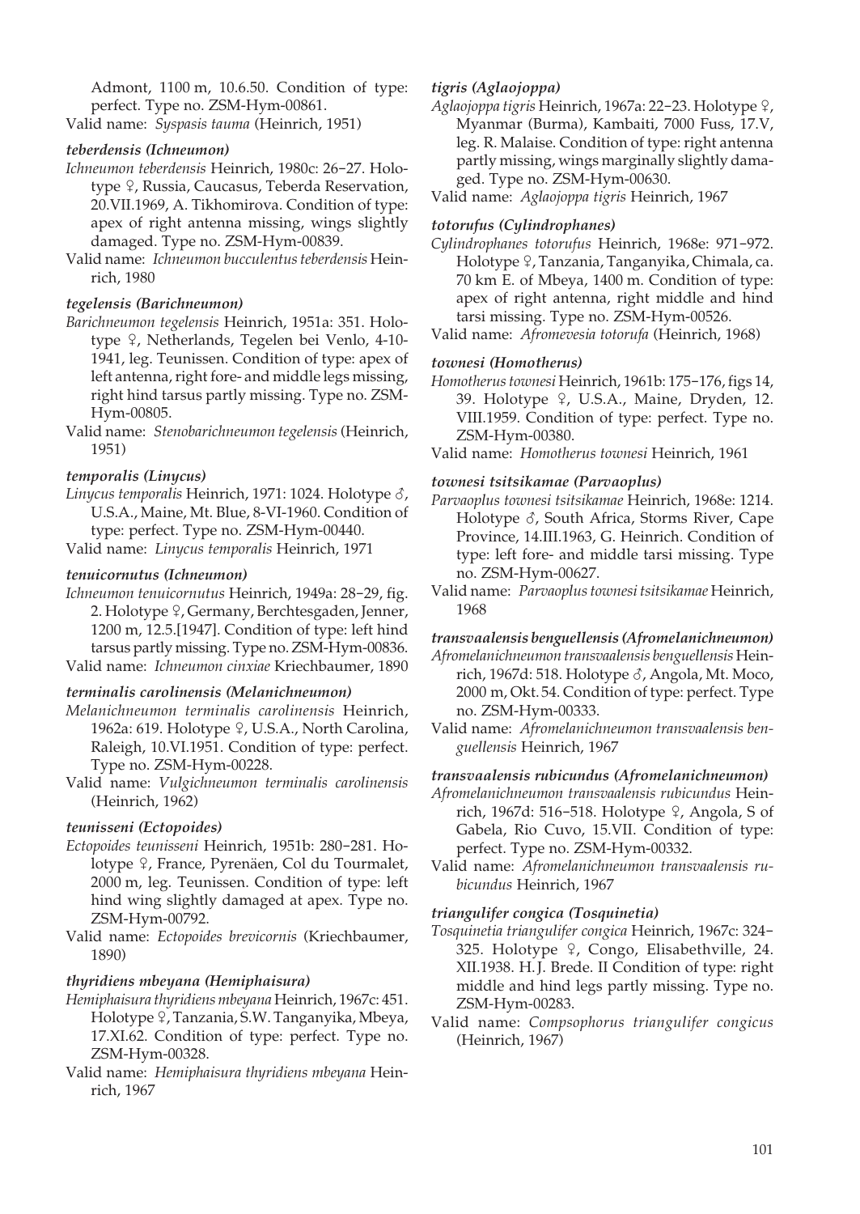Admont, 1100 m, 10.6.50. Condition of type: perfect. Type no. ZSM-Hym-00861.

Valid name: *Syspasis tauma* (Heinrich, 1951)

***teberdensis (Ichneumon)***

*Ichneumon teberdensis* Heinrich, 1980c: 26–27. Holotype ♀, Russia, Caucasus, Teberda Reservation, 20.VII.1969, A. Tikhomirova. Condition of type: apex of right antenna missing, wings slightly damaged. Type no. ZSM-Hym-00839.

Valid name: *Ichneumon bucculentus teberdensis* Heinrich, 1980

***tegelensis (Barichneumon)***

*Barichneumon tegelensis* Heinrich, 1951a: 351. Holotype ♀, Netherlands, Tegelen bei Venlo, 4-10-1941, leg. Teunissen. Condition of type: apex of left antenna, right fore- and middle legs missing, right hind tarsus partly missing. Type no. ZSM-Hym-00805.

Valid name: *Stenobarichneumon tegelensis* (Heinrich, 1951)

***temporalis (Linycus)***

*Linycus temporalis* Heinrich, 1971: 1024. Holotype ♂, U.S.A., Maine, Mt. Blue, 8-VI-1960. Condition of type: perfect. Type no. ZSM-Hym-00440.

Valid name: *Linycus temporalis* Heinrich, 1971

***tenuicornutus (Ichneumon)***

*Ichneumon tenuicornutus* Heinrich, 1949a: 28–29, fig. 2. Holotype ♀, Germany, Berchtesgaden, Jenner, 1200 m, 12.5.[1947]. Condition of type: left hind tarsus partly missing. Type no. ZSM-Hym-00836.

Valid name: *Ichneumon cinxiae* Kriechbaumer, 1890

***terminalis carolinensis (Melanichneumon)***

*Melanichneumon terminalis carolinensis* Heinrich, 1962a: 619. Holotype ♀, U.S.A., North Carolina, Raleigh, 10.VI.1951. Condition of type: perfect. Type no. ZSM-Hym-00228.

Valid name: *Vulgichneumon terminalis carolinensis* (Heinrich, 1962)

***teunisseni (Ectopoides)***

*Ectopoides teunisseni* Heinrich, 1951b: 280–281. Holotype ♀, France, Pyrenäen, Col du Tourmalet, 2000 m, leg. Teunissen. Condition of type: left hind wing slightly damaged at apex. Type no. ZSM-Hym-00792.

Valid name: *Ectopoides brevicornis* (Kriechbaumer, 1890)

***thyridiens mbeyana (Hemiphaisura)***

*Hemiphaisura thyridiens mbeyana* Heinrich, 1967c: 451. Holotype ♀, Tanzania, S.W. Tanganyika, Mbeya, 17.XI.62. Condition of type: perfect. Type no. ZSM-Hym-00328.

Valid name: *Hemiphaisura thyridiens mbeyana* Heinrich, 1967

***tigris (Aglaojoppa)***

*Aglaojoppa tigris* Heinrich, 1967a: 22–23. Holotype ♀, Myanmar (Burma), Kambaiti, 7000 Fuss, 17.V, leg. R. Malaise. Condition of type: right antenna partly missing, wings marginally slightly damaged. Type no. ZSM-Hym-00630.

Valid name: *Aglaojoppa tigris* Heinrich, 1967

***totorufus (Cylindrophanes)***

*Cylindrophanes totorufus* Heinrich, 1968e: 971–972. Holotype ♀, Tanzania, Tanganyika, Chimala, ca. 70 km E. of Mbeya, 1400 m. Condition of type: apex of right antenna, right middle and hind tarsi missing. Type no. ZSM-Hym-00526.

Valid name: *Afromevesia totorufa* (Heinrich, 1968)

***townesi (Homotherus)***

*Homotherus townesi* Heinrich, 1961b: 175–176, figs 14, 39. Holotype ♀, U.S.A., Maine, Dryden, 12. VIII.1959. Condition of type: perfect. Type no. ZSM-Hym-00380.

Valid name: *Homotherus townesi* Heinrich, 1961

***townesi tsitsikamae (Parvaoplus)***

*Parvaoplus townesi tsitsikamae* Heinrich, 1968e: 1214. Holotype ♂, South Africa, Storms River, Cape Province, 14.III.1963, G. Heinrich. Condition of type: left fore- and middle tarsi missing. Type no. ZSM-Hym-00627.

Valid name: *Parvaoplus townesi tsitsikamae* Heinrich, 1968

***transvaalensis benguellensis (Afromelanichneumon)***

*Afromelanichneumon transvaalensis benguellensis* Heinrich, 1967d: 518. Holotype ♂, Angola, Mt. Moco, 2000 m, Okt. 54. Condition of type: perfect. Type no. ZSM-Hym-00333.

Valid name: *Afromelanichneumon transvaalensis benguellensis* Heinrich, 1967

***transvaalensis rubicundus (Afromelanichneumon)***

*Afromelanichneumon transvaalensis rubicundus* Heinrich, 1967d: 516–518. Holotype ♀, Angola, S of Gabela, Rio Cuvo, 15.VII. Condition of type: perfect. Type no. ZSM-Hym-00332.

Valid name: *Afromelanichneumon transvaalensis rubicundus* Heinrich, 1967

***triangulifer congica (Tosquinetia)***

*Tosquinetia triangulifer congica* Heinrich, 1967c: 324–325. Holotype ♀, Congo, Elisabethville, 24. XII.1938. H. J. Brede. II Condition of type: right middle and hind legs partly missing. Type no. ZSM-Hym-00283.

Valid name: *Compsophorus triangulifer congicus* (Heinrich, 1967)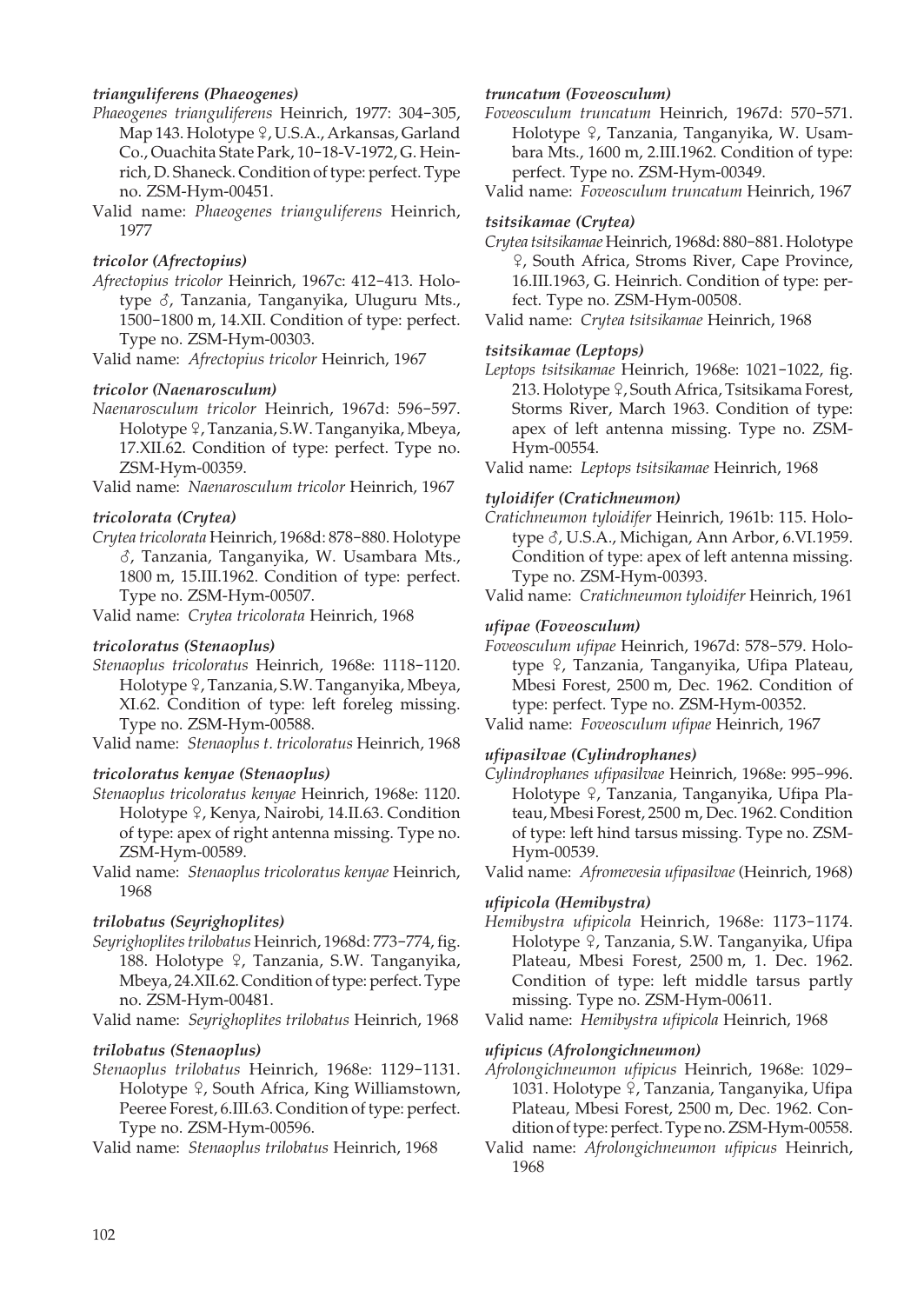***trianguliferens (Phaeogenes)***

*Phaeogenes trianguliferens* Heinrich, 1977: 304–305, Map 143. Holotype ♀, U.S.A., Arkansas, Garland Co., Ouachita State Park, 10–18-V-1972, G. Heinrich, D. Shaneck. Condition of type: perfect. Type no. ZSM-Hym-00451.

Valid name: *Phaeogenes trianguliferens* Heinrich, 1977

***tricolor (Afrectopius)***

*Afrectopius tricolor* Heinrich, 1967c: 412–413. Holotype ♂, Tanzania, Tanganyika, Uluguru Mts., 1500–1800 m, 14.XII. Condition of type: perfect. Type no. ZSM-Hym-00303.

Valid name: *Afrectopius tricolor* Heinrich, 1967

***tricolor (Naenarosculum)***

*Naenarosculum tricolor* Heinrich, 1967d: 596–597. Holotype ♀, Tanzania, S.W. Tanganyika, Mbeya, 17.XII.62. Condition of type: perfect. Type no. ZSM-Hym-00359.

Valid name: *Naenarosculum tricolor* Heinrich, 1967

***tricolorata (Crytea)***

*Crytea tricolorata* Heinrich, 1968d: 878–880. Holotype ♂, Tanzania, Tanganyika, W. Usambara Mts., 1800 m, 15.III.1962. Condition of type: perfect. Type no. ZSM-Hym-00507.

Valid name: *Crytea tricolorata* Heinrich, 1968

***tricoloratus (Stenaoplus)***

*Stenaoplus tricoloratus* Heinrich, 1968e: 1118–1120. Holotype ♀, Tanzania, S.W. Tanganyika, Mbeya, XI.62. Condition of type: left foreleg missing. Type no. ZSM-Hym-00588.

Valid name: *Stenaoplus t. tricoloratus* Heinrich, 1968

***tricoloratus kenyae (Stenaoplus)***

*Stenaoplus tricoloratus kenyae* Heinrich, 1968e: 1120. Holotype ♀, Kenya, Nairobi, 14.II.63. Condition of type: apex of right antenna missing. Type no. ZSM-Hym-00589.

Valid name: *Stenaoplus tricoloratus kenyae* Heinrich, 1968

***trilobatus (Seyrighoplites)***

*Seyrighoplites trilobatus* Heinrich, 1968d: 773–774, fig. 188. Holotype ♀, Tanzania, S.W. Tanganyika, Mbeya, 24.XII.62. Condition of type: perfect. Type no. ZSM-Hym-00481.

Valid name: *Seyrighoplites trilobatus* Heinrich, 1968

***trilobatus (Stenaoplus)***

*Stenaoplus trilobatus* Heinrich, 1968e: 1129–1131. Holotype ♀, South Africa, King Williamstown, Peeree Forest, 6.III.63. Condition of type: perfect. Type no. ZSM-Hym-00596.

Valid name: *Stenaoplus trilobatus* Heinrich, 1968

***truncatum (Foveosculum)***

*Foveosculum truncatum* Heinrich, 1967d: 570–571. Holotype ♀, Tanzania, Tanganyika, W. Usambara Mts., 1600 m, 2.III.1962. Condition of type: perfect. Type no. ZSM-Hym-00349.

Valid name: *Foveosculum truncatum* Heinrich, 1967

***tsitsikamae (Crytea)***

*Crytea tsitsikamae* Heinrich, 1968d: 880–881. Holotype ♀, South Africa, Stroms River, Cape Province, 16.III.1963, G. Heinrich. Condition of type: perfect. Type no. ZSM-Hym-00508.

Valid name: *Crytea tsitsikamae* Heinrich, 1968

***tsitsikamae (Leptops)***

*Leptops tsitsikamae* Heinrich, 1968e: 1021–1022, fig. 213. Holotype ♀, South Africa, Tsitsikama Forest, Storms River, March 1963. Condition of type: apex of left antenna missing. Type no. ZSM-Hym-00554.

Valid name: *Leptops tsitsikamae* Heinrich, 1968

***tyloidifer (Cratichneumon)***

*Cratichneumon tyloidifer* Heinrich, 1961b: 115. Holotype ♂, U.S.A., Michigan, Ann Arbor, 6.VI.1959. Condition of type: apex of left antenna missing. Type no. ZSM-Hym-00393.

Valid name: *Cratichneumon tyloidifer* Heinrich, 1961

***ufipae (Foveosculum)***

*Foveosculum ufipae* Heinrich, 1967d: 578–579. Holotype ♀, Tanzania, Tanganyika, Ufipa Plateau, Mbesi Forest, 2500 m, Dec. 1962. Condition of type: perfect. Type no. ZSM-Hym-00352.

Valid name: *Foveosculum ufipae* Heinrich, 1967

***ufipasilvae (Cylindrophanes)***

*Cylindrophanes ufipasilvae* Heinrich, 1968e: 995–996. Holotype ♀, Tanzania, Tanganyika, Ufipa Plateau, Mbesi Forest, 2500 m, Dec. 1962. Condition of type: left hind tarsus missing. Type no. ZSM-Hym-00539.

Valid name: *Afromevesia ufipasilvae* (Heinrich, 1968)

***ufipicola (Hemibystra)***

*Hemibystra ufipicola* Heinrich, 1968e: 1173–1174. Holotype ♀, Tanzania, S.W. Tanganyika, Ufipa Plateau, Mbesi Forest, 2500 m, 1. Dec. 1962. Condition of type: left middle tarsus partly missing. Type no. ZSM-Hym-00611.

Valid name: *Hemibystra ufipicola* Heinrich, 1968

***ufipicus (Afrolongichneumon)***

*Afrolongichneumon ufipicus* Heinrich, 1968e: 1029–1031. Holotype ♀, Tanzania, Tanganyika, Ufipa Plateau, Mbesi Forest, 2500 m, Dec. 1962. Condition of type: perfect. Type no. ZSM-Hym-00558.

Valid name: *Afrolongichneumon ufipicus* Heinrich, 1968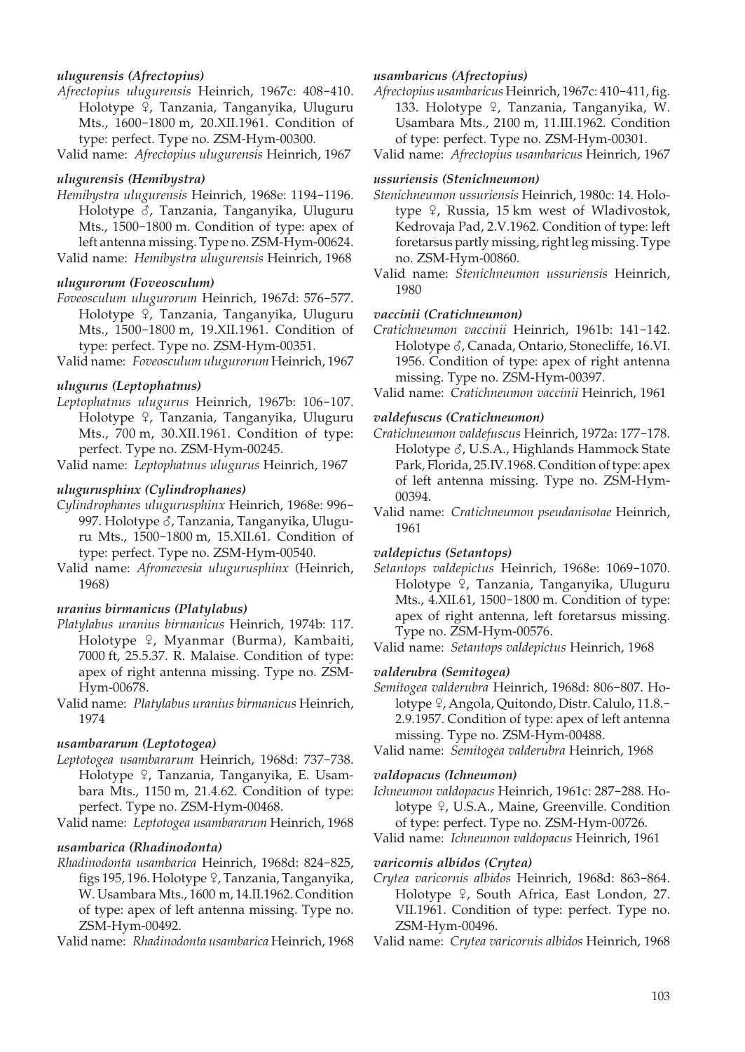#### *ulugurensis (Afrectopius)*

*Afrectopius ulugurensis* Heinrich, 1967c: 408–410. Holotype ♀, Tanzania, Tanganyika, Uluguru Mts., 1600–1800 m, 20.XII.1961. Condition of type: perfect. Type no. ZSM-Hym-00300.

Valid name: *Afrectopius ulugurensis* Heinrich, 1967

#### *ulugurensis (Hemibystra)*

*Hemibystra ulugurensis* Heinrich, 1968e: 1194–1196. Holotype ♂, Tanzania, Tanganyika, Uluguru Mts., 1500–1800 m. Condition of type: apex of left antenna missing. Type no. ZSM-Hym-00624.

Valid name: *Hemibystra ulugurensis* Heinrich, 1968

#### *ulugurorum (Foveosculum)*

*Foveosculum ulugurorum* Heinrich, 1967d: 576–577. Holotype ♀, Tanzania, Tanganyika, Uluguru Mts., 1500–1800 m, 19.XII.1961. Condition of type: perfect. Type no. ZSM-Hym-00351.

Valid name: *Foveosculum ulugurorum* Heinrich, 1967

#### *ulugurus (Leptophatnus)*

*Leptophatnus ulugurus* Heinrich, 1967b: 106–107. Holotype ♀, Tanzania, Tanganyika, Uluguru Mts., 700 m, 30.XII.1961. Condition of type: perfect. Type no. ZSM-Hym-00245.

Valid name: *Leptophatnus ulugurus* Heinrich, 1967

#### *ulugurusphinx (Cylindrophanes)*

*Cylindrophanes ulugurusphinx* Heinrich, 1968e: 996–997. Holotype ♂, Tanzania, Tanganyika, Uluguru Mts., 1500–1800 m, 15.XII.61. Condition of type: perfect. Type no. ZSM-Hym-00540.

Valid name: *Afromevesia ulugurusphinx* (Heinrich, 1968)

#### *uranius birmanicus (Platylabus)*

*Platylabus uranius birmanicus* Heinrich, 1974b: 117. Holotype ♀, Myanmar (Burma), Kambaiti, 7000 ft, 25.5.37. R. Malaise. Condition of type: apex of right antenna missing. Type no. ZSM-Hym-00678.

Valid name: *Platylabus uranius birmanicus* Heinrich, 1974

#### *usambararum (Leptotogea)*

*Leptotogea usambararum* Heinrich, 1968d: 737–738. Holotype ♀, Tanzania, Tanganyika, E. Usambara Mts., 1150 m, 21.4.62. Condition of type: perfect. Type no. ZSM-Hym-00468.

Valid name: *Leptotogea usambararum* Heinrich, 1968

#### *usambarica (Rhadinodonta)*

*Rhadinodonta usambarica* Heinrich, 1968d: 824–825, figs 195, 196. Holotype ♀, Tanzania, Tanganyika, W. Usambara Mts., 1600 m, 14.II.1962. Condition of type: apex of left antenna missing. Type no. ZSM-Hym-00492.

Valid name: *Rhadinodonta usambarica* Heinrich, 1968

#### *usambaricus (Afrectopius)*

*Afrectopius usambaricus* Heinrich, 1967c: 410–411, fig. 133. Holotype ♀, Tanzania, Tanganyika, W. Usambara Mts., 2100 m, 11.III.1962. Condition of type: perfect. Type no. ZSM-Hym-00301.

Valid name: *Afrectopius usambaricus* Heinrich, 1967

#### *ussuriensis (Stenichneumon)*

*Stenichneumon ussuriensis* Heinrich, 1980c: 14. Holotype ♀, Russia, 15 km west of Wladivostok, Kedrovaja Pad, 2.V.1962. Condition of type: left foretarsus partly missing, right leg missing. Type no. ZSM-Hym-00860.

Valid name: *Stenichneumon ussuriensis* Heinrich, 1980

#### *vaccinii (Cratichneumon)*

*Cratichneumon vaccinii* Heinrich, 1961b: 141–142. Holotype ♂, Canada, Ontario, Stonecliffe, 16.VI. 1956. Condition of type: apex of right antenna missing. Type no. ZSM-Hym-00397.

Valid name: *Cratichneumon vaccinii* Heinrich, 1961

#### *valdefuscus (Cratichneumon)*

*Cratichneumon valdefuscus* Heinrich, 1972a: 177–178. Holotype ♂, U.S.A., Highlands Hammock State Park, Florida, 25.IV.1968. Condition of type: apex of left antenna missing. Type no. ZSM-Hym-00394.

Valid name: *Cratichneumon pseudanisotae* Heinrich, 1961

#### *valdepictus (Setantops)*

*Setantops valdepictus* Heinrich, 1968e: 1069–1070. Holotype ♀, Tanzania, Tanganyika, Uluguru Mts., 4.XII.61, 1500–1800 m. Condition of type: apex of right antenna, left foretarsus missing. Type no. ZSM-Hym-00576.

Valid name: *Setantops valdepictus* Heinrich, 1968

#### *valderubra (Semitogea)*

*Semitogea valderubra* Heinrich, 1968d: 806–807. Holotype ♀, Angola, Quitondo, Distr. Calulo, 11.8.–2.9.1957. Condition of type: apex of left antenna missing. Type no. ZSM-Hym-00488.

Valid name: *Semitogea valderubra* Heinrich, 1968

#### *valdopacus (Ichneumon)*

*Ichneumon valdopacus* Heinrich, 1961c: 287–288. Holotype ♀, U.S.A., Maine, Greenville. Condition of type: perfect. Type no. ZSM-Hym-00726.

Valid name: *Ichneumon valdopacus* Heinrich, 1961

#### *varicornis albidos (Crytea)*

*Crytea varicornis albidos* Heinrich, 1968d: 863–864. Holotype ♀, South Africa, East London, 27. VII.1961. Condition of type: perfect. Type no. ZSM-Hym-00496.

Valid name: *Crytea varicornis albidos* Heinrich, 1968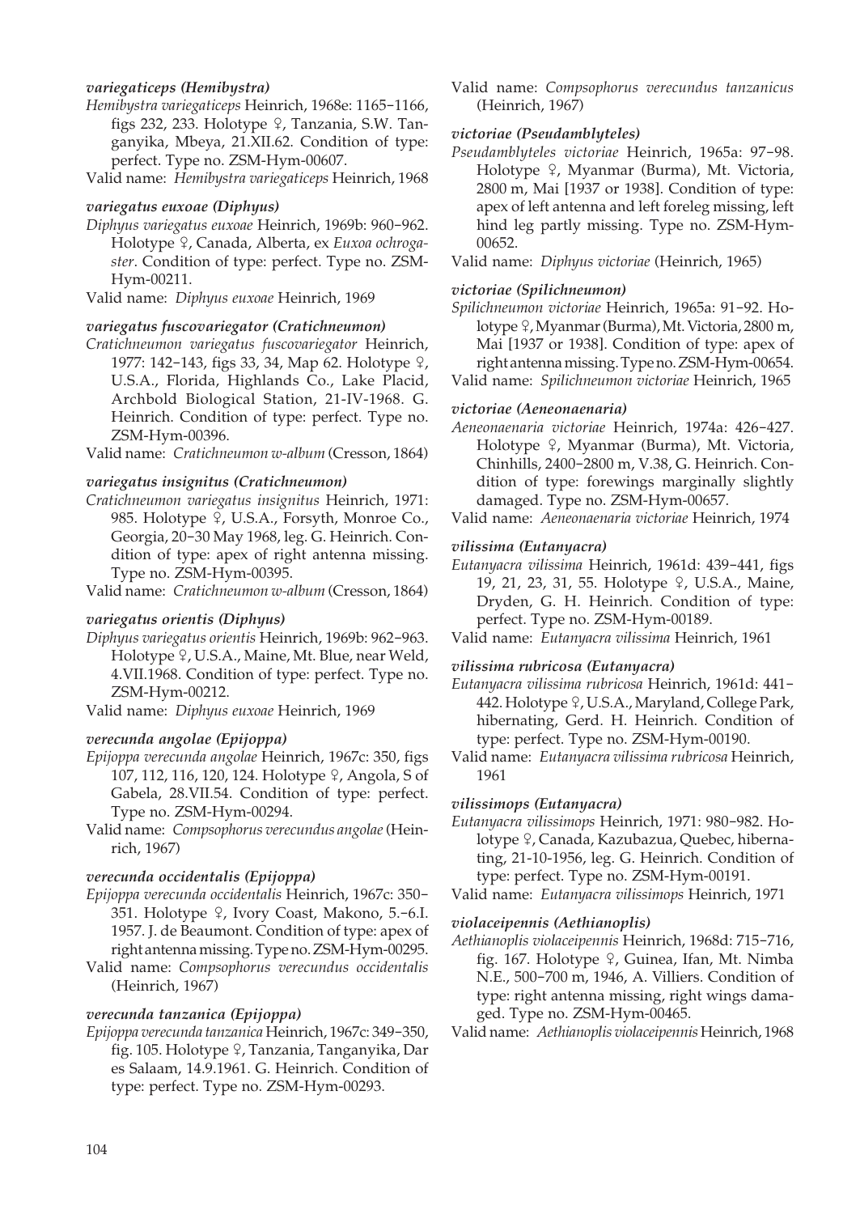#### *variegaticeps (Hemibystra)*

*Hemibystra variegaticeps* Heinrich, 1968e: 1165–1166, figs 232, 233. Holotype ♀, Tanzania, S.W. Tanganyika, Mbeya, 21.XII.62. Condition of type: perfect. Type no. ZSM-Hym-00607.

Valid name: *Hemibystra variegaticeps* Heinrich, 1968

#### *variegatus euxoae (Diphyus)*

*Diphyus variegatus euxoae* Heinrich, 1969b: 960–962. Holotype ♀, Canada, Alberta, ex *Euxoa ochrogaster*. Condition of type: perfect. Type no. ZSM-Hym-00211.

Valid name: *Diphyus euxoae* Heinrich, 1969

#### *variegatus fuscovariegator (Cratichneumon)*

*Cratichneumon variegatus fuscovariegator* Heinrich, 1977: 142–143, figs 33, 34, Map 62. Holotype ♀, U.S.A., Florida, Highlands Co., Lake Placid, Archbold Biological Station, 21-IV-1968. G. Heinrich. Condition of type: perfect. Type no. ZSM-Hym-00396.

Valid name: *Cratichneumon w-album* (Cresson, 1864)

#### *variegatus insignitus (Cratichneumon)*

*Cratichneumon variegatus insignitus* Heinrich, 1971: 985. Holotype ♀, U.S.A., Forsyth, Monroe Co., Georgia, 20–30 May 1968, leg. G. Heinrich. Condition of type: apex of right antenna missing. Type no. ZSM-Hym-00395.

Valid name: *Cratichneumon w-album* (Cresson, 1864)

#### *variegatus orientis (Diphyus)*

*Diphyus variegatus orientis* Heinrich, 1969b: 962–963. Holotype ♀, U.S.A., Maine, Mt. Blue, near Weld, 4.VII.1968. Condition of type: perfect. Type no. ZSM-Hym-00212.

Valid name: *Diphyus euxoae* Heinrich, 1969

#### *verecunda angolae (Epijoppa)*

*Epijoppa verecunda angolae* Heinrich, 1967c: 350, figs 107, 112, 116, 120, 124. Holotype ♀, Angola, S of Gabela, 28.VII.54. Condition of type: perfect. Type no. ZSM-Hym-00294.

Valid name: *Compsophorus verecundus angolae* (Heinrich, 1967)

#### *verecunda occidentalis (Epijoppa)*

*Epijoppa verecunda occidentalis* Heinrich, 1967c: 350–351. Holotype ♀, Ivory Coast, Makono, 5.–6.I. 1957. J. de Beaumont. Condition of type: apex of right antenna missing. Type no. ZSM-Hym-00295.

Valid name: *Compsophorus verecundus occidentalis* (Heinrich, 1967)

#### *verecunda tanzanica (Epijoppa)*

*Epijoppa verecunda tanzanica* Heinrich, 1967c: 349–350, fig. 105. Holotype ♀, Tanzania, Tanganyika, Dar es Salaam, 14.9.1961. G. Heinrich. Condition of type: perfect. Type no. ZSM-Hym-00293.

Valid name: *Compsophorus verecundus tanzanicus* (Heinrich, 1967)

#### *victoriae (Pseudamblyteles)*

*Pseudamblyteles victoriae* Heinrich, 1965a: 97–98. Holotype ♀, Myanmar (Burma), Mt. Victoria, 2800 m, Mai [1937 or 1938]. Condition of type: apex of left antenna and left foreleg missing, left hind leg partly missing. Type no. ZSM-Hym-00652.

Valid name: *Diphyus victoriae* (Heinrich, 1965)

#### *victoriae (Spilichneumon)*

*Spilichneumon victoriae* Heinrich, 1965a: 91–92. Holotype ♀, Myanmar (Burma), Mt. Victoria, 2800 m, Mai [1937 or 1938]. Condition of type: apex of right antenna missing. Type no. ZSM-Hym-00654.

Valid name: *Spilichneumon victoriae* Heinrich, 1965

#### *victoriae (Aeneonaenaria)*

*Aeneonaenaria victoriae* Heinrich, 1974a: 426–427. Holotype ♀, Myanmar (Burma), Mt. Victoria, Chinhills, 2400–2800 m, V.38, G. Heinrich. Condition of type: forewings marginally slightly damaged. Type no. ZSM-Hym-00657.

Valid name: *Aeneonaenaria victoriae* Heinrich, 1974

#### *vilissima (Eutanyacra)*

*Eutanyacra vilissima* Heinrich, 1961d: 439–441, figs 19, 21, 23, 31, 55. Holotype ♀, U.S.A., Maine, Dryden, G. H. Heinrich. Condition of type: perfect. Type no. ZSM-Hym-00189.

Valid name: *Eutanyacra vilissima* Heinrich, 1961

#### *vilissima rubricosa (Eutanyacra)*

*Eutanyacra vilissima rubricosa* Heinrich, 1961d: 441–442. Holotype ♀, U.S.A., Maryland, College Park, hibernating, Gerd. H. Heinrich. Condition of type: perfect. Type no. ZSM-Hym-00190.

Valid name: *Eutanyacra vilissima rubricosa* Heinrich, 1961

#### *vilissimops (Eutanyacra)*

*Eutanyacra vilissimops* Heinrich, 1971: 980–982. Holotype ♀, Canada, Kazubazua, Quebec, hibernating, 21-10-1956, leg. G. Heinrich. Condition of type: perfect. Type no. ZSM-Hym-00191.

Valid name: *Eutanyacra vilissimops* Heinrich, 1971

#### *violaceipennis (Aethianoplis)*

*Aethianoplis violaceipennis* Heinrich, 1968d: 715–716, fig. 167. Holotype ♀, Guinea, Ifan, Mt. Nimba N.E., 500–700 m, 1946, A. Villiers. Condition of type: right antenna missing, right wings damaged. Type no. ZSM-Hym-00465.

Valid name: *Aethianoplis violaceipennis* Heinrich, 1968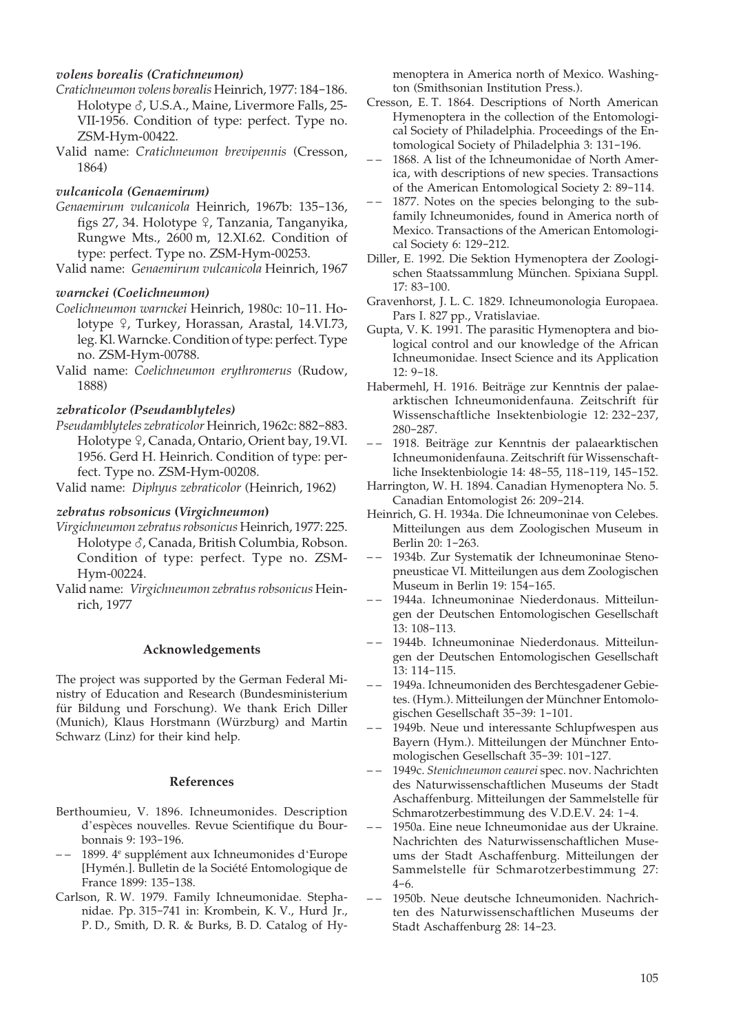***volens borealis (Cratichneumon)***

*Cratichneumon volens borealis* Heinrich, 1977: 184–186. Holotype ♂, U.S.A., Maine, Livermore Falls, 25-VII-1956. Condition of type: perfect. Type no. ZSM-Hym-00422.

Valid name: *Cratichneumon brevipennis* (Cresson, 1864)

***vulcanicola (Genaemirum)***

*Genaemirum vulcanicola* Heinrich, 1967b: 135–136, figs 27, 34. Holotype ♀, Tanzania, Tanganyika, Rungwe Mts., 2600 m, 12.XI.62. Condition of type: perfect. Type no. ZSM-Hym-00253.

Valid name: *Genaemirum vulcanicola* Heinrich, 1967

***warnckei (Coelichneumon)***

*Coelichneumon warnckei* Heinrich, 1980c: 10–11. Holotype ♀, Turkey, Horassan, Arastal, 14.VI.73, leg. Kl. Warncke. Condition of type: perfect. Type no. ZSM-Hym-00788.

Valid name: *Coelichneumon erythromerus* (Rudow, 1888)

***zebraticolor (Pseudamblyteles)***

*Pseudamblyteles zebraticolor* Heinrich, 1962c: 882–883. Holotype ♀, Canada, Ontario, Orient bay, 19.VI. 1956. Gerd H. Heinrich. Condition of type: perfect. Type no. ZSM-Hym-00208.

Valid name: *Diphyus zebraticolor* (Heinrich, 1962)

***zebratus robsonicus* (*Virgichneumon*)**

*Virgichneumon zebratus robsonicus* Heinrich, 1977: 225. Holotype ♂, Canada, British Columbia, Robson. Condition of type: perfect. Type no. ZSM-Hym-00224.

Valid name: *Virgichneumon zebratus robsonicus* Heinrich, 1977

## Acknowledgements

The project was supported by the German Federal Ministry of Education and Research (Bundesministerium für Bildung und Forschung). We thank Erich Diller (Munich), Klaus Horstmann (Würzburg) and Martin Schwarz (Linz) for their kind help.

## References

Berthoumieu, V. 1896. Ichneumonides. Description d'espèces nouvelles. Revue Scientifique du Bourbonnais 9: 193–196.

– – 1899. 4e supplément aux Ichneumonides d'Europe [Hymén.]. Bulletin de la Société Entomologique de France 1899: 135–138.

Carlson, R. W. 1979. Family Ichneumonidae. Stephanidae. Pp. 315–741 in: Krombein, K. V., Hurd Jr., P. D., Smith, D. R. & Burks, B. D. Catalog of Hymenoptera in America north of Mexico. Washington (Smithsonian Institution Press.).

Cresson, E. T. 1864. Descriptions of North American Hymenoptera in the collection of the Entomological Society of Philadelphia. Proceedings of the Entomological Society of Philadelphia 3: 131–196.

– – 1868. A list of the Ichneumonidae of North America, with descriptions of new species. Transactions of the American Entomological Society 2: 89–114.

– – 1877. Notes on the species belonging to the subfamily Ichneumonides, found in America north of Mexico. Transactions of the American Entomological Society 6: 129–212.

Diller, E. 1992. Die Sektion Hymenoptera der Zoologischen Staatssammlung München. Spixiana Suppl. 17: 83–100.

Gravenhorst, J. L. C. 1829. Ichneumonologia Europaea. Pars I. 827 pp., Vratislaviae.

Gupta, V. K. 1991. The parasitic Hymenoptera and biological control and our knowledge of the African Ichneumonidae. Insect Science and its Application 12: 9–18.

Habermehl, H. 1916. Beiträge zur Kenntnis der palaearktischen Ichneumonidenfauna. Zeitschrift für Wissenschaftliche Insektenbiologie 12: 232–237, 280–287.

– – 1918. Beiträge zur Kenntnis der palaearktischen Ichneumonidenfauna. Zeitschrift für Wissenschaftliche Insektenbiologie 14: 48–55, 118–119, 145–152.

Harrington, W. H. 1894. Canadian Hymenoptera No. 5. Canadian Entomologist 26: 209–214.

Heinrich, G. H. 1934a. Die Ichneumoninae von Celebes. Mitteilungen aus dem Zoologischen Museum in Berlin 20: 1–263.

– – 1934b. Zur Systematik der Ichneumoninae Stenopneusticae VI. Mitteilungen aus dem Zoologischen Museum in Berlin 19: 154–165.

– – 1944a. Ichneumoninae Niederdonaus. Mitteilungen der Deutschen Entomologischen Gesellschaft 13: 108–113.

– – 1944b. Ichneumoninae Niederdonaus. Mitteilungen der Deutschen Entomologischen Gesellschaft 13: 114–115.

– – 1949a. Ichneumoniden des Berchtesgadener Gebietes. (Hym.). Mitteilungen der Münchner Entomologischen Gesellschaft 35–39: 1–101.

– – 1949b. Neue und interessante Schlupfwespen aus Bayern (Hym.). Mitteilungen der Münchner Entomologischen Gesellschaft 35–39: 101–127.

– – 1949c. *Stenichneumon ceaurei* spec. nov. Nachrichten des Naturwissenschaftlichen Museums der Stadt Aschaffenburg. Mitteilungen der Sammelstelle für Schmarotzerbestimmung des V.D.E.V. 24: 1–4.

– – 1950a. Eine neue Ichneumonidae aus der Ukraine. Nachrichten des Naturwissenschaftlichen Museums der Stadt Aschaffenburg. Mitteilungen der Sammelstelle für Schmarotzerbestimmung 27: 4–6.

– – 1950b. Neue deutsche Ichneumoniden. Nachrichten des Naturwissenschaftlichen Museums der Stadt Aschaffenburg 28: 14–23.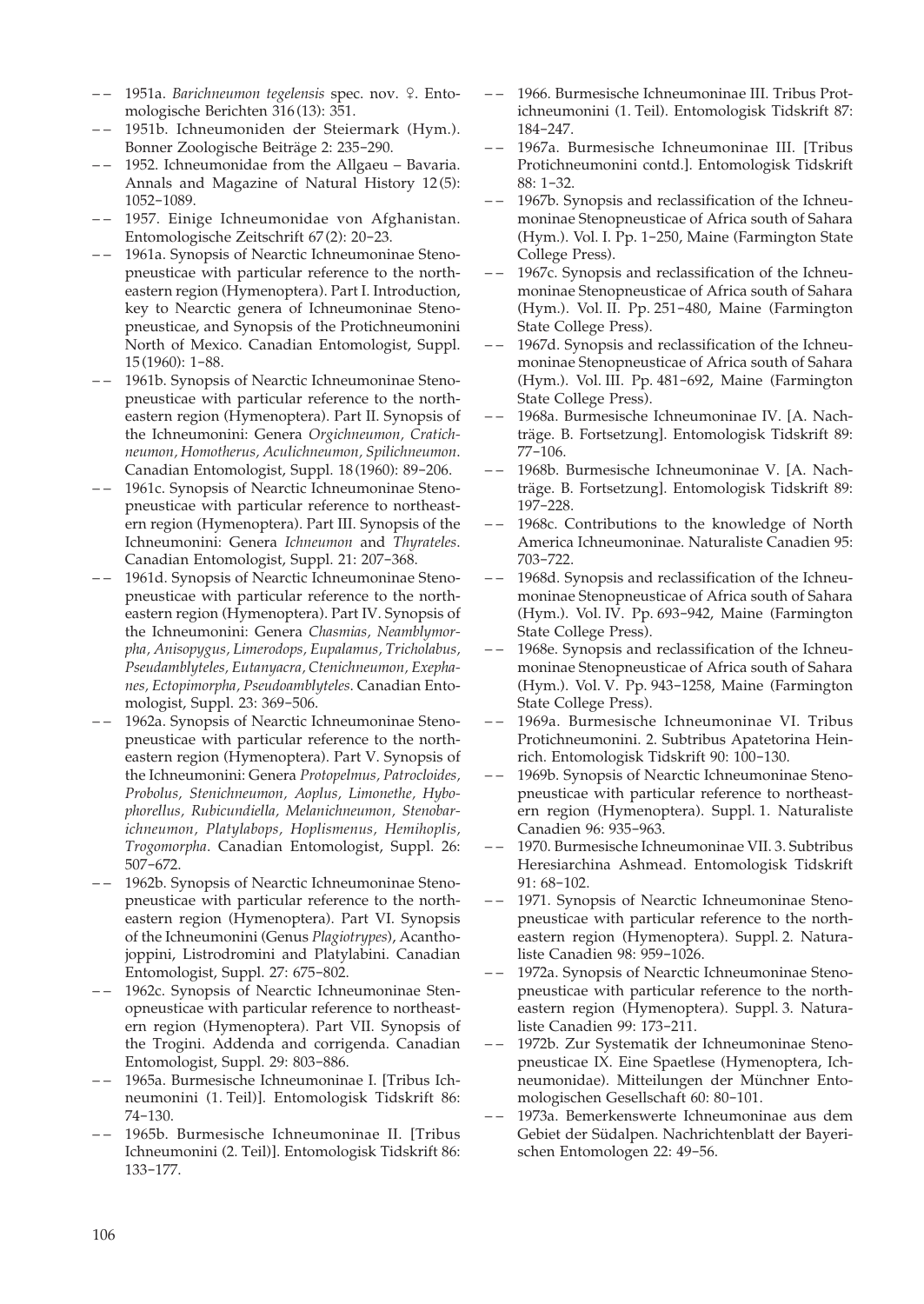– – 1951a. *Barichneumon tegelensis* spec. nov. ♀. Entomologische Berichten 316 (13): 351.

– – 1951b. Ichneumoniden der Steiermark (Hym.). Bonner Zoologische Beiträge 2: 235–290.

– – 1952. Ichneumonidae from the Allgaeu – Bavaria. Annals and Magazine of Natural History 12 (5): 1052–1089.

– – 1957. Einige Ichneumonidae von Afghanistan. Entomologische Zeitschrift 67 (2): 20–23.

– – 1961a. Synopsis of Nearctic Ichneumoninae Stenopneusticae with particular reference to the northeastern region (Hymenoptera). Part I. Introduction, key to Nearctic genera of Ichneumoninae Stenopneusticae, and Synopsis of the Protichneumonini North of Mexico. Canadian Entomologist, Suppl. 15 (1960): 1–88.

– – 1961b. Synopsis of Nearctic Ichneumoninae Stenopneusticae with particular reference to the northeastern region (Hymenoptera). Part II. Synopsis of the Ichneumonini: Genera *Orgichneumon, Cratichneumon, Homotherus, Aculichneumon, Spilichneumon.* Canadian Entomologist, Suppl. 18 (1960): 89–206.

– – 1961c. Synopsis of Nearctic Ichneumoninae Stenopneusticae with particular reference to northeastern region (Hymenoptera). Part III. Synopsis of the Ichneumonini: Genera *Ichneumon* and *Thyrateles.* Canadian Entomologist, Suppl. 21: 207–368.

– – 1961d. Synopsis of Nearctic Ichneumoninae Stenopneusticae with particular reference to the northeastern region (Hymenoptera). Part IV. Synopsis of the Ichneumonini: Genera *Chasmias, Neamblymorpha, Anisopygus, Limerodops, Eupalamus, Tricholabus, Pseudamblyteles, Eutanyacra, Ctenichneumon, Exephanes, Ectopimorpha, Pseudoamblyteles.* Canadian Entomologist, Suppl. 23: 369–506.

– – 1962a. Synopsis of Nearctic Ichneumoninae Stenopneusticae with particular reference to the northeastern region (Hymenoptera). Part V. Synopsis of the Ichneumonini: Genera *Protopelmus, Patrocloides, Probolus, Stenichneumon, Aoplus, Limonethe, Hybophorellus, Rubicundiella, Melanichneumon, Stenobarichneumon, Platylabops, Hoplismenus, Hemihoplis, Trogomorpha*. Canadian Entomologist, Suppl. 26: 507–672.

– – 1962b. Synopsis of Nearctic Ichneumoninae Stenopneusticae with particular reference to the northeastern region (Hymenoptera). Part VI. Synopsis of the Ichneumonini (Genus *Plagiotrypes*), Acanthojoppini, Listrodromini and Platylabini. Canadian Entomologist, Suppl. 27: 675–802.

– – 1962c. Synopsis of Nearctic Ichneumoninae Stenopneusticae with particular reference to northeastern region (Hymenoptera). Part VII. Synopsis of the Trogini. Addenda and corrigenda. Canadian Entomologist, Suppl. 29: 803–886.

– – 1965a. Burmesische Ichneumoninae I. [Tribus Ichneumonini (1. Teil)]. Entomologisk Tidskrift 86: 74–130.

– – 1965b. Burmesische Ichneumoninae II. [Tribus Ichneumonini (2. Teil)]. Entomologisk Tidskrift 86: 133–177.

– – 1966. Burmesische Ichneumoninae III. Tribus Protichneumonini (1. Teil). Entomologisk Tidskrift 87: 184–247.

– – 1967a. Burmesische Ichneumoninae III. [Tribus Protichneumonini contd.]. Entomologisk Tidskrift 88: 1–32.

– – 1967b. Synopsis and reclassification of the Ichneumoninae Stenopneusticae of Africa south of Sahara (Hym.). Vol. I. Pp. 1–250, Maine (Farmington State College Press).

– – 1967c. Synopsis and reclassification of the Ichneumoninae Stenopneusticae of Africa south of Sahara (Hym.). Vol. II. Pp. 251–480, Maine (Farmington State College Press).

– – 1967d. Synopsis and reclassification of the Ichneumoninae Stenopneusticae of Africa south of Sahara (Hym.). Vol. III. Pp. 481–692, Maine (Farmington State College Press).

– – 1968a. Burmesische Ichneumoninae IV. [A. Nachträge. B. Fortsetzung]. Entomologisk Tidskrift 89: 77–106.

– – 1968b. Burmesische Ichneumoninae V. [A. Nachträge. B. Fortsetzung]. Entomologisk Tidskrift 89: 197–228.

– – 1968c. Contributions to the knowledge of North America Ichneumoninae. Naturaliste Canadien 95: 703–722.

– – 1968d. Synopsis and reclassification of the Ichneumoninae Stenopneusticae of Africa south of Sahara (Hym.). Vol. IV. Pp. 693–942, Maine (Farmington State College Press).

– – 1968e. Synopsis and reclassification of the Ichneumoninae Stenopneusticae of Africa south of Sahara (Hym.). Vol. V. Pp. 943–1258, Maine (Farmington State College Press).

– – 1969a. Burmesische Ichneumoninae VI. Tribus Protichneumonini. 2. Subtribus Apatetorina Heinrich. Entomologisk Tidskrift 90: 100–130.

– – 1969b. Synopsis of Nearctic Ichneumoninae Stenopneusticae with particular reference to northeastern region (Hymenoptera). Suppl. 1. Naturaliste Canadien 96: 935–963.

– – 1970. Burmesische Ichneumoninae VII. 3. Subtribus Heresiarchina Ashmead. Entomologisk Tidskrift 91: 68–102.

– – 1971. Synopsis of Nearctic Ichneumoninae Stenopneusticae with particular reference to the northeastern region (Hymenoptera). Suppl. 2. Naturaliste Canadien 98: 959–1026.

– – 1972a. Synopsis of Nearctic Ichneumoninae Stenopneusticae with particular reference to the northeastern region (Hymenoptera). Suppl. 3. Naturaliste Canadien 99: 173–211.

– – 1972b. Zur Systematik der Ichneumoninae Stenopneusticae IX. Eine Spaetlese (Hymenoptera, Ichneumonidae). Mitteilungen der Münchner Entomologischen Gesellschaft 60: 80–101.

– – 1973a. Bemerkenswerte Ichneumoninae aus dem Gebiet der Südalpen. Nachrichtenblatt der Bayerischen Entomologen 22: 49–56.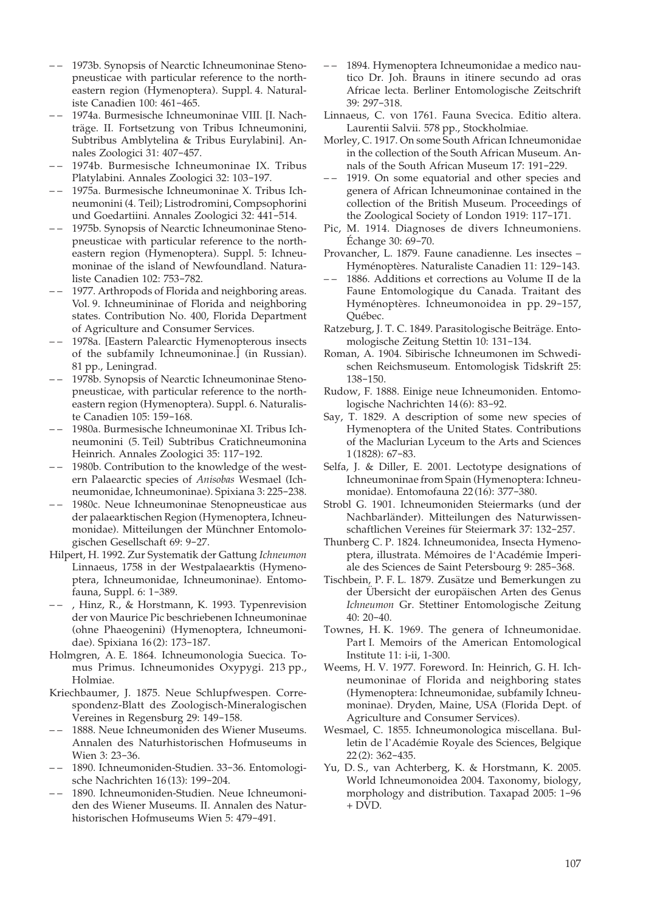–– 1973b. Synopsis of Nearctic Ichneumoninae Stenopneusticae with particular reference to the northeastern region (Hymenoptera). Suppl. 4. Naturaliste Canadien 100: 461–465.

–– 1974a. Burmesische Ichneumoninae VIII. [I. Nachträge. II. Fortsetzung von Tribus Ichneumonini, Subtribus Amblytelina & Tribus Eurylabini]. Annales Zoologici 31: 407–457.

–– 1974b. Burmesische Ichneumoninae IX. Tribus Platylabini. Annales Zoologici 32: 103–197.

–– 1975a. Burmesische Ichneumoninae X. Tribus Ichneumonini (4. Teil); Listrodromini, Compsophorini und Goedartiini. Annales Zoologici 32: 441–514.

–– 1975b. Synopsis of Nearctic Ichneumoninae Stenopneusticae with particular reference to the northeastern region (Hymenoptera). Suppl. 5: Ichneumoninae of the island of Newfoundland. Naturaliste Canadien 102: 753–782.

–– 1977. Arthropods of Florida and neighboring areas. Vol. 9. Ichneumininae of Florida and neighboring states. Contribution No. 400, Florida Department of Agriculture and Consumer Services.

–– 1978a. [Eastern Palearctic Hymenopterous insects of the subfamily Ichneumoninae.] (in Russian). 81 pp., Leningrad.

–– 1978b. Synopsis of Nearctic Ichneumoninae Stenopneusticae, with particular reference to the northeastern region (Hymenoptera). Suppl. 6. Naturaliste Canadien 105: 159–168.

–– 1980a. Burmesische Ichneumoninae XI. Tribus Ichneumonini (5. Teil) Subtribus Cratichneumonina Heinrich. Annales Zoologici 35: 117–192.

–– 1980b. Contribution to the knowledge of the western Palaearctic species of *Anisobas* Wesmael (Ichneumonidae, Ichneumoninae). Spixiana 3: 225–238.

–– 1980c. Neue Ichneumoninae Stenopneusticae aus der palaearktischen Region (Hymenoptera, Ichneumonidae). Mitteilungen der Münchner Entomologischen Gesellschaft 69: 9–27.

Hilpert, H. 1992. Zur Systematik der Gattung *Ichneumon* Linnaeus, 1758 in der Westpalaearktis (Hymenoptera, Ichneumonidae, Ichneumoninae). Entomofauna, Suppl. 6: 1–389.

–– , Hinz, R., & Horstmann, K. 1993. Typenrevision der von Maurice Pic beschriebenen Ichneumoninae (ohne Phaeogenini) (Hymenoptera, Ichneumonidae). Spixiana 16 (2): 173–187.

Holmgren, A. E. 1864. Ichneumonologia Suecica. Tomus Primus. Ichneumonides Oxypygi. 213 pp., Holmiae.

Kriechbaumer, J. 1875. Neue Schlupfwespen. Correspondenz-Blatt des Zoologisch-Mineralogischen Vereines in Regensburg 29: 149–158.

–– 1888. Neue Ichneumoniden des Wiener Museums. Annalen des Naturhistorischen Hofmuseums in Wien 3: 23–36.

–– 1890. Ichneumoniden-Studien. 33–36. Entomologische Nachrichten 16 (13): 199–204.

–– 1890. Ichneumoniden-Studien. Neue Ichneumoniden des Wiener Museums. II. Annalen des Naturhistorischen Hofmuseums Wien 5: 479–491.

–– 1894. Hymenoptera Ichneumonidae a medico nautico Dr. Joh. Brauns in itinere secundo ad oras Africae lecta. Berliner Entomologische Zeitschrift 39: 297–318.

Linnaeus, C. von 1761. Fauna Svecica. Editio altera. Laurentii Salvii. 578 pp., Stockholmiae.

Morley, C. 1917. On some South African Ichneumonidae in the collection of the South African Museum. Annals of the South African Museum 17: 191–229.

–– 1919. On some equatorial and other species and genera of African Ichneumoninae contained in the collection of the British Museum. Proceedings of the Zoological Society of London 1919: 117–171.

Pic, M. 1914. Diagnoses de divers Ichneumoniens. Échange 30: 69–70.

Provancher, L. 1879. Faune canadienne. Les insectes – Hyménoptères. Naturaliste Canadien 11: 129–143.

–– 1886. Additions et corrections au Volume II de la Faune Entomologique du Canada. Traitant des Hyménoptères. Ichneumonoidea in pp. 29–157, Québec.

Ratzeburg, J. T. C. 1849. Parasitologische Beiträge. Entomologische Zeitung Stettin 10: 131–134.

Roman, A. 1904. Sibirische Ichneumonen im Schwedischen Reichsmuseum. Entomologisk Tidskrift 25: 138–150.

Rudow, F. 1888. Einige neue Ichneumoniden. Entomologische Nachrichten 14 (6): 83–92.

Say, T. 1829. A description of some new species of Hymenoptera of the United States. Contributions of the Maclurian Lyceum to the Arts and Sciences 1 (1828): 67–83.

Selfa, J. & Diller, E. 2001. Lectotype designations of Ichneumoninae from Spain (Hymenoptera: Ichneumonidae). Entomofauna 22 (16): 377–380.

Strobl G. 1901. Ichneumoniden Steiermarks (und der Nachbarländer). Mitteilungen des Naturwissenschaftlichen Vereines für Steiermark 37: 132–257.

Thunberg C. P. 1824. Ichneumonidea, Insecta Hymenoptera, illustrata. Mémoires de l'Académie Imperiale des Sciences de Saint Petersbourg 9: 285–368.

Tischbein, P. F. L. 1879. Zusätze und Bemerkungen zu der Übersicht der europäischen Arten des Genus *Ichneumon* Gr. Stettiner Entomologische Zeitung 40: 20–40.

Townes, H. K. 1969. The genera of Ichneumonidae. Part I. Memoirs of the American Entomological Institute 11: i-ii, 1-300.

Weems, H. V. 1977. Foreword. In: Heinrich, G. H. Ichneumoninae of Florida and neighboring states (Hymenoptera: Ichneumonidae, subfamily Ichneumoninae). Dryden, Maine, USA (Florida Dept. of Agriculture and Consumer Services).

Wesmael, C. 1855. Ichneumonologica miscellana. Bulletin de l'Académie Royale des Sciences, Belgique 22 (2): 362–435.

Yu, D. S., van Achterberg, K. & Horstmann, K. 2005. World Ichneumonoidea 2004. Taxonomy, biology, morphology and distribution. Taxapad 2005: 1–96 + DVD.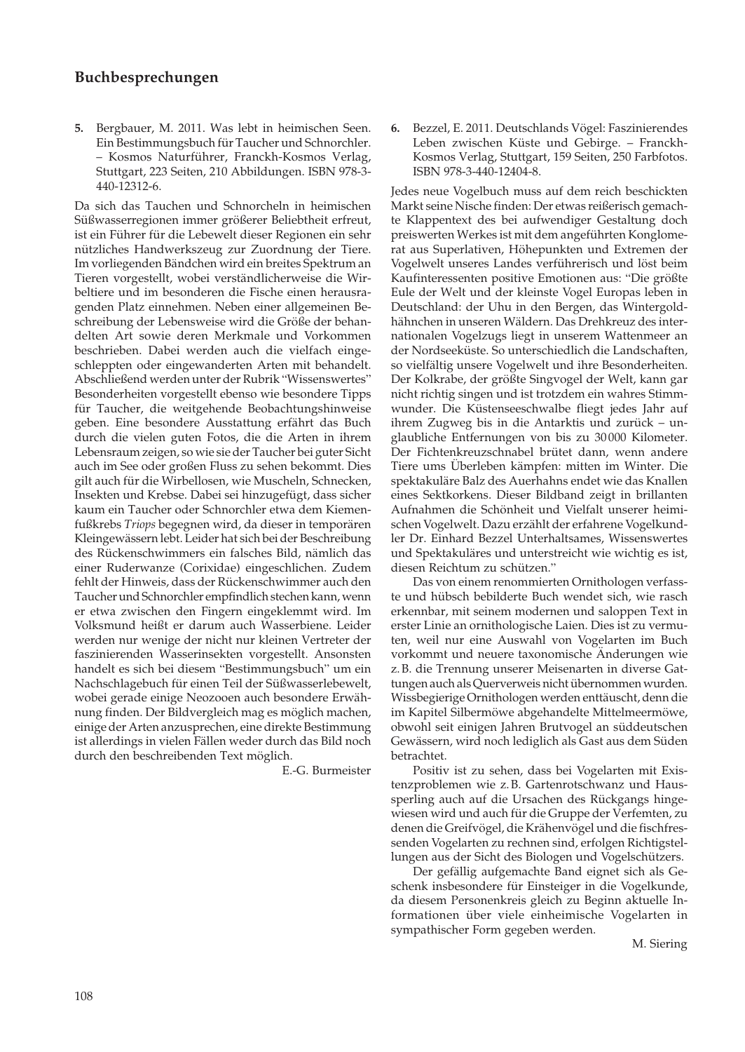## Buchbesprechungen

**5.** Bergbauer, M. 2011. Was lebt in heimischen Seen. Ein Bestimmungsbuch für Taucher und Schnorchler. – Kosmos Naturführer, Franckh-Kosmos Verlag, Stuttgart, 223 Seiten, 210 Abbildungen. ISBN 978-3-440-12312-6.

Da sich das Tauchen und Schnorcheln in heimischen Süßwasserregionen immer größerer Beliebtheit erfreut, ist ein Führer für die Lebewelt dieser Regionen ein sehr nützliches Handwerkszeug zur Zuordnung der Tiere. Im vorliegenden Bändchen wird ein breites Spektrum an Tieren vorgestellt, wobei verständlicherweise die Wirbeltiere und im besonderen die Fische einen herausragenden Platz einnehmen. Neben einer allgemeinen Beschreibung der Lebensweise wird die Größe der behandelten Art sowie deren Merkmale und Vorkommen beschrieben. Dabei werden auch die vielfach eingeschleppten oder eingewanderten Arten mit behandelt. Abschließend werden unter der Rubrik "Wissenswertes" Besonderheiten vorgestellt ebenso wie besondere Tipps für Taucher, die weitgehende Beobachtungshinweise geben. Eine besondere Ausstattung erfährt das Buch durch die vielen guten Fotos, die die Arten in ihrem Lebensraum zeigen, so wie sie der Taucher bei guter Sicht auch im See oder großen Fluss zu sehen bekommt. Dies gilt auch für die Wirbellosen, wie Muscheln, Schnecken, Insekten und Krebse. Dabei sei hinzugefügt, dass sicher kaum ein Taucher oder Schnorchler etwa dem Kiemenfußkrebs *Triops* begegnen wird, da dieser in temporären Kleingewässern lebt. Leider hat sich bei der Beschreibung des Rückenschwimmers ein falsches Bild, nämlich das einer Ruderwanze (Corixidae) eingeschlichen. Zudem fehlt der Hinweis, dass der Rückenschwimmer auch den Taucher und Schnorchler empfindlich stechen kann, wenn er etwa zwischen den Fingern eingeklemmt wird. Im Volksmund heißt er darum auch Wasserbiene. Leider werden nur wenige der nicht nur kleinen Vertreter der faszinierenden Wasserinsekten vorgestellt. Ansonsten handelt es sich bei diesem "Bestimmungsbuch" um ein Nachschlagebuch für einen Teil der Süßwasserlebewelt, wobei gerade einige Neozooen auch besondere Erwähnung finden. Der Bildvergleich mag es möglich machen, einige der Arten anzusprechen, eine direkte Bestimmung ist allerdings in vielen Fällen weder durch das Bild noch durch den beschreibenden Text möglich.

E.-G. Burmeister

**6.** Bezzel, E. 2011. Deutschlands Vögel: Faszinierendes Leben zwischen Küste und Gebirge. – Franckh-Kosmos Verlag, Stuttgart, 159 Seiten, 250 Farbfotos. ISBN 978-3-440-12404-8.

Jedes neue Vogelbuch muss auf dem reich beschickten Markt seine Nische finden: Der etwas reißerisch gemachte Klappentext des bei aufwendiger Gestaltung doch preiswerten Werkes ist mit dem angeführten Konglomerat aus Superlativen, Höhepunkten und Extremen der Vogelwelt unseres Landes verführerisch und löst beim Kaufinteressenten positive Emotionen aus: "Die größte Eule der Welt und der kleinste Vogel Europas leben in Deutschland: der Uhu in den Bergen, das Wintergoldhähnchen in unseren Wäldern. Das Drehkreuz des internationalen Vogelzugs liegt in unserem Wattenmeer an der Nordseeküste. So unterschiedlich die Landschaften, so vielfältig unsere Vogelwelt und ihre Besonderheiten. Der Kolkrabe, der größte Singvogel der Welt, kann gar nicht richtig singen und ist trotzdem ein wahres Stimmwunder. Die Küstenseeschwalbe fliegt jedes Jahr auf ihrem Zugweg bis in die Antarktis und zurück – unglaubliche Entfernungen von bis zu 30000 Kilometer. Der Fichtenkreuzschnabel brütet dann, wenn andere Tiere ums Überleben kämpfen: mitten im Winter. Die spektakuläre Balz des Auerhahns endet wie das Knallen eines Sektkorkens. Dieser Bildband zeigt in brillanten Aufnahmen die Schönheit und Vielfalt unserer heimischen Vogelwelt. Dazu erzählt der erfahrene Vogelkundler Dr. Einhard Bezzel Unterhaltsames, Wissenswertes und Spektakuläres und unterstreicht wie wichtig es ist, diesen Reichtum zu schützen."

Das von einem renommierten Ornithologen verfasste und hübsch bebilderte Buch wendet sich, wie rasch erkennbar, mit seinem modernen und saloppen Text in erster Linie an ornithologische Laien. Dies ist zu vermuten, weil nur eine Auswahl von Vogelarten im Buch vorkommt und neuere taxonomische Änderungen wie z.B. die Trennung unserer Meisenarten in diverse Gattungen auch als Querverweis nicht übernommen wurden. Wissbegierige Ornithologen werden enttäuscht, denn die im Kapitel Silbermöwe abgehandelte Mittelmeermöwe, obwohl seit einigen Jahren Brutvogel an süddeutschen Gewässern, wird noch lediglich als Gast aus dem Süden betrachtet.

Positiv ist zu sehen, dass bei Vogelarten mit Existenzproblemen wie z.B. Gartenrotschwanz und Haussperling auch auf die Ursachen des Rückgangs hingewiesen wird und auch für die Gruppe der Verfemten, zu denen die Greifvögel, die Krähenvögel und die fischfressenden Vogelarten zu rechnen sind, erfolgen Richtigstellungen aus der Sicht des Biologen und Vogelschützers.

Der gefällig aufgemachte Band eignet sich als Geschenk insbesondere für Einsteiger in die Vogelkunde, da diesem Personenkreis gleich zu Beginn aktuelle Informationen über viele einheimische Vogelarten in sympathischer Form gegeben werden.

M. Siering